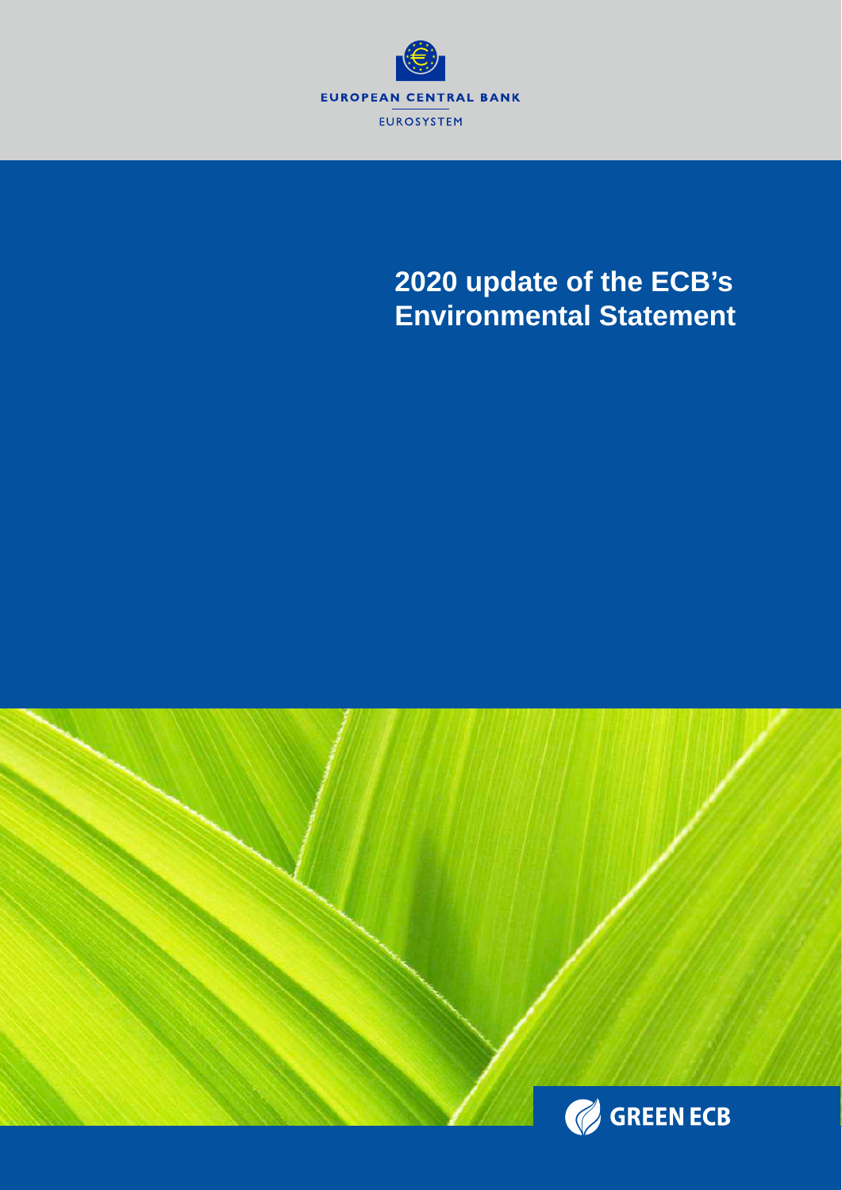EUROPEAN CENTRAL BANK

EUROSYSTEM

# 2020 update of the ECB's Environmental Statement

GREEN ECB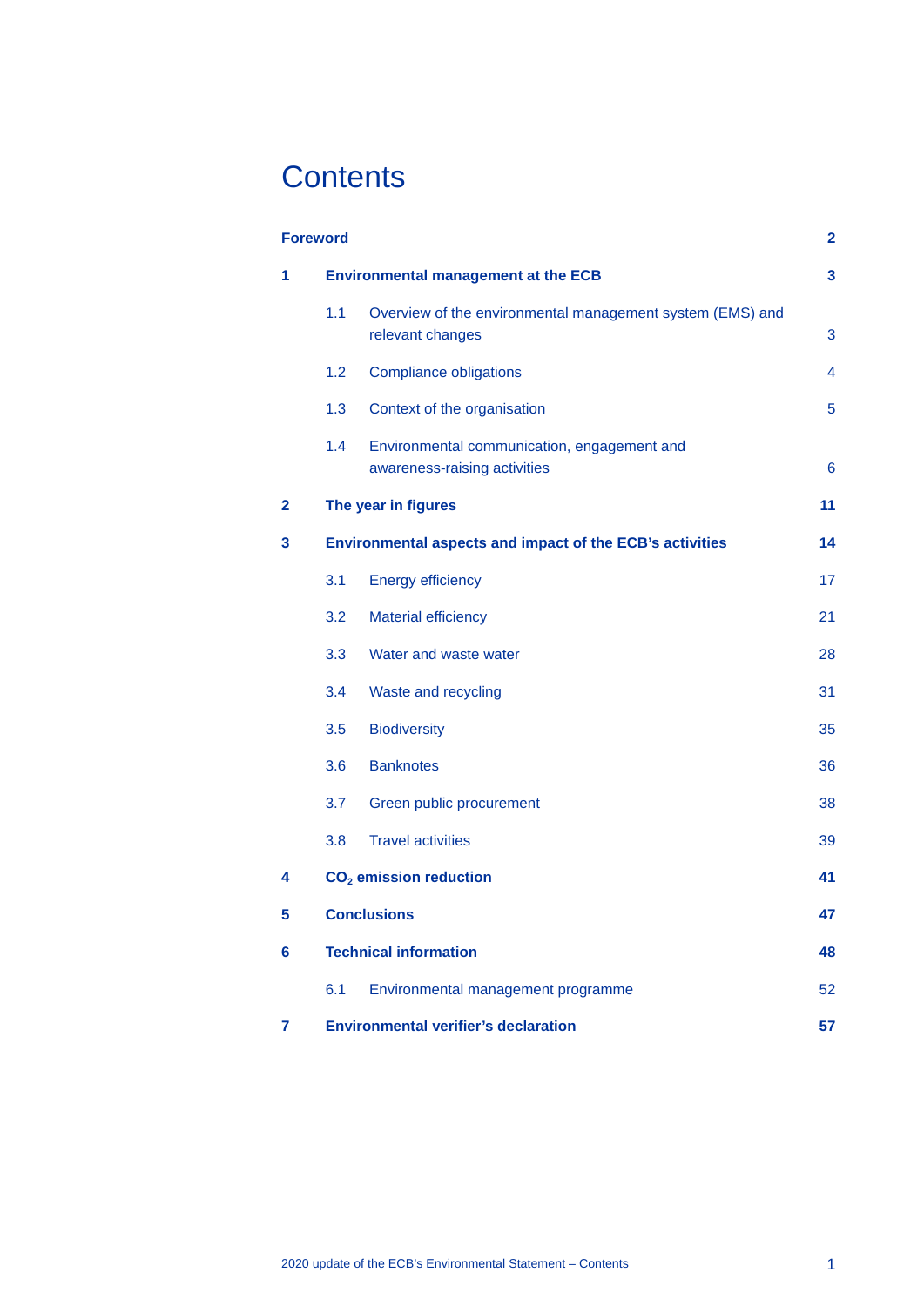# Contents

| | | |
|---|---|---|
| **Foreword** | | **2** |
| **1** | **Environmental management at the ECB** | **3** |
| 1.1 | Overview of the environmental management system (EMS) and relevant changes | 3 |
| 1.2 | Compliance obligations | 4 |
| 1.3 | Context of the organisation | 5 |
| 1.4 | Environmental communication, engagement and awareness-raising activities | 6 |
| **2** | **The year in figures** | **11** |
| **3** | **Environmental aspects and impact of the ECB's activities** | **14** |
| 3.1 | Energy efficiency | 17 |
| 3.2 | Material efficiency | 21 |
| 3.3 | Water and waste water | 28 |
| 3.4 | Waste and recycling | 31 |
| 3.5 | Biodiversity | 35 |
| 3.6 | Banknotes | 36 |
| 3.7 | Green public procurement | 38 |
| 3.8 | Travel activities | 39 |
| **4** | **$CO_2$ emission reduction** | **41** |
| **5** | **Conclusions** | **47** |
| **6** | **Technical information** | **48** |
| 6.1 | Environmental management programme | 52 |
| **7** | **Environmental verifier's declaration** | **57** |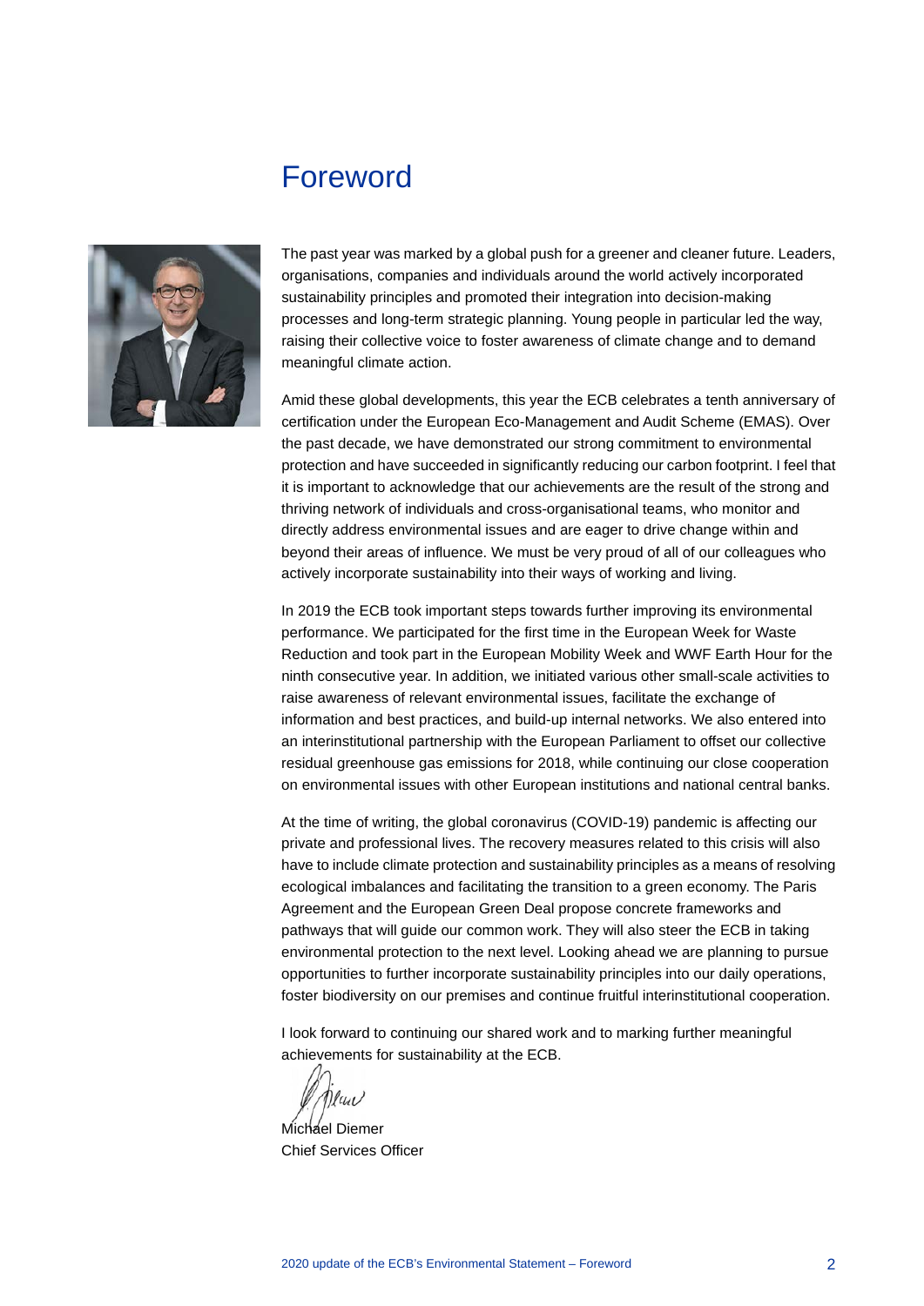# Foreword

The past year was marked by a global push for a greener and cleaner future. Leaders, organisations, companies and individuals around the world actively incorporated sustainability principles and promoted their integration into decision-making processes and long-term strategic planning. Young people in particular led the way, raising their collective voice to foster awareness of climate change and to demand meaningful climate action.

Amid these global developments, this year the ECB celebrates a tenth anniversary of certification under the European Eco-Management and Audit Scheme (EMAS). Over the past decade, we have demonstrated our strong commitment to environmental protection and have succeeded in significantly reducing our carbon footprint. I feel that it is important to acknowledge that our achievements are the result of the strong and thriving network of individuals and cross-organisational teams, who monitor and directly address environmental issues and are eager to drive change within and beyond their areas of influence. We must be very proud of all of our colleagues who actively incorporate sustainability into their ways of working and living.

In 2019 the ECB took important steps towards further improving its environmental performance. We participated for the first time in the European Week for Waste Reduction and took part in the European Mobility Week and WWF Earth Hour for the ninth consecutive year. In addition, we initiated various other small-scale activities to raise awareness of relevant environmental issues, facilitate the exchange of information and best practices, and build-up internal networks. We also entered into an interinstitutional partnership with the European Parliament to offset our collective residual greenhouse gas emissions for 2018, while continuing our close cooperation on environmental issues with other European institutions and national central banks.

At the time of writing, the global coronavirus (COVID-19) pandemic is affecting our private and professional lives. The recovery measures related to this crisis will also have to include climate protection and sustainability principles as a means of resolving ecological imbalances and facilitating the transition to a green economy. The Paris Agreement and the European Green Deal propose concrete frameworks and pathways that will guide our common work. They will also steer the ECB in taking environmental protection to the next level. Looking ahead we are planning to pursue opportunities to further incorporate sustainability principles into our daily operations, foster biodiversity on our premises and continue fruitful interinstitutional cooperation.

I look forward to continuing our shared work and to marking further meaningful achievements for sustainability at the ECB.

Michael Diemer
Chief Services Officer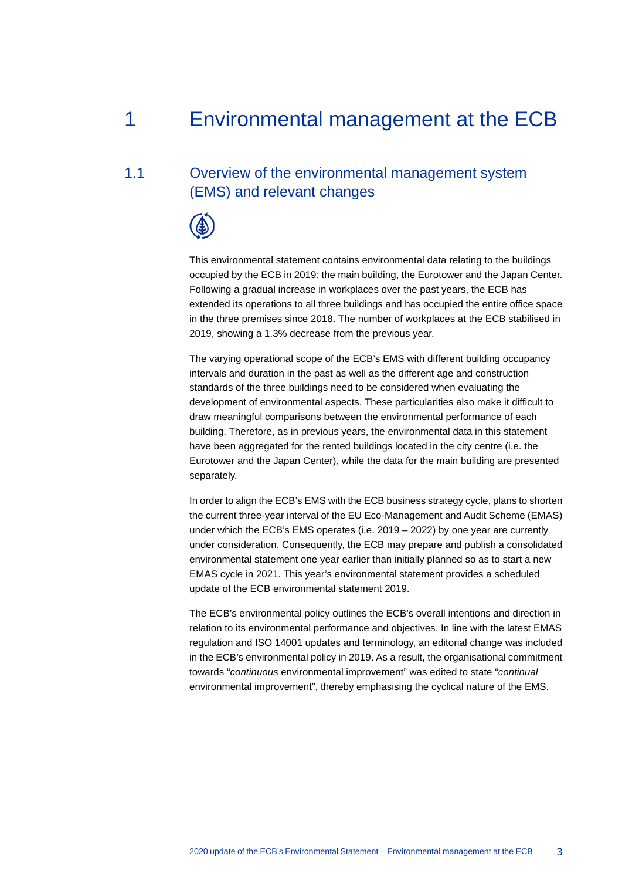# 1 Environmental management at the ECB

## 1.1 Overview of the environmental management system (EMS) and relevant changes

This environmental statement contains environmental data relating to the buildings occupied by the ECB in 2019: the main building, the Eurotower and the Japan Center. Following a gradual increase in workplaces over the past years, the ECB has extended its operations to all three buildings and has occupied the entire office space in the three premises since 2018. The number of workplaces at the ECB stabilised in 2019, showing a 1.3% decrease from the previous year.

The varying operational scope of the ECB's EMS with different building occupancy intervals and duration in the past as well as the different age and construction standards of the three buildings need to be considered when evaluating the development of environmental aspects. These particularities also make it difficult to draw meaningful comparisons between the environmental performance of each building. Therefore, as in previous years, the environmental data in this statement have been aggregated for the rented buildings located in the city centre (i.e. the Eurotower and the Japan Center), while the data for the main building are presented separately.

In order to align the ECB's EMS with the ECB business strategy cycle, plans to shorten the current three-year interval of the EU Eco-Management and Audit Scheme (EMAS) under which the ECB's EMS operates (i.e. 2019 – 2022) by one year are currently under consideration. Consequently, the ECB may prepare and publish a consolidated environmental statement one year earlier than initially planned so as to start a new EMAS cycle in 2021. This year's environmental statement provides a scheduled update of the ECB environmental statement 2019.

The ECB's environmental policy outlines the ECB's overall intentions and direction in relation to its environmental performance and objectives. In line with the latest EMAS regulation and ISO 14001 updates and terminology, an editorial change was included in the ECB's environmental policy in 2019. As a result, the organisational commitment towards "*continuous* environmental improvement" was edited to state "*continual* environmental improvement", thereby emphasising the cyclical nature of the EMS.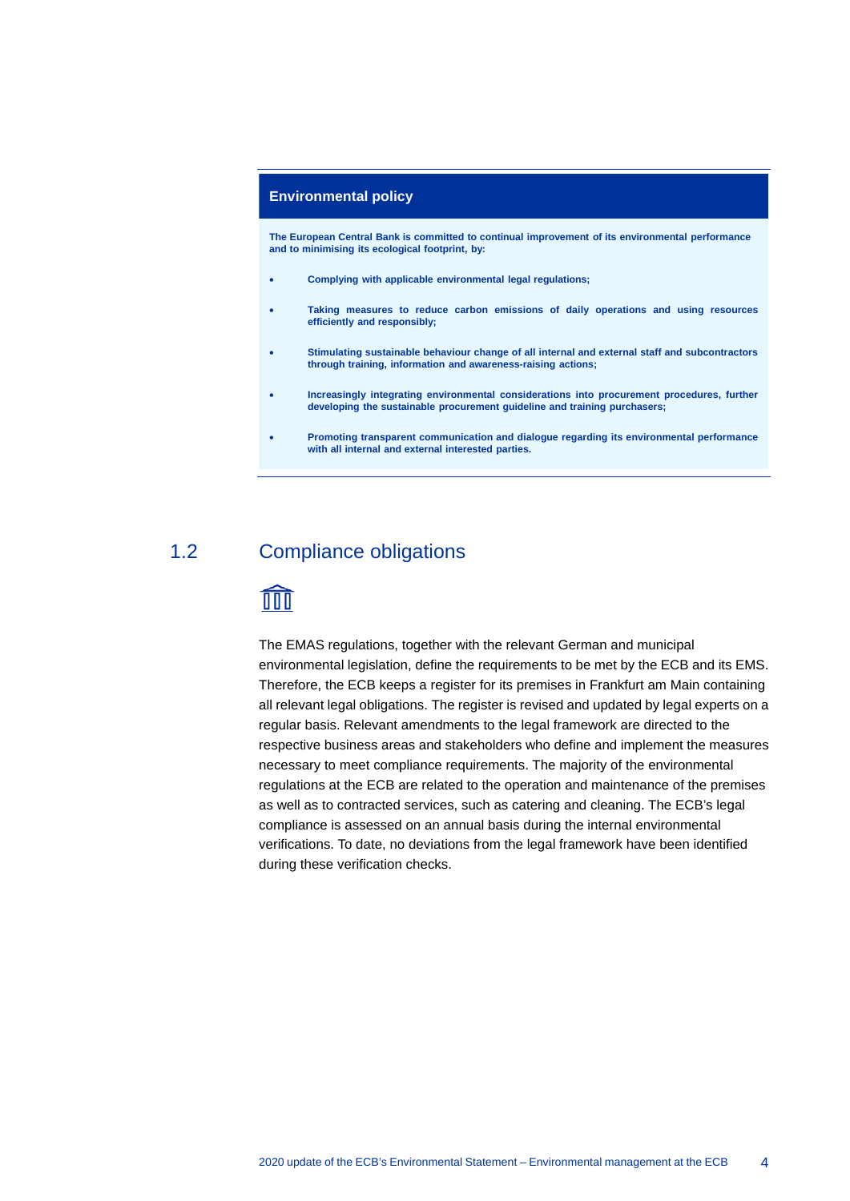**Environmental policy**

**The European Central Bank is committed to continual improvement of its environmental performance and to minimising its ecological footprint, by:**

- **Complying with applicable environmental legal regulations;**
- **Taking measures to reduce carbon emissions of daily operations and using resources efficiently and responsibly;**
- **Stimulating sustainable behaviour change of all internal and external staff and subcontractors through training, information and awareness-raising actions;**
- **Increasingly integrating environmental considerations into procurement procedures, further developing the sustainable procurement guideline and training purchasers;**
- **Promoting transparent communication and dialogue regarding its environmental performance with all internal and external interested parties.**

## 1.2 Compliance obligations

The EMAS regulations, together with the relevant German and municipal environmental legislation, define the requirements to be met by the ECB and its EMS. Therefore, the ECB keeps a register for its premises in Frankfurt am Main containing all relevant legal obligations. The register is revised and updated by legal experts on a regular basis. Relevant amendments to the legal framework are directed to the respective business areas and stakeholders who define and implement the measures necessary to meet compliance requirements. The majority of the environmental regulations at the ECB are related to the operation and maintenance of the premises as well as to contracted services, such as catering and cleaning. The ECB's legal compliance is assessed on an annual basis during the internal environmental verifications. To date, no deviations from the legal framework have been identified during these verification checks.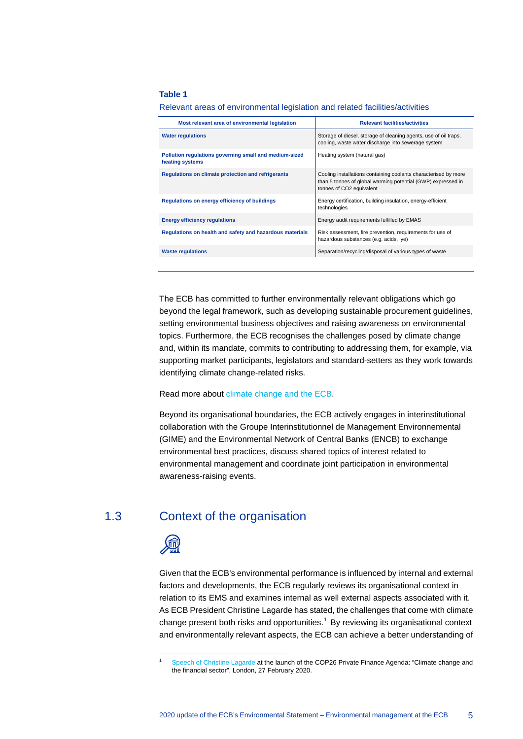**Table 1**

Relevant areas of environmental legislation and related facilities/activities

| Most relevant area of environmental legislation | Relevant facilities/activities |
| --- | --- |
| **Water regulations** | Storage of diesel, storage of cleaning agents, use of oil traps, cooling, waste water discharge into sewerage system |
| **Pollution regulations governing small and medium-sized heating systems** | Heating system (natural gas) |
| **Regulations on climate protection and refrigerants** | Cooling installations containing coolants characterised by more than 5 tonnes of global warming potential (GWP) expressed in tonnes of CO2 equivalent |
| **Regulations on energy efficiency of buildings** | Energy certification, building insulation, energy-efficient technologies |
| **Energy efficiency regulations** | Energy audit requirements fulfilled by EMAS |
| **Regulations on health and safety and hazardous materials** | Risk assessment, fire prevention, requirements for use of hazardous substances (e.g. acids, lye) |
| **Waste regulations** | Separation/recycling/disposal of various types of waste |

The ECB has committed to further environmentally relevant obligations which go beyond the legal framework, such as developing sustainable procurement guidelines, setting environmental business objectives and raising awareness on environmental topics. Furthermore, the ECB recognises the challenges posed by climate change and, within its mandate, commits to contributing to addressing them, for example, via supporting market participants, legislators and standard-setters as they work towards identifying climate change-related risks.

Read more about climate change and the ECB.

Beyond its organisational boundaries, the ECB actively engages in interinstitutional collaboration with the Groupe Interinstitutionnel de Management Environnemental (GIME) and the Environmental Network of Central Banks (ENCB) to exchange environmental best practices, discuss shared topics of interest related to environmental management and coordinate joint participation in environmental awareness-raising events.

## 1.3 Context of the organisation

Given that the ECB's environmental performance is influenced by internal and external factors and developments, the ECB regularly reviews its organisational context in relation to its EMS and examines internal as well external aspects associated with it. As ECB President Christine Lagarde has stated, the challenges that come with climate change present both risks and opportunities.[1] By reviewing its organisational context and environmentally relevant aspects, the ECB can achieve a better understanding of

[1] Speech of Christine Lagarde at the launch of the COP26 Private Finance Agenda: "Climate change and the financial sector", London, 27 February 2020.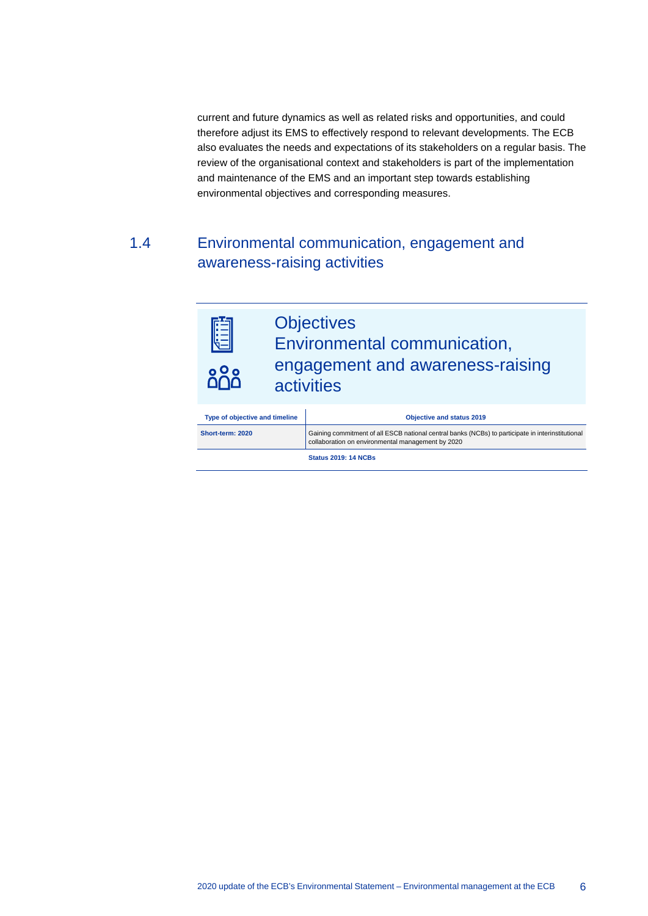current and future dynamics as well as related risks and opportunities, and could therefore adjust its EMS to effectively respond to relevant developments. The ECB also evaluates the needs and expectations of its stakeholders on a regular basis. The review of the organisational context and stakeholders is part of the implementation and maintenance of the EMS and an important step towards establishing environmental objectives and corresponding measures.

## 1.4 Environmental communication, engagement and awareness-raising activities

### Objectives
### Environmental communication, engagement and awareness-raising activities

| Type of objective and timeline | Objective and status 2019 |
|---|---|
| **Short-term: 2020** | Gaining commitment of all ESCB national central banks (NCBs) to participate in interinstitutional collaboration on environmental management by 2020 |
| | **Status 2019: 14 NCBs** |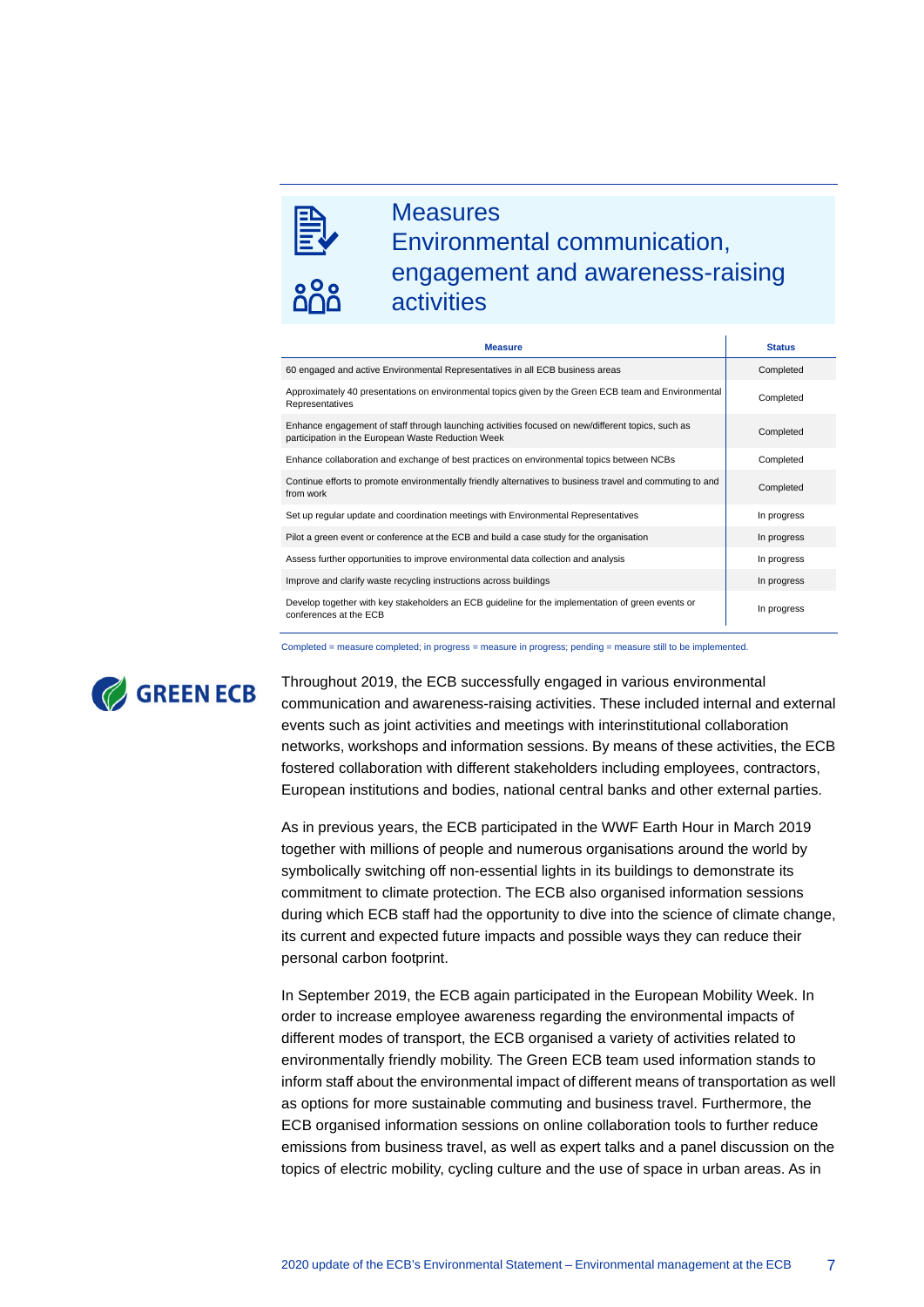## Measures
## Environmental communication, engagement and awareness-raising activities

| Measure | Status |
|---|---|
| 60 engaged and active Environmental Representatives in all ECB business areas | Completed |
| Approximately 40 presentations on environmental topics given by the Green ECB team and Environmental Representatives | Completed |
| Enhance engagement of staff through launching activities focused on new/different topics, such as participation in the European Waste Reduction Week | Completed |
| Enhance collaboration and exchange of best practices on environmental topics between NCBs | Completed |
| Continue efforts to promote environmentally friendly alternatives to business travel and commuting to and from work | Completed |
| Set up regular update and coordination meetings with Environmental Representatives | In progress |
| Pilot a green event or conference at the ECB and build a case study for the organisation | In progress |
| Assess further opportunities to improve environmental data collection and analysis | In progress |
| Improve and clarify waste recycling instructions across buildings | In progress |
| Develop together with key stakeholders an ECB guideline for the implementation of green events or conferences at the ECB | In progress |

Completed = measure completed; in progress = measure in progress; pending = measure still to be implemented.

GREEN ECB

Throughout 2019, the ECB successfully engaged in various environmental communication and awareness-raising activities. These included internal and external events such as joint activities and meetings with interinstitutional collaboration networks, workshops and information sessions. By means of these activities, the ECB fostered collaboration with different stakeholders including employees, contractors, European institutions and bodies, national central banks and other external parties.

As in previous years, the ECB participated in the WWF Earth Hour in March 2019 together with millions of people and numerous organisations around the world by symbolically switching off non-essential lights in its buildings to demonstrate its commitment to climate protection. The ECB also organised information sessions during which ECB staff had the opportunity to dive into the science of climate change, its current and expected future impacts and possible ways they can reduce their personal carbon footprint.

In September 2019, the ECB again participated in the European Mobility Week. In order to increase employee awareness regarding the environmental impacts of different modes of transport, the ECB organised a variety of activities related to environmentally friendly mobility. The Green ECB team used information stands to inform staff about the environmental impact of different means of transportation as well as options for more sustainable commuting and business travel. Furthermore, the ECB organised information sessions on online collaboration tools to further reduce emissions from business travel, as well as expert talks and a panel discussion on the topics of electric mobility, cycling culture and the use of space in urban areas. As in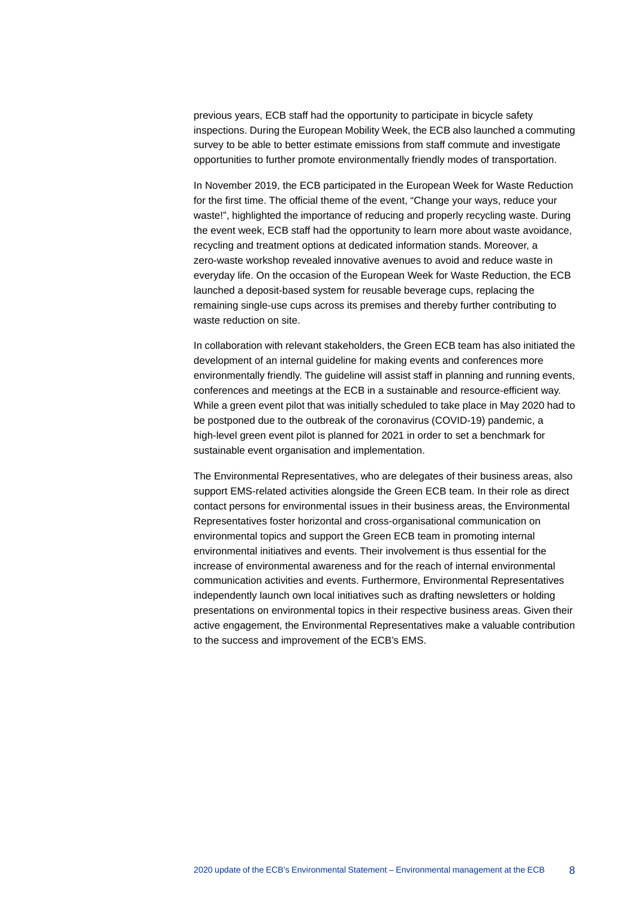previous years, ECB staff had the opportunity to participate in bicycle safety inspections. During the European Mobility Week, the ECB also launched a commuting survey to be able to better estimate emissions from staff commute and investigate opportunities to further promote environmentally friendly modes of transportation.

In November 2019, the ECB participated in the European Week for Waste Reduction for the first time. The official theme of the event, “Change your ways, reduce your waste!”, highlighted the importance of reducing and properly recycling waste. During the event week, ECB staff had the opportunity to learn more about waste avoidance, recycling and treatment options at dedicated information stands. Moreover, a zero-waste workshop revealed innovative avenues to avoid and reduce waste in everyday life. On the occasion of the European Week for Waste Reduction, the ECB launched a deposit-based system for reusable beverage cups, replacing the remaining single-use cups across its premises and thereby further contributing to waste reduction on site.

In collaboration with relevant stakeholders, the Green ECB team has also initiated the development of an internal guideline for making events and conferences more environmentally friendly. The guideline will assist staff in planning and running events, conferences and meetings at the ECB in a sustainable and resource-efficient way. While a green event pilot that was initially scheduled to take place in May 2020 had to be postponed due to the outbreak of the coronavirus (COVID-19) pandemic, a high-level green event pilot is planned for 2021 in order to set a benchmark for sustainable event organisation and implementation.

The Environmental Representatives, who are delegates of their business areas, also support EMS-related activities alongside the Green ECB team. In their role as direct contact persons for environmental issues in their business areas, the Environmental Representatives foster horizontal and cross-organisational communication on environmental topics and support the Green ECB team in promoting internal environmental initiatives and events. Their involvement is thus essential for the increase of environmental awareness and for the reach of internal environmental communication activities and events. Furthermore, Environmental Representatives independently launch own local initiatives such as drafting newsletters or holding presentations on environmental topics in their respective business areas. Given their active engagement, the Environmental Representatives make a valuable contribution to the success and improvement of the ECB’s EMS.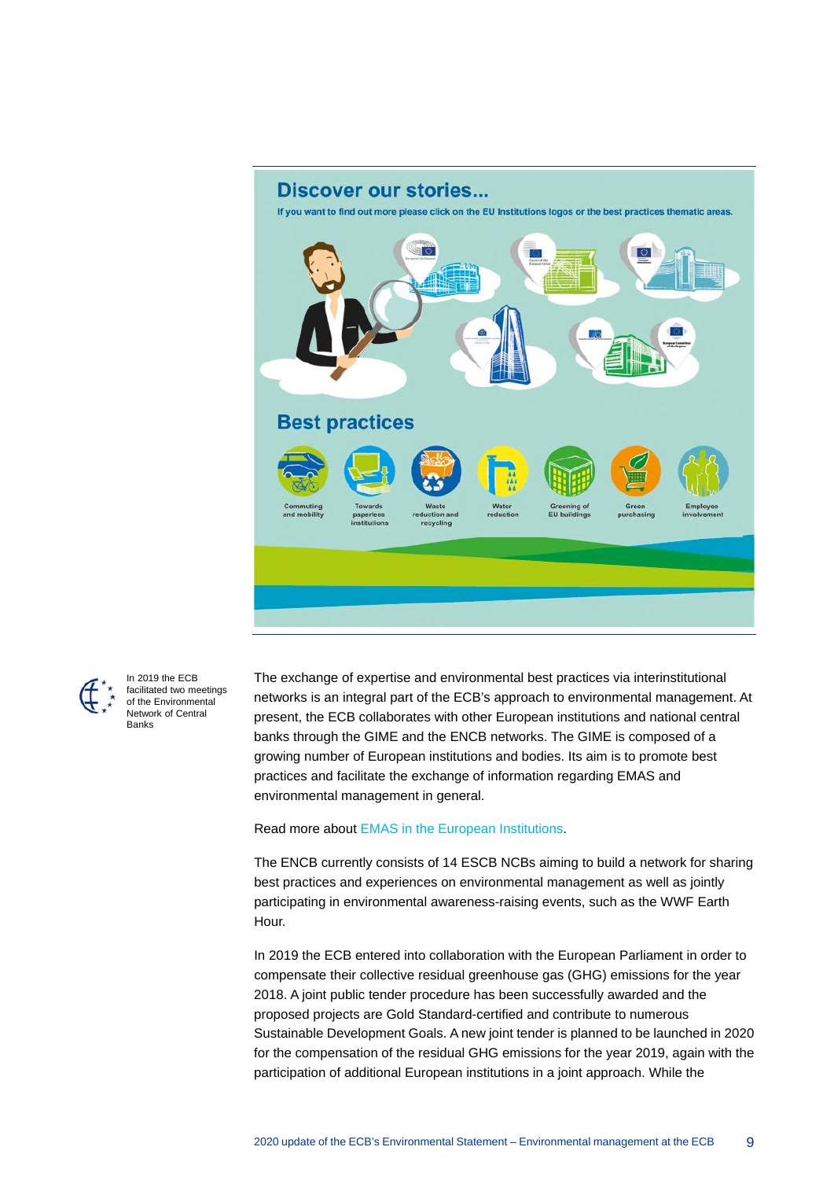Discover our stories...

If you want to find out more please click on the EU Institutions logos or the best practices thematic areas.

Best practices

Commuting and mobility | Towards paperless institutions | Waste reduction and recycling | Water reduction | Greening of EU buildings | Green purchasing | Employee involvement

In 2019 the ECB facilitated two meetings of the Environmental Network of Central Banks

The exchange of expertise and environmental best practices via interinstitutional networks is an integral part of the ECB's approach to environmental management. At present, the ECB collaborates with other European institutions and national central banks through the GIME and the ENCB networks. The GIME is composed of a growing number of European institutions and bodies. Its aim is to promote best practices and facilitate the exchange of information regarding EMAS and environmental management in general.

Read more about EMAS in the European Institutions.

The ENCB currently consists of 14 ESCB NCBs aiming to build a network for sharing best practices and experiences on environmental management as well as jointly participating in environmental awareness-raising events, such as the WWF Earth Hour.

In 2019 the ECB entered into collaboration with the European Parliament in order to compensate their collective residual greenhouse gas (GHG) emissions for the year 2018. A joint public tender procedure has been successfully awarded and the proposed projects are Gold Standard-certified and contribute to numerous Sustainable Development Goals. A new joint tender is planned to be launched in 2020 for the compensation of the residual GHG emissions for the year 2019, again with the participation of additional European institutions in a joint approach. While the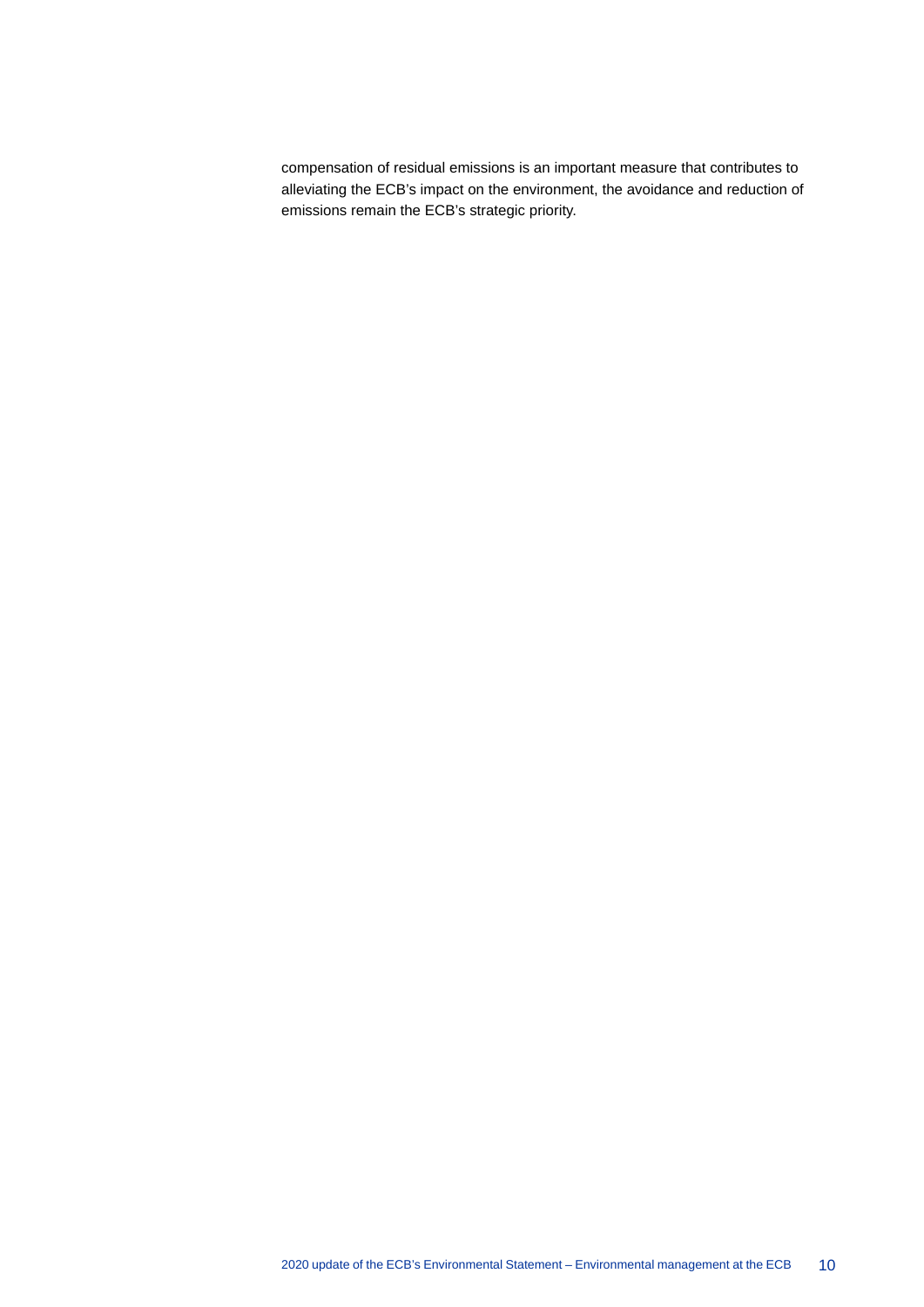compensation of residual emissions is an important measure that contributes to alleviating the ECB's impact on the environment, the avoidance and reduction of emissions remain the ECB's strategic priority.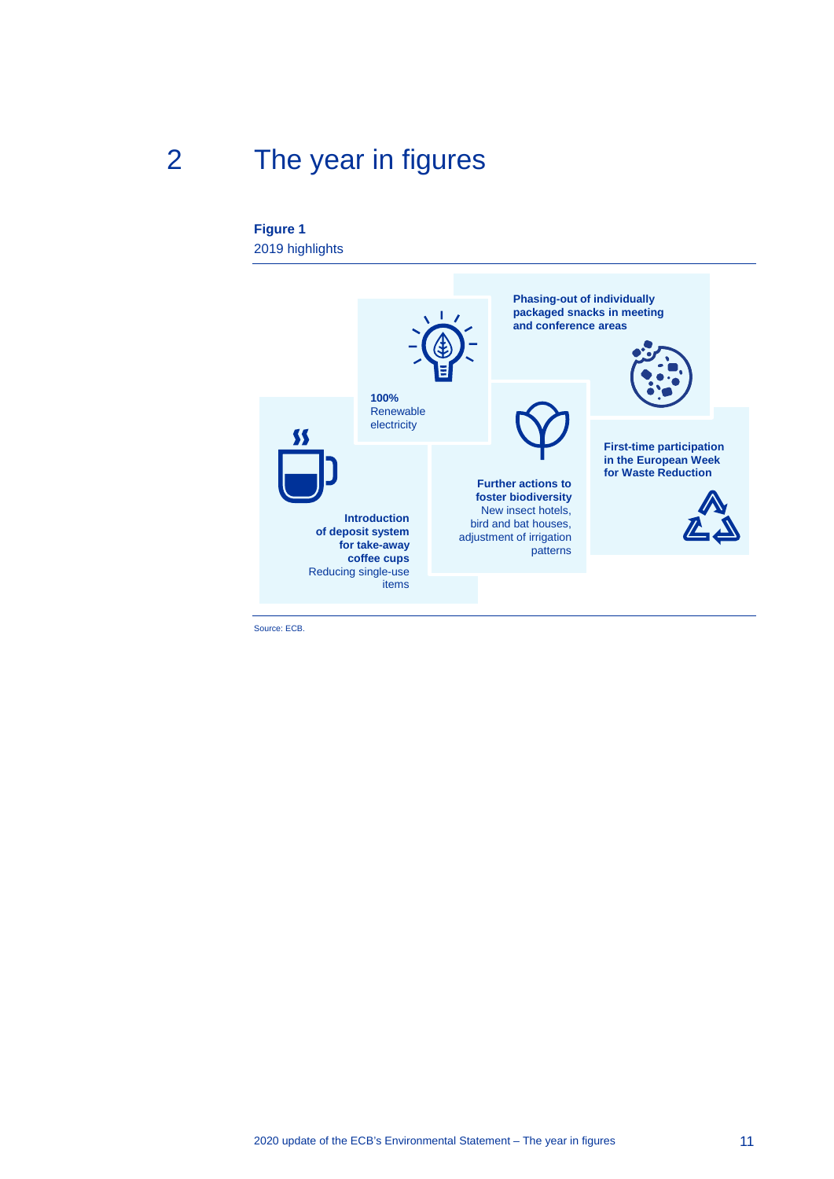# 2 The year in figures

**Figure 1**
2019 highlights

**100%**
Renewable electricity

**Phasing-out of individually packaged snacks in meeting and conference areas**

**Introduction of deposit system for take-away coffee cups**
Reducing single-use items

**Further actions to foster biodiversity**
New insect hotels, bird and bat houses, adjustment of irrigation patterns

**First-time participation in the European Week for Waste Reduction**

Source: ECB.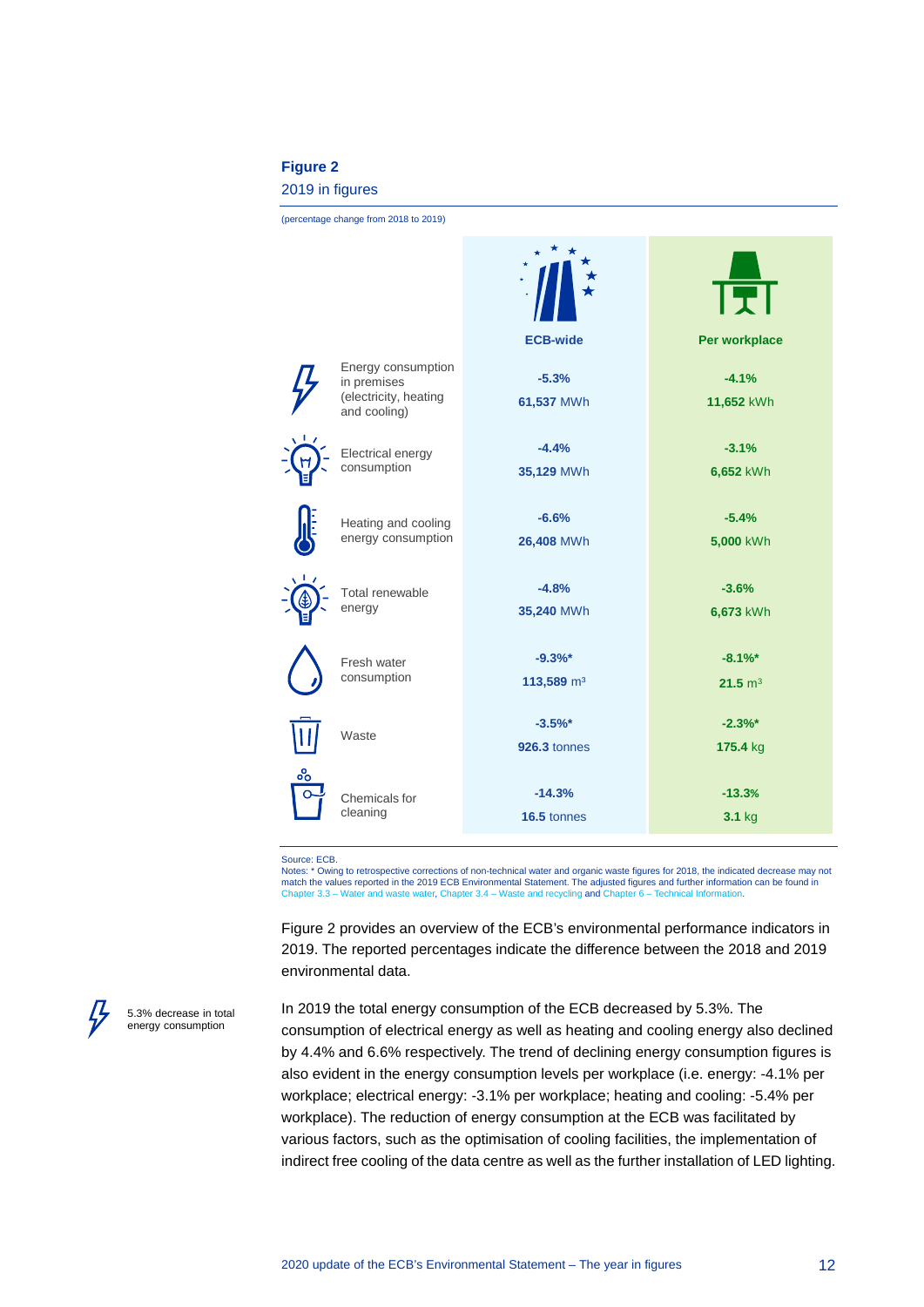**Figure 2**

2019 in figures

(percentage change from 2018 to 2019)

| | ECB-wide | Per workplace |
|---|---|---|
| Energy consumption in premises (electricity, heating and cooling) | -5.3%<br>61,537 MWh | -4.1%<br>11,652 kWh |
| Electrical energy consumption | -4.4%<br>35,129 MWh | -3.1%<br>6,652 kWh |
| Heating and cooling energy consumption | -6.6%<br>26,408 MWh | -5.4%<br>5,000 kWh |
| Total renewable energy | -4.8%<br>35,240 MWh | -3.6%<br>6,673 kWh |
| Fresh water consumption | -9.3%*<br>113,589 m³ | -8.1%*<br>21.5 m³ |
| Waste | -3.5%*<br>926.3 tonnes | -2.3%*<br>175.4 kg |
| Chemicals for cleaning | -14.3%<br>16.5 tonnes | -13.3%<br>3.1 kg |

Source: ECB.

Notes: * Owing to retrospective corrections of non-technical water and organic waste figures for 2018, the indicated decrease may not match the values reported in the 2019 ECB Environmental Statement. The adjusted figures and further information can be found in Chapter 3.3 – Water and waste water, Chapter 3.4 – Waste and recycling and Chapter 6 – Technical Information.

Figure 2 provides an overview of the ECB's environmental performance indicators in 2019. The reported percentages indicate the difference between the 2018 and 2019 environmental data.

5.3% decrease in total energy consumption

In 2019 the total energy consumption of the ECB decreased by 5.3%. The consumption of electrical energy as well as heating and cooling energy also declined by 4.4% and 6.6% respectively. The trend of declining energy consumption figures is also evident in the energy consumption levels per workplace (i.e. energy: -4.1% per workplace; electrical energy: -3.1% per workplace; heating and cooling: -5.4% per workplace). The reduction of energy consumption at the ECB was facilitated by various factors, such as the optimisation of cooling facilities, the implementation of indirect free cooling of the data centre as well as the further installation of LED lighting.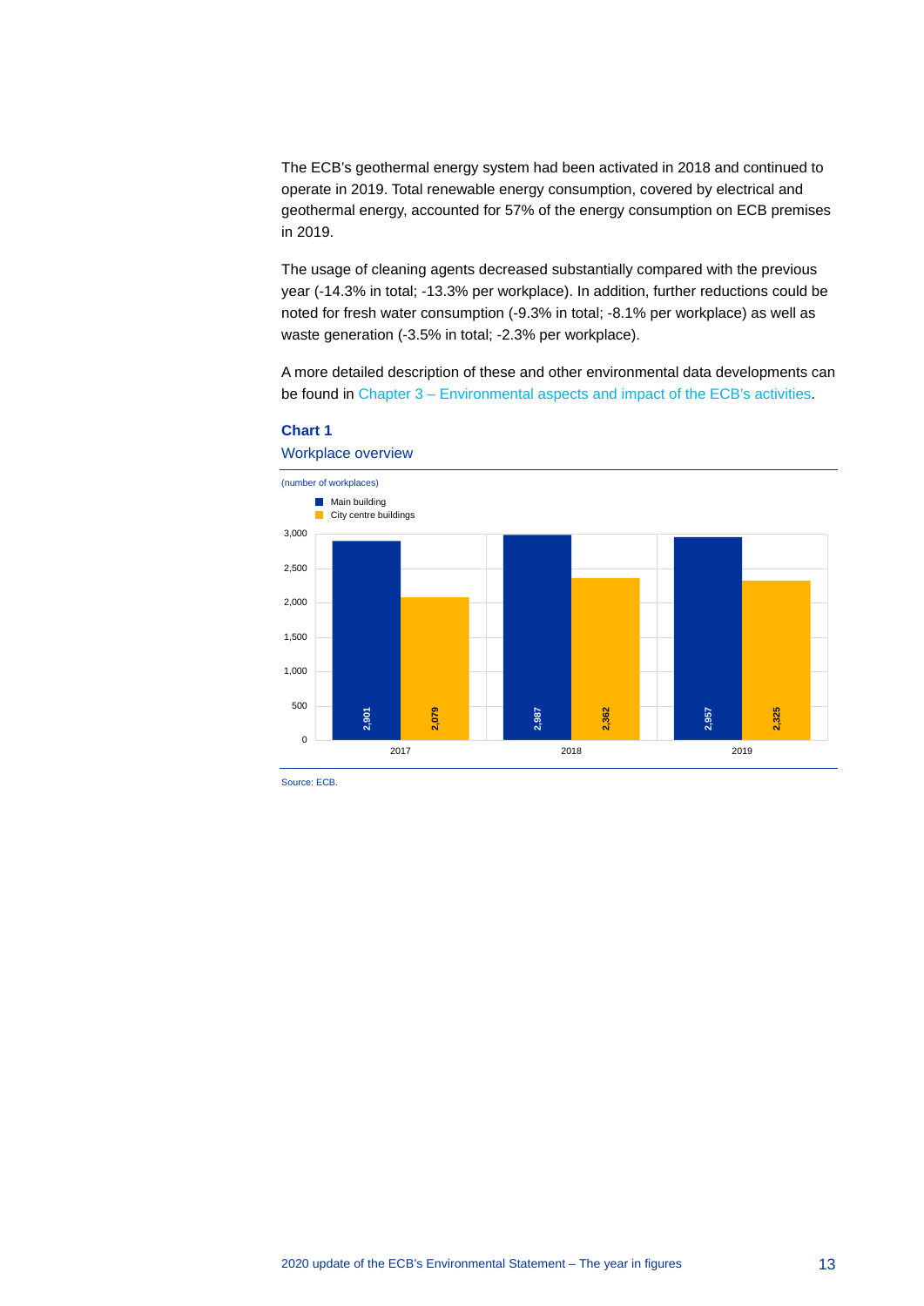The ECB's geothermal energy system had been activated in 2018 and continued to operate in 2019. Total renewable energy consumption, covered by electrical and geothermal energy, accounted for 57% of the energy consumption on ECB premises in 2019.

The usage of cleaning agents decreased substantially compared with the previous year (-14.3% in total; -13.3% per workplace). In addition, further reductions could be noted for fresh water consumption (-9.3% in total; -8.1% per workplace) as well as waste generation (-3.5% in total; -2.3% per workplace).

A more detailed description of these and other environmental data developments can be found in Chapter 3 – Environmental aspects and impact of the ECB's activities.

**Chart 1**

Workplace overview

(number of workplaces)

| | Main building | City centre buildings |
|---|---|---|
| 2017 | 2,901 | 2,079 |
| 2018 | 2,987 | 2,362 |
| 2019 | 2,957 | 2,325 |

Source: ECB.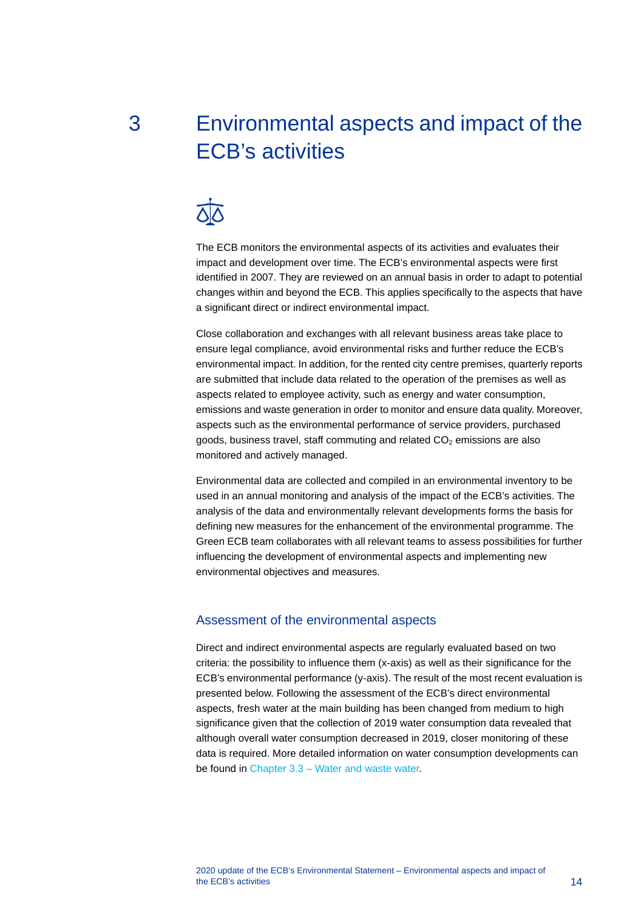# 3 Environmental aspects and impact of the ECB's activities

The ECB monitors the environmental aspects of its activities and evaluates their impact and development over time. The ECB's environmental aspects were first identified in 2007. They are reviewed on an annual basis in order to adapt to potential changes within and beyond the ECB. This applies specifically to the aspects that have a significant direct or indirect environmental impact.

Close collaboration and exchanges with all relevant business areas take place to ensure legal compliance, avoid environmental risks and further reduce the ECB's environmental impact. In addition, for the rented city centre premises, quarterly reports are submitted that include data related to the operation of the premises as well as aspects related to employee activity, such as energy and water consumption, emissions and waste generation in order to monitor and ensure data quality. Moreover, aspects such as the environmental performance of service providers, purchased goods, business travel, staff commuting and related $CO_2$ emissions are also monitored and actively managed.

Environmental data are collected and compiled in an environmental inventory to be used in an annual monitoring and analysis of the impact of the ECB's activities. The analysis of the data and environmentally relevant developments forms the basis for defining new measures for the enhancement of the environmental programme. The Green ECB team collaborates with all relevant teams to assess possibilities for further influencing the development of environmental aspects and implementing new environmental objectives and measures.

## Assessment of the environmental aspects

Direct and indirect environmental aspects are regularly evaluated based on two criteria: the possibility to influence them (x-axis) as well as their significance for the ECB's environmental performance (y-axis). The result of the most recent evaluation is presented below. Following the assessment of the ECB's direct environmental aspects, fresh water at the main building has been changed from medium to high significance given that the collection of 2019 water consumption data revealed that although overall water consumption decreased in 2019, closer monitoring of these data is required. More detailed information on water consumption developments can be found in Chapter 3.3 – Water and waste water.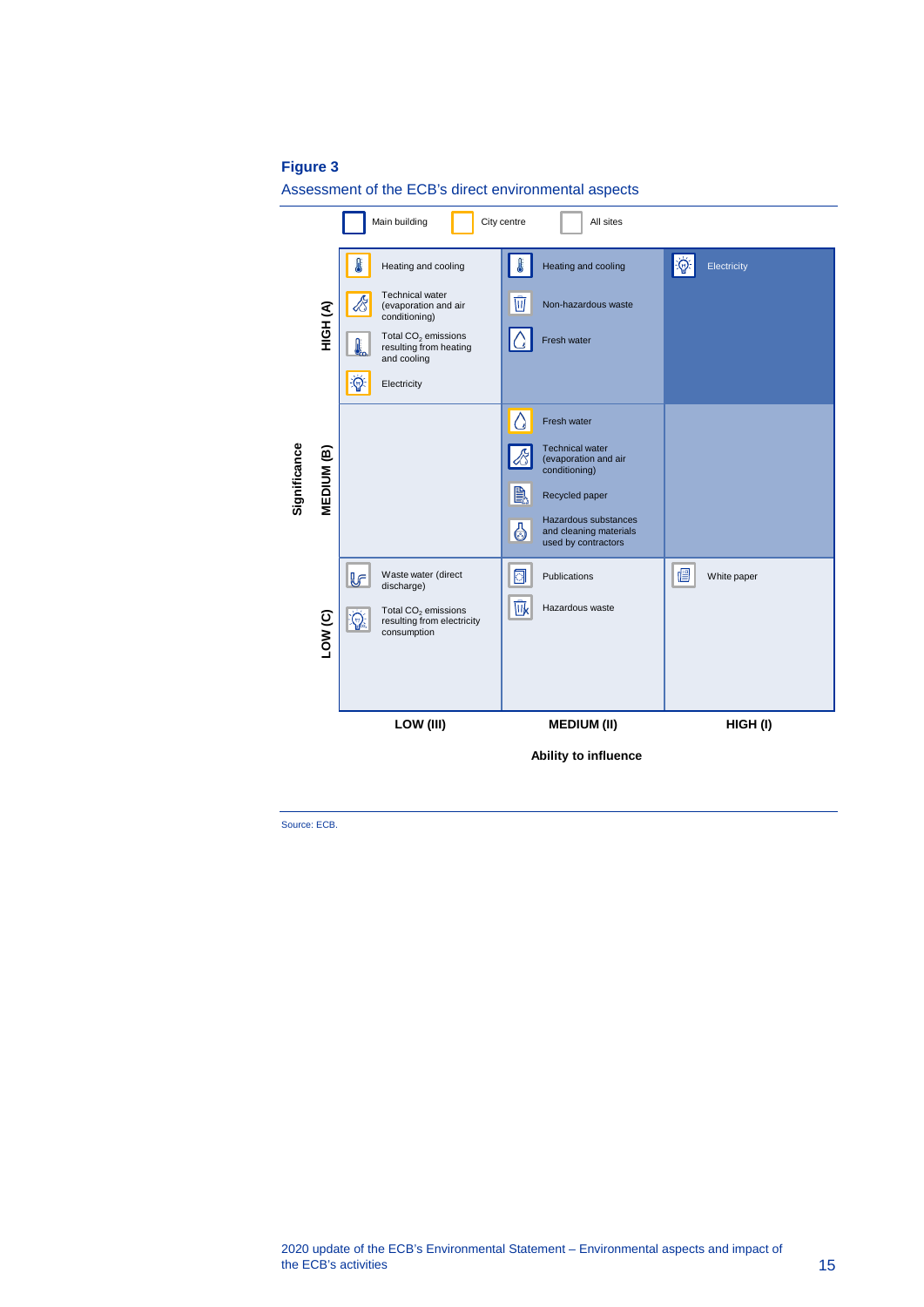**Figure 3**

Assessment of the ECB's direct environmental aspects

Legend: Main building | City centre | All sites

| Significance | LOW (III) | MEDIUM (II) | HIGH (I) |
| --- | --- | --- | --- |
| HIGH (A) | Heating and cooling; Technical water (evaporation and air conditioning); Total $CO_2$ emissions resulting from heating and cooling; Electricity | Heating and cooling; Non-hazardous waste; Fresh water | Electricity |
| MEDIUM (B) | | Fresh water; Technical water (evaporation and air conditioning); Recycled paper; Hazardous substances and cleaning materials used by contractors | |
| LOW (C) | Waste water (direct discharge); Total $CO_2$ emissions resulting from electricity consumption | Publications; Hazardous waste | White paper |

Ability to influence

Source: ECB.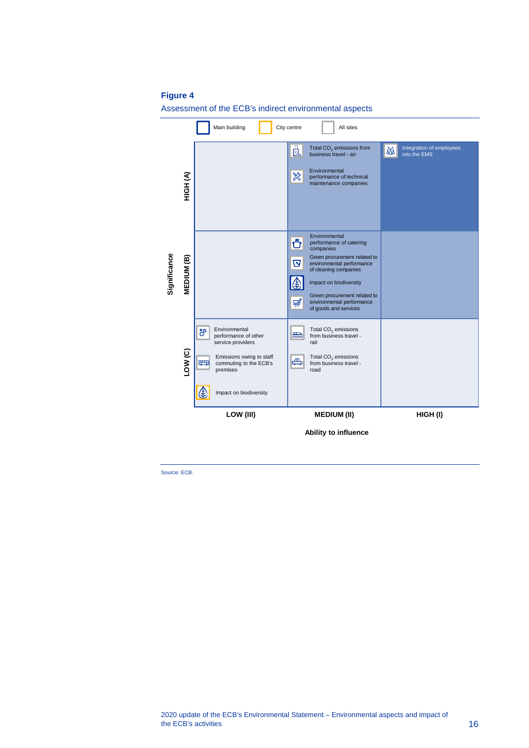**Figure 4**

Assessment of the ECB's indirect environmental aspects

Legend: Main building | City centre | All sites

| Significance \ Ability to influence | LOW (III) | MEDIUM (II) | HIGH (I) |
|---|---|---|---|
| HIGH (A) | | Total $CO_2$ emissions from business travel - air; Environmental performance of technical maintenance companies | Integration of employees into the EMS |
| MEDIUM (B) | | Environmental performance of catering companies; Green procurement related to environmental performance of cleaning companies; Impact on biodiversity; Green procurement related to environmental performance of goods and services | |
| LOW (C) | Environmental performance of other service providers; Emissions owing to staff commuting to the ECB's premises; Impact on biodiversity | Total $CO_2$ emissions from business travel - rail; Total $CO_2$ emissions from business travel - road | |

Source: ECB.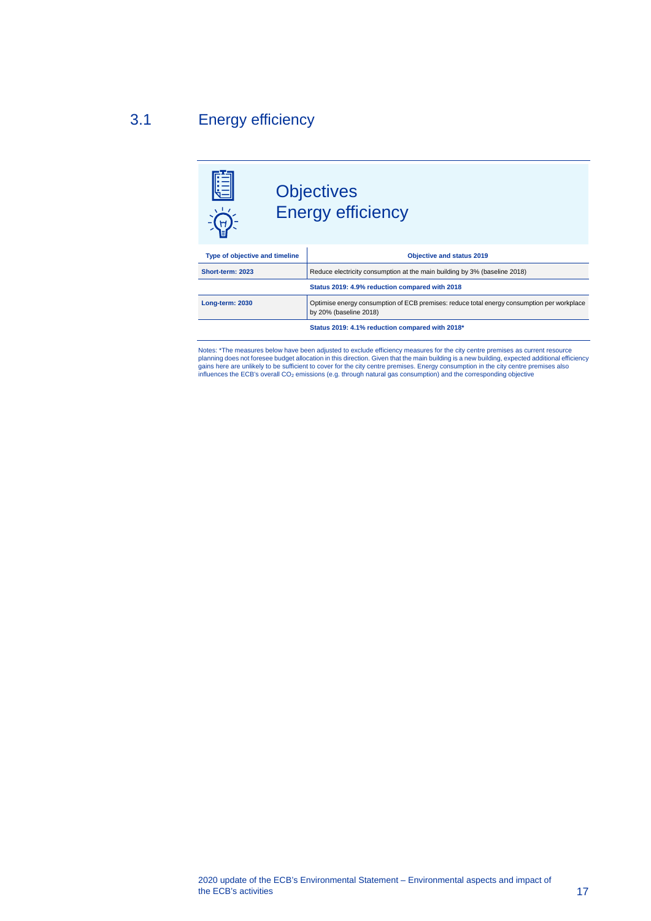## 3.1 Energy efficiency

### Objectives
### Energy efficiency

| Type of objective and timeline | Objective and status 2019 |
| --- | --- |
| **Short-term: 2023** | Reduce electricity consumption at the main building by 3% (baseline 2018) |
| | **Status 2019: 4.9% reduction compared with 2018** |
| **Long-term: 2030** | Optimise energy consumption of ECB premises: reduce total energy consumption per workplace by 20% (baseline 2018) |
| | **Status 2019: 4.1% reduction compared with 2018*** |

Notes: *The measures below have been adjusted to exclude efficiency measures for the city centre premises as current resource planning does not foresee budget allocation in this direction. Given that the main building is a new building, expected additional efficiency gains here are unlikely to be sufficient to cover for the city centre premises. Energy consumption in the city centre premises also influences the ECB's overall $CO_2$ emissions (e.g. through natural gas consumption) and the corresponding objective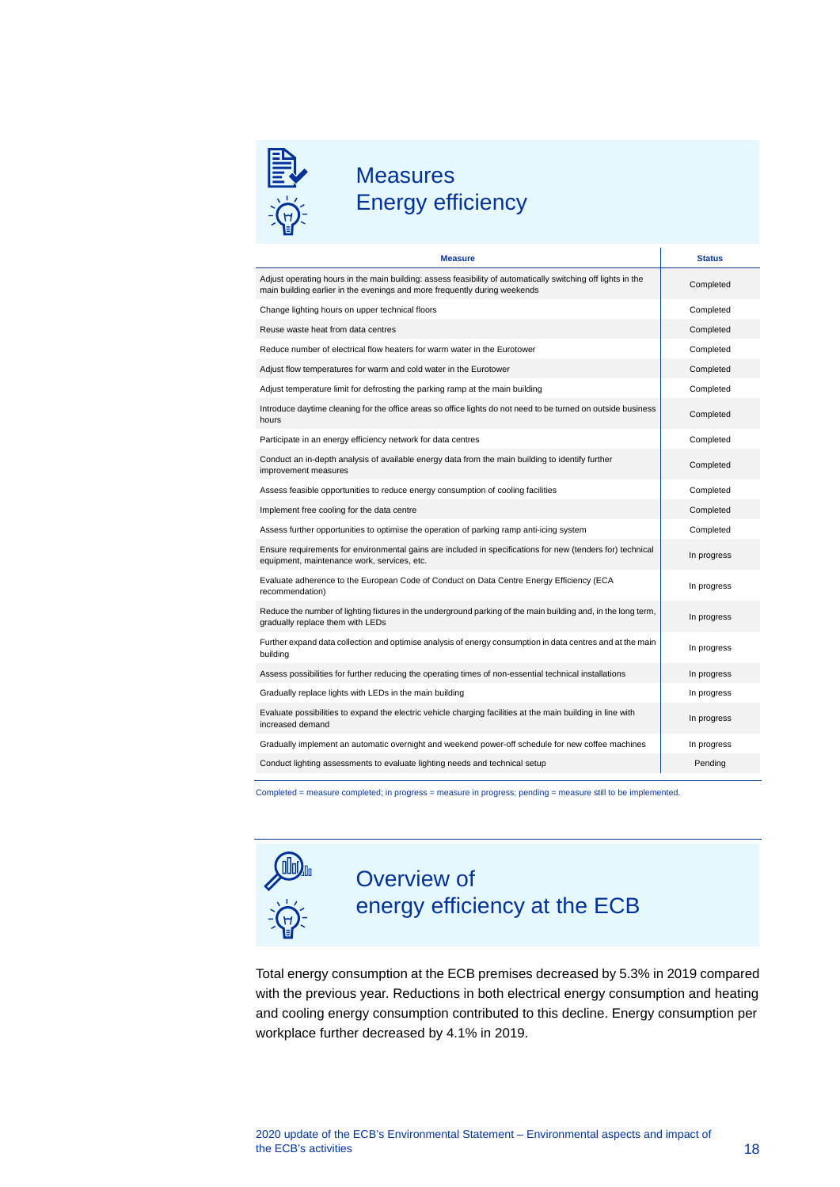## Measures Energy efficiency

| Measure | Status |
|---|---|
| Adjust operating hours in the main building: assess feasibility of automatically switching off lights in the main building earlier in the evenings and more frequently during weekends | Completed |
| Change lighting hours on upper technical floors | Completed |
| Reuse waste heat from data centres | Completed |
| Reduce number of electrical flow heaters for warm water in the Eurotower | Completed |
| Adjust flow temperatures for warm and cold water in the Eurotower | Completed |
| Adjust temperature limit for defrosting the parking ramp at the main building | Completed |
| Introduce daytime cleaning for the office areas so office lights do not need to be turned on outside business hours | Completed |
| Participate in an energy efficiency network for data centres | Completed |
| Conduct an in-depth analysis of available energy data from the main building to identify further improvement measures | Completed |
| Assess feasible opportunities to reduce energy consumption of cooling facilities | Completed |
| Implement free cooling for the data centre | Completed |
| Assess further opportunities to optimise the operation of parking ramp anti-icing system | Completed |
| Ensure requirements for environmental gains are included in specifications for new (tenders for) technical equipment, maintenance work, services, etc. | In progress |
| Evaluate adherence to the European Code of Conduct on Data Centre Energy Efficiency (ECA recommendation) | In progress |
| Reduce the number of lighting fixtures in the underground parking of the main building and, in the long term, gradually replace them with LEDs | In progress |
| Further expand data collection and optimise analysis of energy consumption in data centres and at the main building | In progress |
| Assess possibilities for further reducing the operating times of non-essential technical installations | In progress |
| Gradually replace lights with LEDs in the main building | In progress |
| Evaluate possibilities to expand the electric vehicle charging facilities at the main building in line with increased demand | In progress |
| Gradually implement an automatic overnight and weekend power-off schedule for new coffee machines | In progress |
| Conduct lighting assessments to evaluate lighting needs and technical setup | Pending |

Completed = measure completed; in progress = measure in progress; pending = measure still to be implemented.

## Overview of energy efficiency at the ECB

Total energy consumption at the ECB premises decreased by 5.3% in 2019 compared with the previous year. Reductions in both electrical energy consumption and heating and cooling energy consumption contributed to this decline. Energy consumption per workplace further decreased by 4.1% in 2019.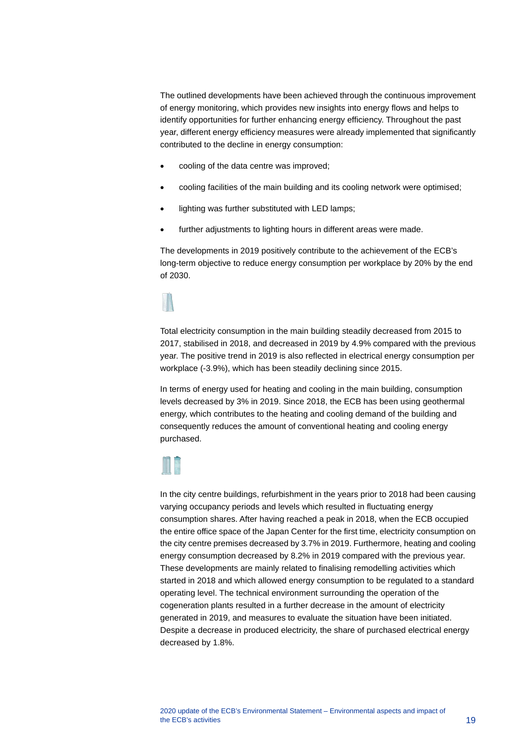The outlined developments have been achieved through the continuous improvement of energy monitoring, which provides new insights into energy flows and helps to identify opportunities for further enhancing energy efficiency. Throughout the past year, different energy efficiency measures were already implemented that significantly contributed to the decline in energy consumption:

- cooling of the data centre was improved;
- cooling facilities of the main building and its cooling network were optimised;
- lighting was further substituted with LED lamps;
- further adjustments to lighting hours in different areas were made.

The developments in 2019 positively contribute to the achievement of the ECB's long-term objective to reduce energy consumption per workplace by 20% by the end of 2030.

Total electricity consumption in the main building steadily decreased from 2015 to 2017, stabilised in 2018, and decreased in 2019 by 4.9% compared with the previous year. The positive trend in 2019 is also reflected in electrical energy consumption per workplace (-3.9%), which has been steadily declining since 2015.

In terms of energy used for heating and cooling in the main building, consumption levels decreased by 3% in 2019. Since 2018, the ECB has been using geothermal energy, which contributes to the heating and cooling demand of the building and consequently reduces the amount of conventional heating and cooling energy purchased.

In the city centre buildings, refurbishment in the years prior to 2018 had been causing varying occupancy periods and levels which resulted in fluctuating energy consumption shares. After having reached a peak in 2018, when the ECB occupied the entire office space of the Japan Center for the first time, electricity consumption on the city centre premises decreased by 3.7% in 2019. Furthermore, heating and cooling energy consumption decreased by 8.2% in 2019 compared with the previous year. These developments are mainly related to finalising remodelling activities which started in 2018 and which allowed energy consumption to be regulated to a standard operating level. The technical environment surrounding the operation of the cogeneration plants resulted in a further decrease in the amount of electricity generated in 2019, and measures to evaluate the situation have been initiated. Despite a decrease in produced electricity, the share of purchased electrical energy decreased by 1.8%.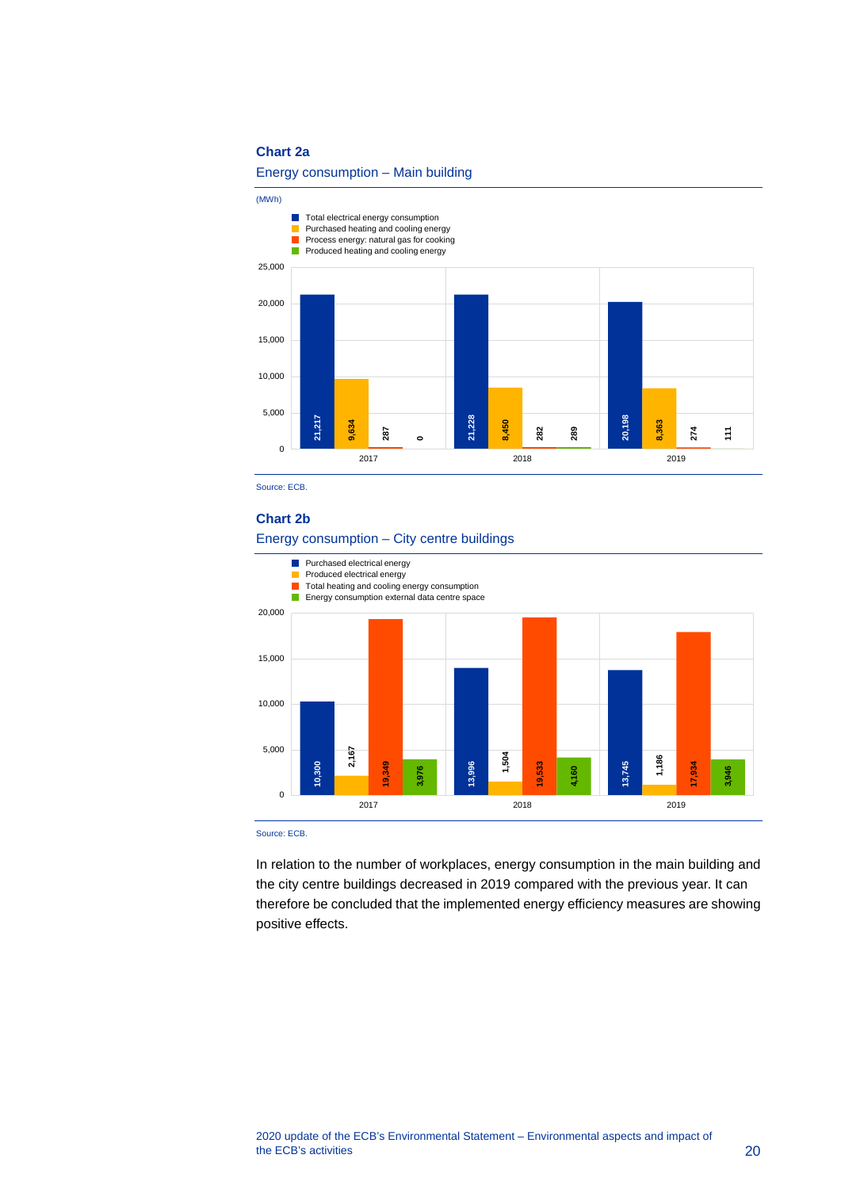**Chart 2a**

Energy consumption – Main building

(MWh)

| | 2017 | 2018 | 2019 |
|---|---|---|---|
| Total electrical energy consumption | 21,217 | 21,228 | 20,198 |
| Purchased heating and cooling energy | 9,634 | 8,450 | 8,363 |
| Process energy: natural gas for cooking | 287 | 282 | 274 |
| Produced heating and cooling energy | 0 | 289 | 111 |

Source: ECB.

**Chart 2b**

Energy consumption – City centre buildings

| | 2017 | 2018 | 2019 |
|---|---|---|---|
| Purchased electrical energy | 10,300 | 13,996 | 13,745 |
| Produced electrical energy | 2,167 | 1,504 | 1,186 |
| Total heating and cooling energy consumption | 19,349 | 19,533 | 17,934 |
| Energy consumption external data centre space | 3,976 | 4,160 | 3,946 |

Source: ECB.

In relation to the number of workplaces, energy consumption in the main building and the city centre buildings decreased in 2019 compared with the previous year. It can therefore be concluded that the implemented energy efficiency measures are showing positive effects.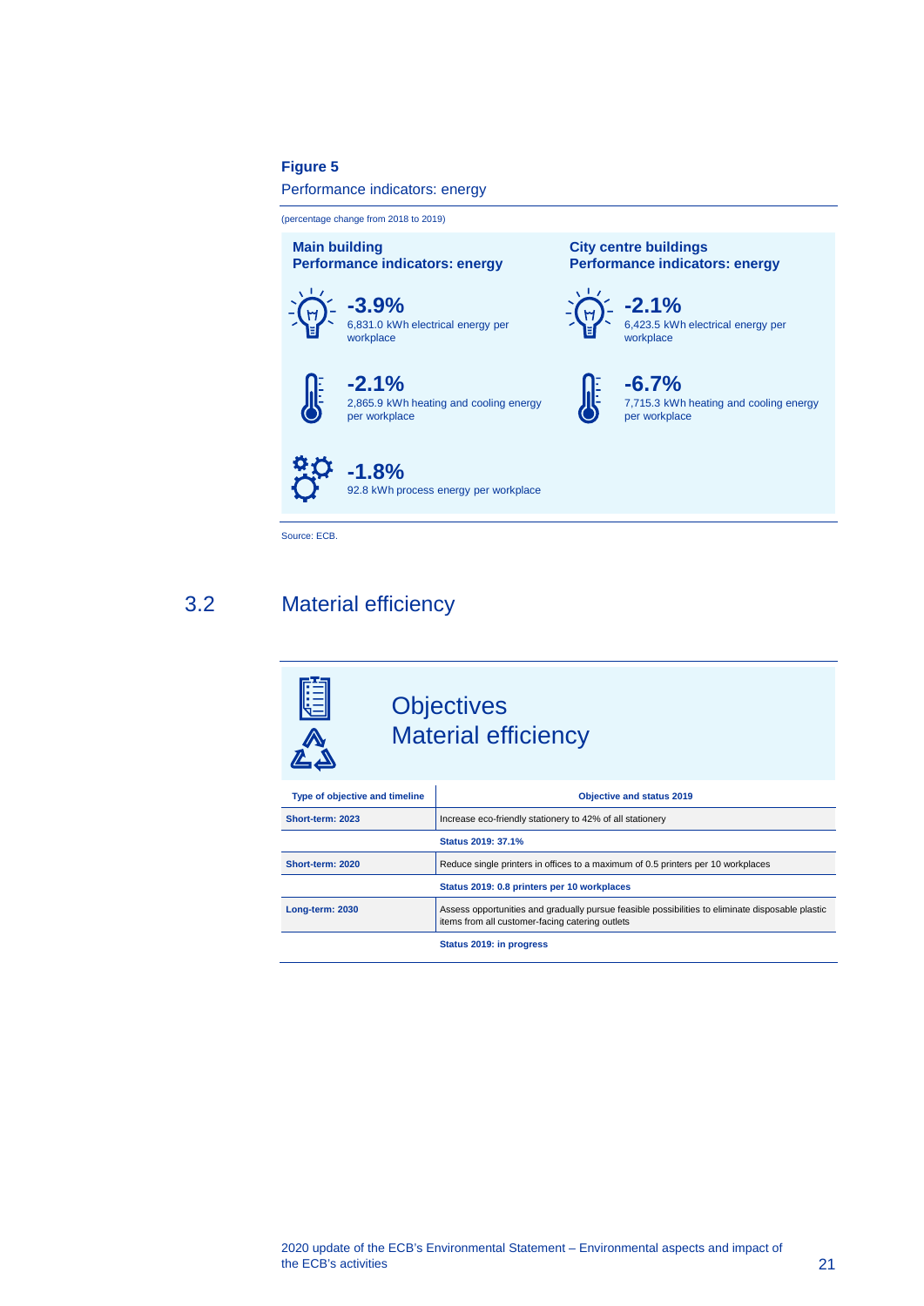**Figure 5**

Performance indicators: energy

(percentage change from 2018 to 2019)

**Main building**
**Performance indicators: energy**

**-3.9%**
6,831.0 kWh electrical energy per workplace

**-2.1%**
2,865.9 kWh heating and cooling energy per workplace

**-1.8%**
92.8 kWh process energy per workplace

**City centre buildings**
**Performance indicators: energy**

**-2.1%**
6,423.5 kWh electrical energy per workplace

**-6.7%**
7,715.3 kWh heating and cooling energy per workplace

Source: ECB.

## 3.2 Material efficiency

### Objectives
### Material efficiency

| Type of objective and timeline | Objective and status 2019 |
|---|---|
| **Short-term: 2023** | Increase eco-friendly stationery to 42% of all stationery |
| | **Status 2019: 37.1%** |
| **Short-term: 2020** | Reduce single printers in offices to a maximum of 0.5 printers per 10 workplaces |
| | **Status 2019: 0.8 printers per 10 workplaces** |
| **Long-term: 2030** | Assess opportunities and gradually pursue feasible possibilities to eliminate disposable plastic items from all customer-facing catering outlets |
| | **Status 2019: in progress** |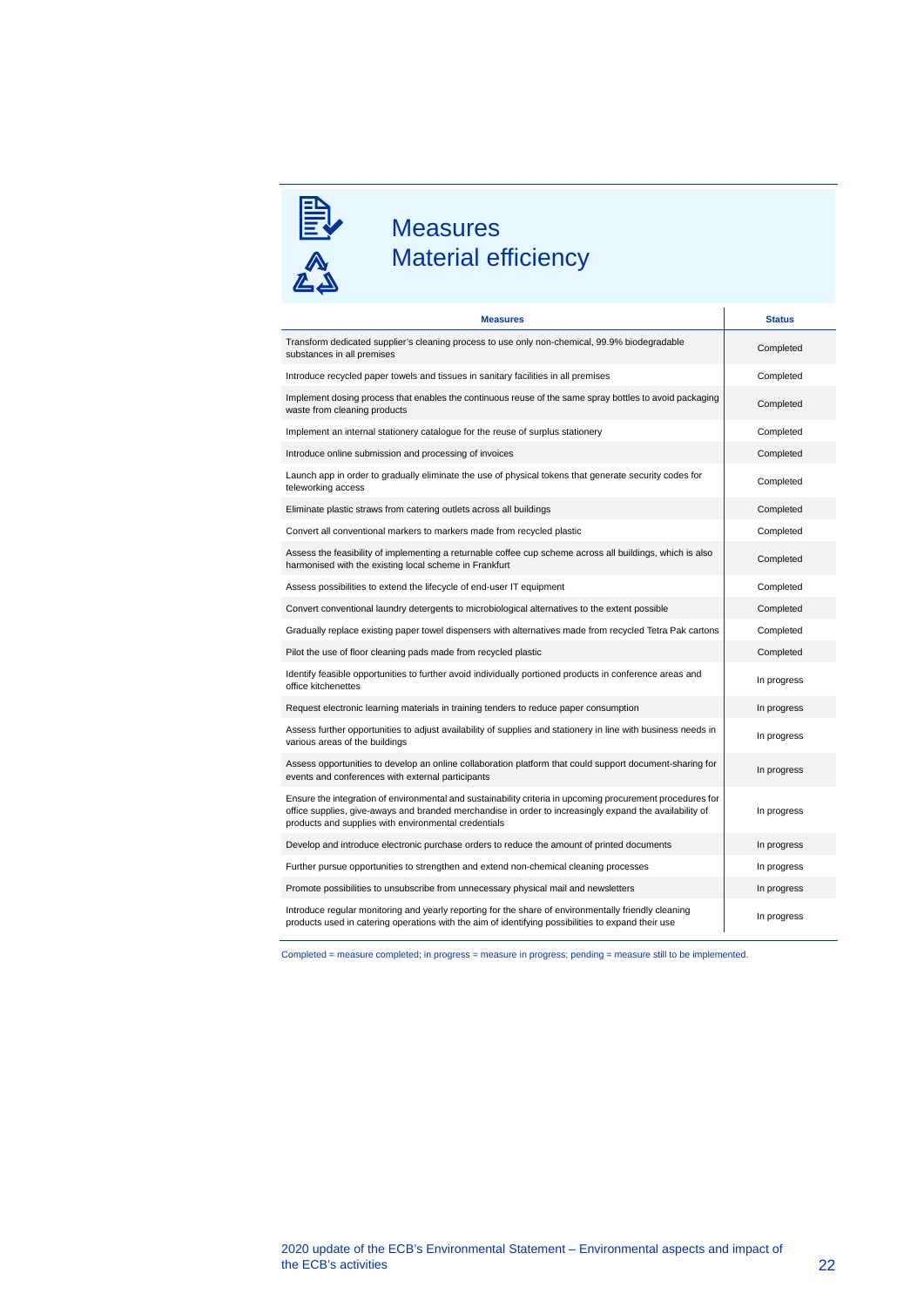# Measures
## Material efficiency

| Measures | Status |
| --- | --- |
| Transform dedicated supplier's cleaning process to use only non-chemical, 99.9% biodegradable substances in all premises | Completed |
| Introduce recycled paper towels and tissues in sanitary facilities in all premises | Completed |
| Implement dosing process that enables the continuous reuse of the same spray bottles to avoid packaging waste from cleaning products | Completed |
| Implement an internal stationery catalogue for the reuse of surplus stationery | Completed |
| Introduce online submission and processing of invoices | Completed |
| Launch app in order to gradually eliminate the use of physical tokens that generate security codes for teleworking access | Completed |
| Eliminate plastic straws from catering outlets across all buildings | Completed |
| Convert all conventional markers to markers made from recycled plastic | Completed |
| Assess the feasibility of implementing a returnable coffee cup scheme across all buildings, which is also harmonised with the existing local scheme in Frankfurt | Completed |
| Assess possibilities to extend the lifecycle of end-user IT equipment | Completed |
| Convert conventional laundry detergents to microbiological alternatives to the extent possible | Completed |
| Gradually replace existing paper towel dispensers with alternatives made from recycled Tetra Pak cartons | Completed |
| Pilot the use of floor cleaning pads made from recycled plastic | Completed |
| Identify feasible opportunities to further avoid individually portioned products in conference areas and office kitchenettes | In progress |
| Request electronic learning materials in training tenders to reduce paper consumption | In progress |
| Assess further opportunities to adjust availability of supplies and stationery in line with business needs in various areas of the buildings | In progress |
| Assess opportunities to develop an online collaboration platform that could support document-sharing for events and conferences with external participants | In progress |
| Ensure the integration of environmental and sustainability criteria in upcoming procurement procedures for office supplies, give-aways and branded merchandise in order to increasingly expand the availability of products and supplies with environmental credentials | In progress |
| Develop and introduce electronic purchase orders to reduce the amount of printed documents | In progress |
| Further pursue opportunities to strengthen and extend non-chemical cleaning processes | In progress |
| Promote possibilities to unsubscribe from unnecessary physical mail and newsletters | In progress |
| Introduce regular monitoring and yearly reporting for the share of environmentally friendly cleaning products used in catering operations with the aim of identifying possibilities to expand their use | In progress |

Completed = measure completed; in progress = measure in progress; pending = measure still to be implemented.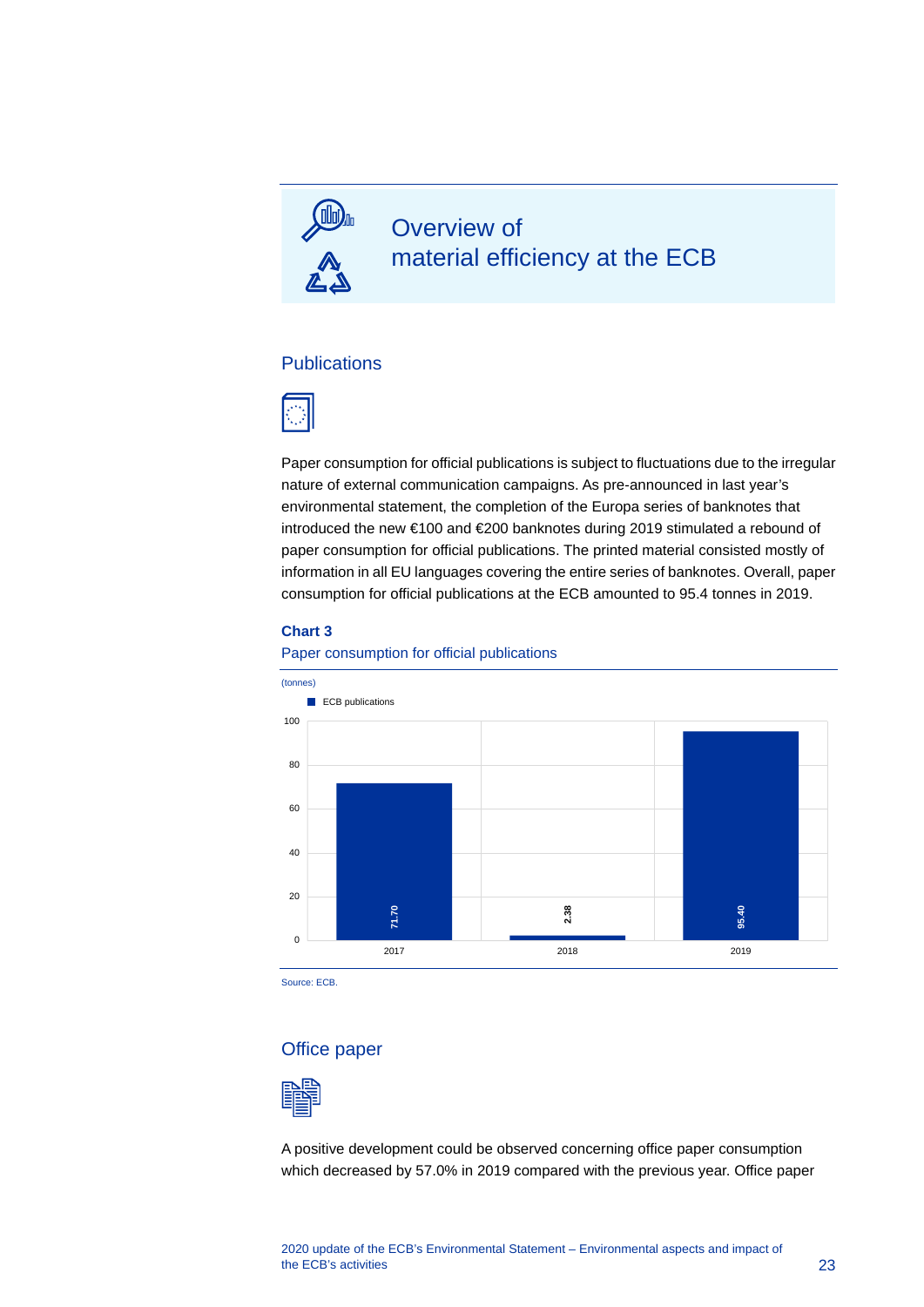# Overview of material efficiency at the ECB

## Publications

Paper consumption for official publications is subject to fluctuations due to the irregular nature of external communication campaigns. As pre-announced in last year's environmental statement, the completion of the Europa series of banknotes that introduced the new €100 and €200 banknotes during 2019 stimulated a rebound of paper consumption for official publications. The printed material consisted mostly of information in all EU languages covering the entire series of banknotes. Overall, paper consumption for official publications at the ECB amounted to 95.4 tonnes in 2019.

**Chart 3**

Paper consumption for official publications

(tonnes)

| | ECB publications |
|---|---|
| 2017 | 71.70 |
| 2018 | 2.38 |
| 2019 | 95.40 |

Source: ECB.

## Office paper

A positive development could be observed concerning office paper consumption which decreased by 57.0% in 2019 compared with the previous year. Office paper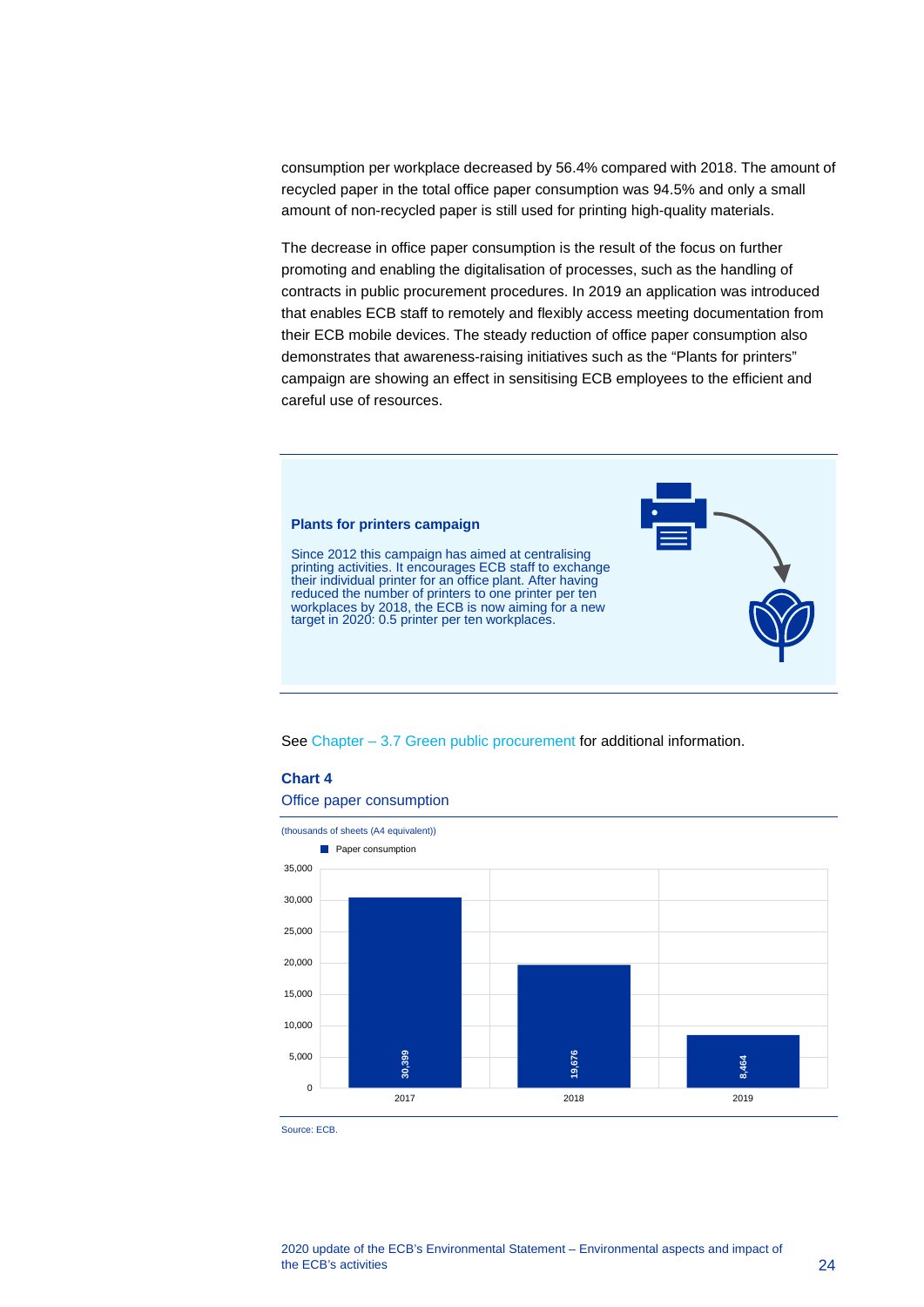consumption per workplace decreased by 56.4% compared with 2018. The amount of recycled paper in the total office paper consumption was 94.5% and only a small amount of non-recycled paper is still used for printing high-quality materials.

The decrease in office paper consumption is the result of the focus on further promoting and enabling the digitalisation of processes, such as the handling of contracts in public procurement procedures. In 2019 an application was introduced that enables ECB staff to remotely and flexibly access meeting documentation from their ECB mobile devices. The steady reduction of office paper consumption also demonstrates that awareness-raising initiatives such as the "Plants for printers" campaign are showing an effect in sensitising ECB employees to the efficient and careful use of resources.

**Plants for printers campaign**

Since 2012 this campaign has aimed at centralising printing activities. It encourages ECB staff to exchange their individual printer for an office plant. After having reduced the number of printers to one printer per ten workplaces by 2018, the ECB is now aiming for a new target in 2020: 0.5 printer per ten workplaces.

See Chapter – 3.7 Green public procurement for additional information.

**Chart 4**

Office paper consumption

(thousands of sheets (A4 equivalent))

| Year | Paper consumption |
|---|---|
| 2017 | 30,399 |
| 2018 | 19,676 |
| 2019 | 8,464 |

Source: ECB.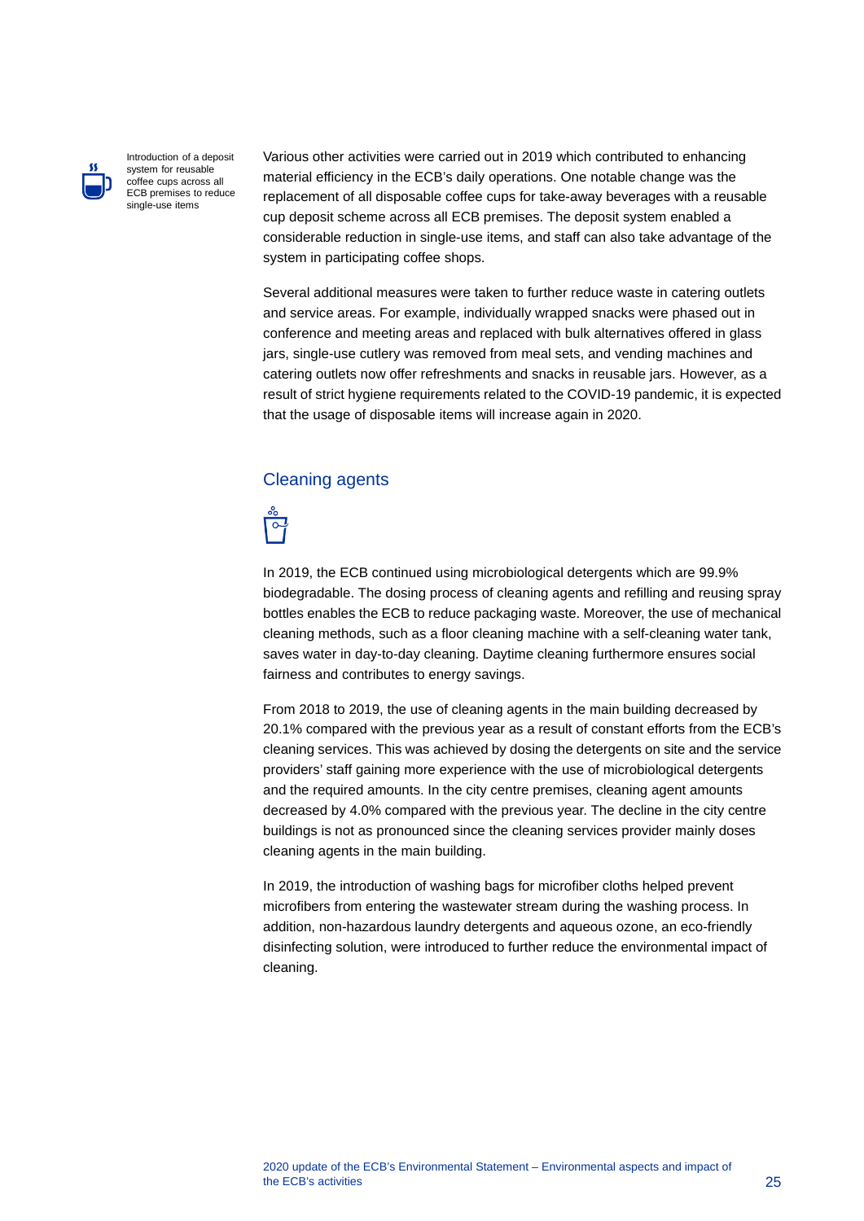Introduction of a deposit system for reusable coffee cups across all ECB premises to reduce single-use items

Various other activities were carried out in 2019 which contributed to enhancing material efficiency in the ECB's daily operations. One notable change was the replacement of all disposable coffee cups for take-away beverages with a reusable cup deposit scheme across all ECB premises. The deposit system enabled a considerable reduction in single-use items, and staff can also take advantage of the system in participating coffee shops.

Several additional measures were taken to further reduce waste in catering outlets and service areas. For example, individually wrapped snacks were phased out in conference and meeting areas and replaced with bulk alternatives offered in glass jars, single-use cutlery was removed from meal sets, and vending machines and catering outlets now offer refreshments and snacks in reusable jars. However, as a result of strict hygiene requirements related to the COVID-19 pandemic, it is expected that the usage of disposable items will increase again in 2020.

## Cleaning agents

In 2019, the ECB continued using microbiological detergents which are 99.9% biodegradable. The dosing process of cleaning agents and refilling and reusing spray bottles enables the ECB to reduce packaging waste. Moreover, the use of mechanical cleaning methods, such as a floor cleaning machine with a self-cleaning water tank, saves water in day-to-day cleaning. Daytime cleaning furthermore ensures social fairness and contributes to energy savings.

From 2018 to 2019, the use of cleaning agents in the main building decreased by 20.1% compared with the previous year as a result of constant efforts from the ECB's cleaning services. This was achieved by dosing the detergents on site and the service providers' staff gaining more experience with the use of microbiological detergents and the required amounts. In the city centre premises, cleaning agent amounts decreased by 4.0% compared with the previous year. The decline in the city centre buildings is not as pronounced since the cleaning services provider mainly doses cleaning agents in the main building.

In 2019, the introduction of washing bags for microfiber cloths helped prevent microfibers from entering the wastewater stream during the washing process. In addition, non-hazardous laundry detergents and aqueous ozone, an eco-friendly disinfecting solution, were introduced to further reduce the environmental impact of cleaning.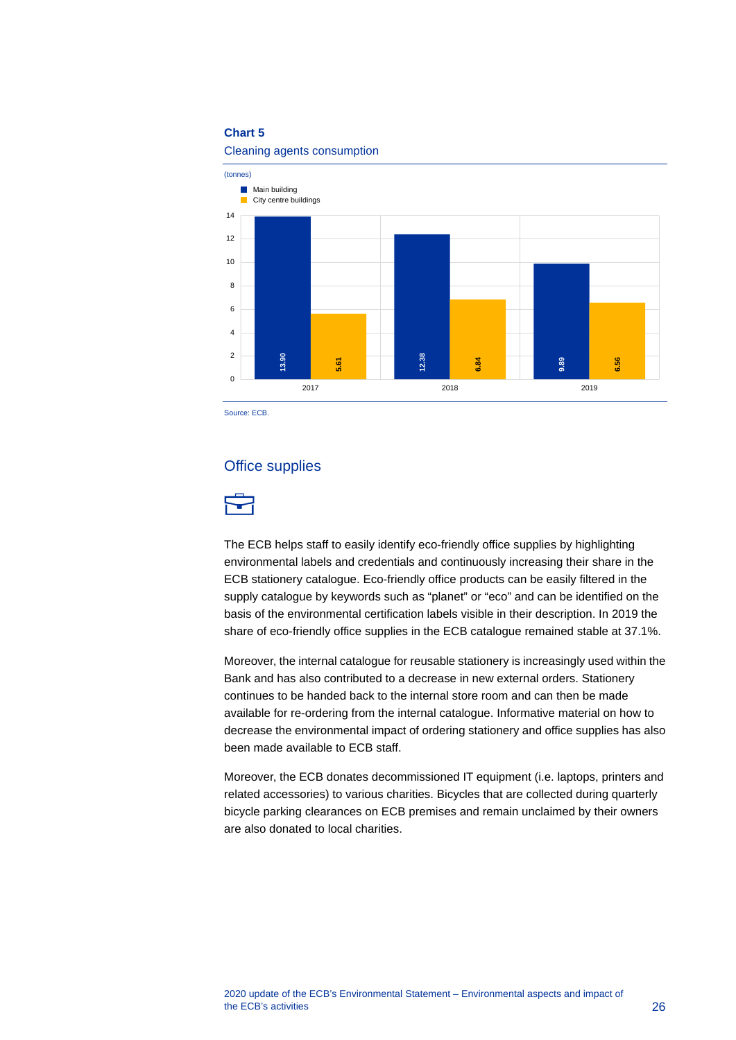**Chart 5**

Cleaning agents consumption

(tonnes)

| | Main building | City centre buildings |
|---|---|---|
| 2017 | 13.90 | 5.61 |
| 2018 | 12.38 | 6.84 |
| 2019 | 9.89 | 6.56 |

Source: ECB.

## Office supplies

The ECB helps staff to easily identify eco-friendly office supplies by highlighting environmental labels and credentials and continuously increasing their share in the ECB stationery catalogue. Eco-friendly office products can be easily filtered in the supply catalogue by keywords such as "planet" or "eco" and can be identified on the basis of the environmental certification labels visible in their description. In 2019 the share of eco-friendly office supplies in the ECB catalogue remained stable at 37.1%.

Moreover, the internal catalogue for reusable stationery is increasingly used within the Bank and has also contributed to a decrease in new external orders. Stationery continues to be handed back to the internal store room and can then be made available for re-ordering from the internal catalogue. Informative material on how to decrease the environmental impact of ordering stationery and office supplies has also been made available to ECB staff.

Moreover, the ECB donates decommissioned IT equipment (i.e. laptops, printers and related accessories) to various charities. Bicycles that are collected during quarterly bicycle parking clearances on ECB premises and remain unclaimed by their owners are also donated to local charities.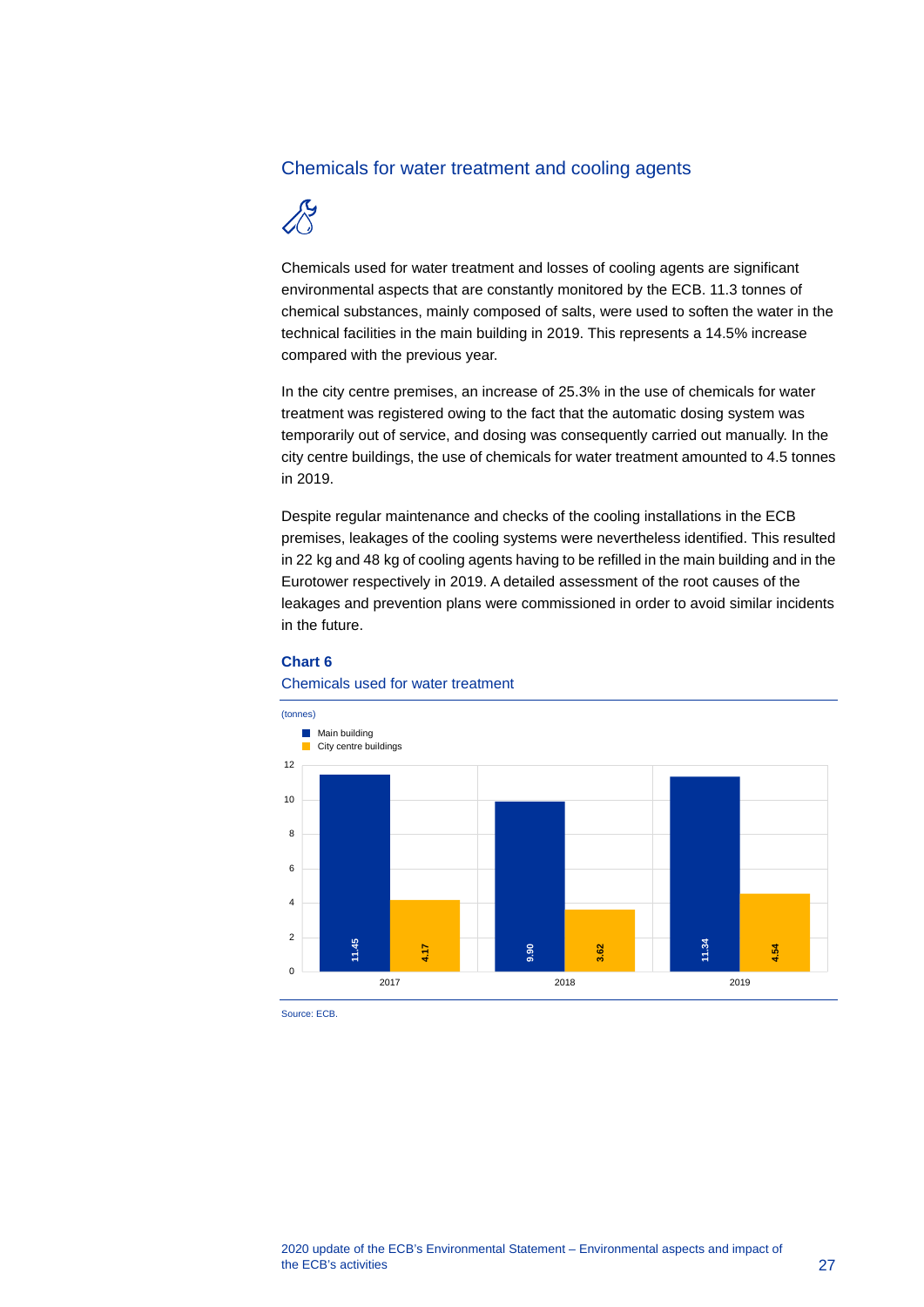## Chemicals for water treatment and cooling agents

Chemicals used for water treatment and losses of cooling agents are significant environmental aspects that are constantly monitored by the ECB. 11.3 tonnes of chemical substances, mainly composed of salts, were used to soften the water in the technical facilities in the main building in 2019. This represents a 14.5% increase compared with the previous year.

In the city centre premises, an increase of 25.3% in the use of chemicals for water treatment was registered owing to the fact that the automatic dosing system was temporarily out of service, and dosing was consequently carried out manually. In the city centre buildings, the use of chemicals for water treatment amounted to 4.5 tonnes in 2019.

Despite regular maintenance and checks of the cooling installations in the ECB premises, leakages of the cooling systems were nevertheless identified. This resulted in 22 kg and 48 kg of cooling agents having to be refilled in the main building and in the Eurotower respectively in 2019. A detailed assessment of the root causes of the leakages and prevention plans were commissioned in order to avoid similar incidents in the future.

**Chart 6**

Chemicals used for water treatment

(tonnes)

| | Main building | City centre buildings |
|---|---|---|
| 2017 | 11.45 | 4.17 |
| 2018 | 9.90 | 3.62 |
| 2019 | 11.34 | 4.54 |

Source: ECB.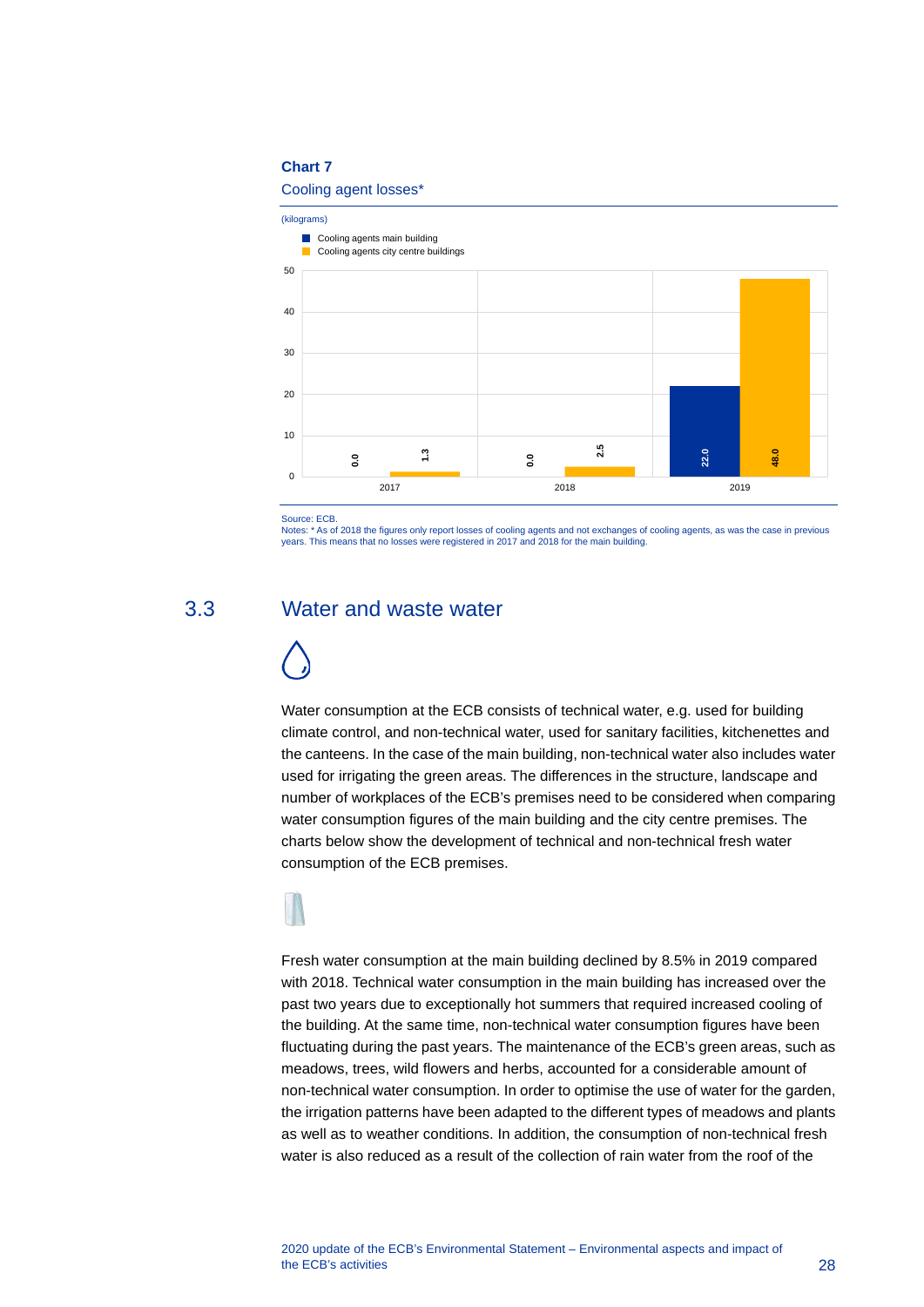**Chart 7**

Cooling agent losses*

(kilograms)

| | Cooling agents main building | Cooling agents city centre buildings |
|---|---|---|
| 2017 | 0.0 | 1.3 |
| 2018 | 0.0 | 2.5 |
| 2019 | 22.0 | 48.0 |

Source: ECB.
Notes: * As of 2018 the figures only report losses of cooling agents and not exchanges of cooling agents, as was the case in previous years. This means that no losses were registered in 2017 and 2018 for the main building.

## 3.3 Water and waste water

Water consumption at the ECB consists of technical water, e.g. used for building climate control, and non-technical water, used for sanitary facilities, kitchenettes and the canteens. In the case of the main building, non-technical water also includes water used for irrigating the green areas. The differences in the structure, landscape and number of workplaces of the ECB's premises need to be considered when comparing water consumption figures of the main building and the city centre premises. The charts below show the development of technical and non-technical fresh water consumption of the ECB premises.

Fresh water consumption at the main building declined by 8.5% in 2019 compared with 2018. Technical water consumption in the main building has increased over the past two years due to exceptionally hot summers that required increased cooling of the building. At the same time, non-technical water consumption figures have been fluctuating during the past years. The maintenance of the ECB's green areas, such as meadows, trees, wild flowers and herbs, accounted for a considerable amount of non-technical water consumption. In order to optimise the use of water for the garden, the irrigation patterns have been adapted to the different types of meadows and plants as well as to weather conditions. In addition, the consumption of non-technical fresh water is also reduced as a result of the collection of rain water from the roof of the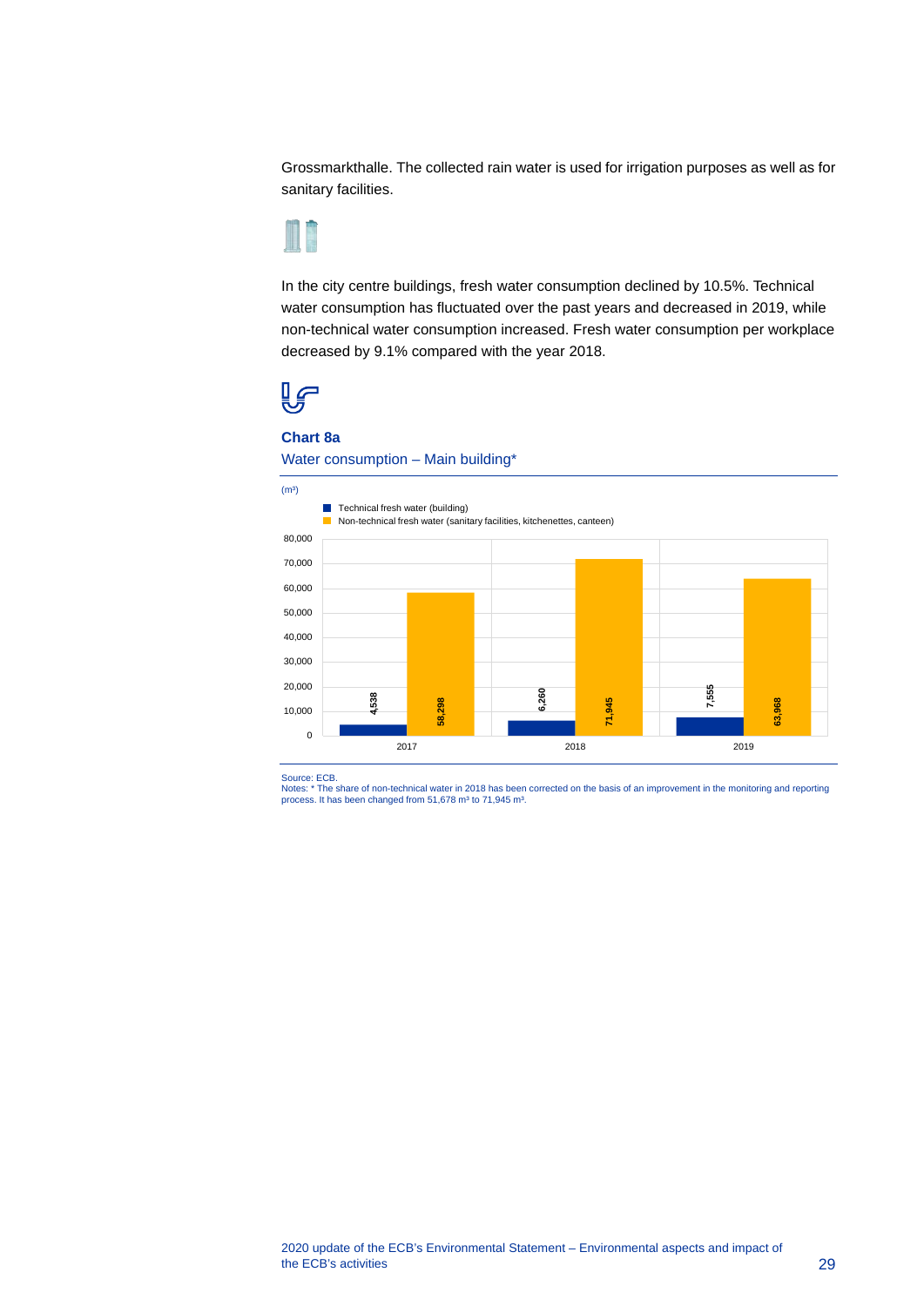Grossmarkthalle. The collected rain water is used for irrigation purposes as well as for sanitary facilities.

In the city centre buildings, fresh water consumption declined by 10.5%. Technical water consumption has fluctuated over the past years and decreased in 2019, while non-technical water consumption increased. Fresh water consumption per workplace decreased by 9.1% compared with the year 2018.

**Chart 8a**

Water consumption – Main building*

($m^3$)

| | 2017 | 2018 | 2019 |
|---|---|---|---|
| Technical fresh water (building) | 4,538 | 6,260 | 7,555 |
| Non-technical fresh water (sanitary facilities, kitchenettes, canteen) | 58,298 | 71,945 | 63,968 |

Source: ECB.
Notes: * The share of non-technical water in 2018 has been corrected on the basis of an improvement in the monitoring and reporting process. It has been changed from 51,678 $m^3$ to 71,945 $m^3$.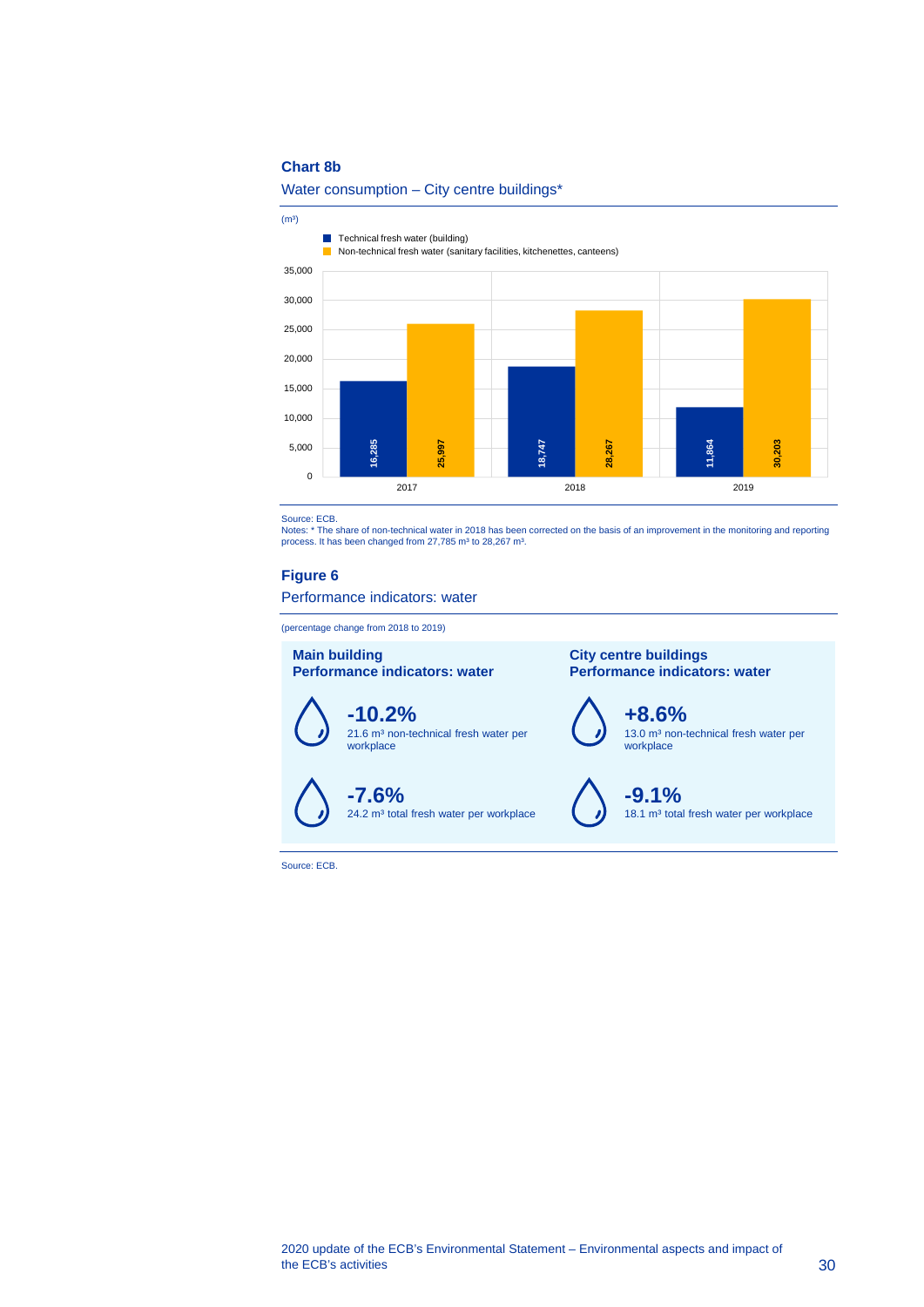**Chart 8b**

Water consumption – City centre buildings*

(m³)

| | 2017 | 2018 | 2019 |
|---|---|---|---|
| Technical fresh water (building) | 16,285 | 18,747 | 11,864 |
| Non-technical fresh water (sanitary facilities, kitchenettes, canteens) | 25,997 | 28,267 | 30,203 |

Source: ECB.
Notes: * The share of non-technical water in 2018 has been corrected on the basis of an improvement in the monitoring and reporting process. It has been changed from 27,785 m³ to 28,267 m³.

**Figure 6**

Performance indicators: water

(percentage change from 2018 to 2019)

**Main building**
**Performance indicators: water**

**-10.2%**
21.6 m³ non-technical fresh water per workplace

**-7.6%**
24.2 m³ total fresh water per workplace

**City centre buildings**
**Performance indicators: water**

**+8.6%**
13.0 m³ non-technical fresh water per workplace

**-9.1%**
18.1 m³ total fresh water per workplace

Source: ECB.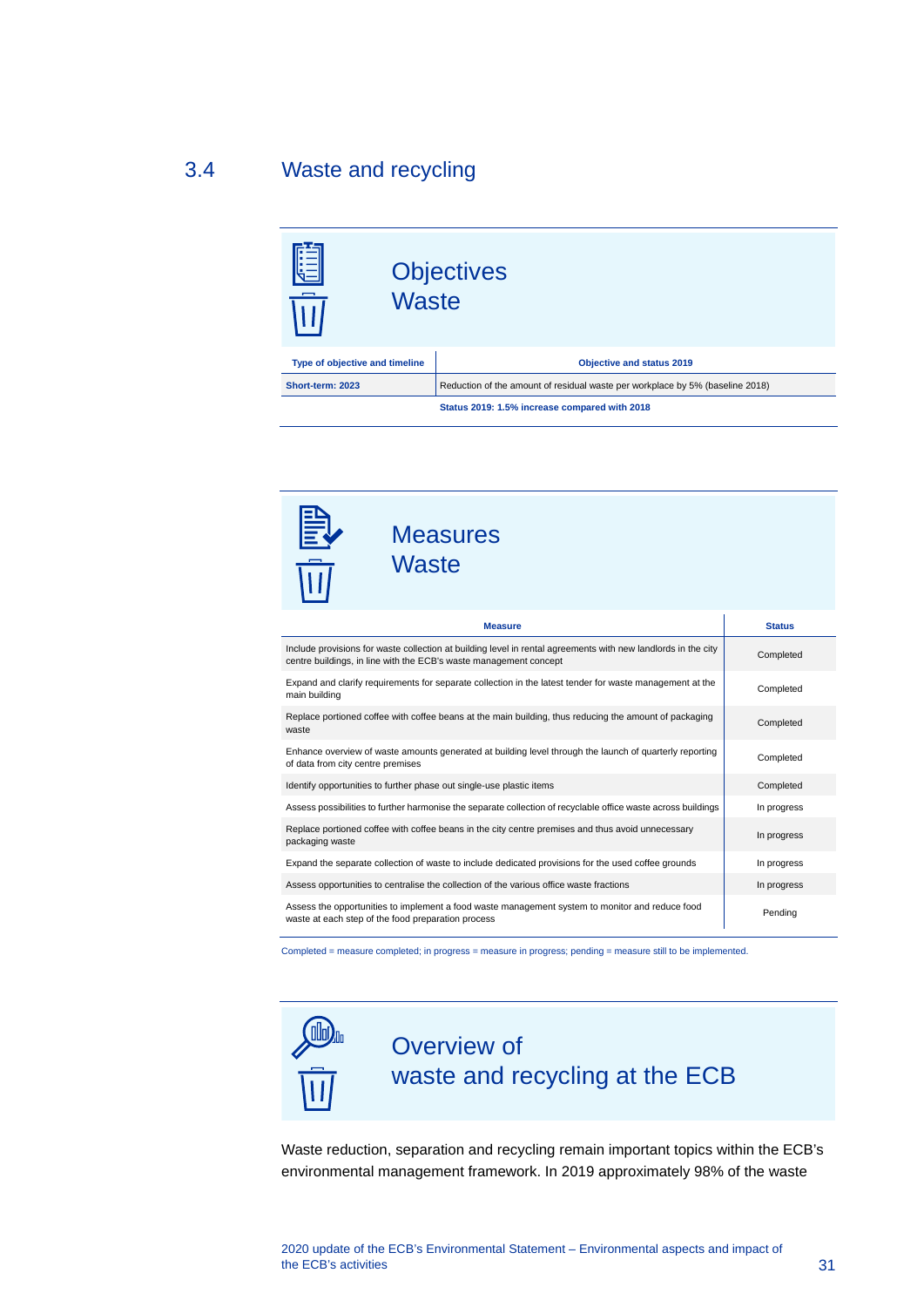## 3.4 Waste and recycling

### Objectives Waste

| Type of objective and timeline | Objective and status 2019 |
|---|---|
| Short-term: 2023 | Reduction of the amount of residual waste per workplace by 5% (baseline 2018) |
| | **Status 2019: 1.5% increase compared with 2018** |

### Measures Waste

| Measure | Status |
|---|---|
| Include provisions for waste collection at building level in rental agreements with new landlords in the city centre buildings, in line with the ECB's waste management concept | Completed |
| Expand and clarify requirements for separate collection in the latest tender for waste management at the main building | Completed |
| Replace portioned coffee with coffee beans at the main building, thus reducing the amount of packaging waste | Completed |
| Enhance overview of waste amounts generated at building level through the launch of quarterly reporting of data from city centre premises | Completed |
| Identify opportunities to further phase out single-use plastic items | Completed |
| Assess possibilities to further harmonise the separate collection of recyclable office waste across buildings | In progress |
| Replace portioned coffee with coffee beans in the city centre premises and thus avoid unnecessary packaging waste | In progress |
| Expand the separate collection of waste to include dedicated provisions for the used coffee grounds | In progress |
| Assess opportunities to centralise the collection of the various office waste fractions | In progress |
| Assess the opportunities to implement a food waste management system to monitor and reduce food waste at each step of the food preparation process | Pending |

Completed = measure completed; in progress = measure in progress; pending = measure still to be implemented.

### Overview of waste and recycling at the ECB

Waste reduction, separation and recycling remain important topics within the ECB's environmental management framework. In 2019 approximately 98% of the waste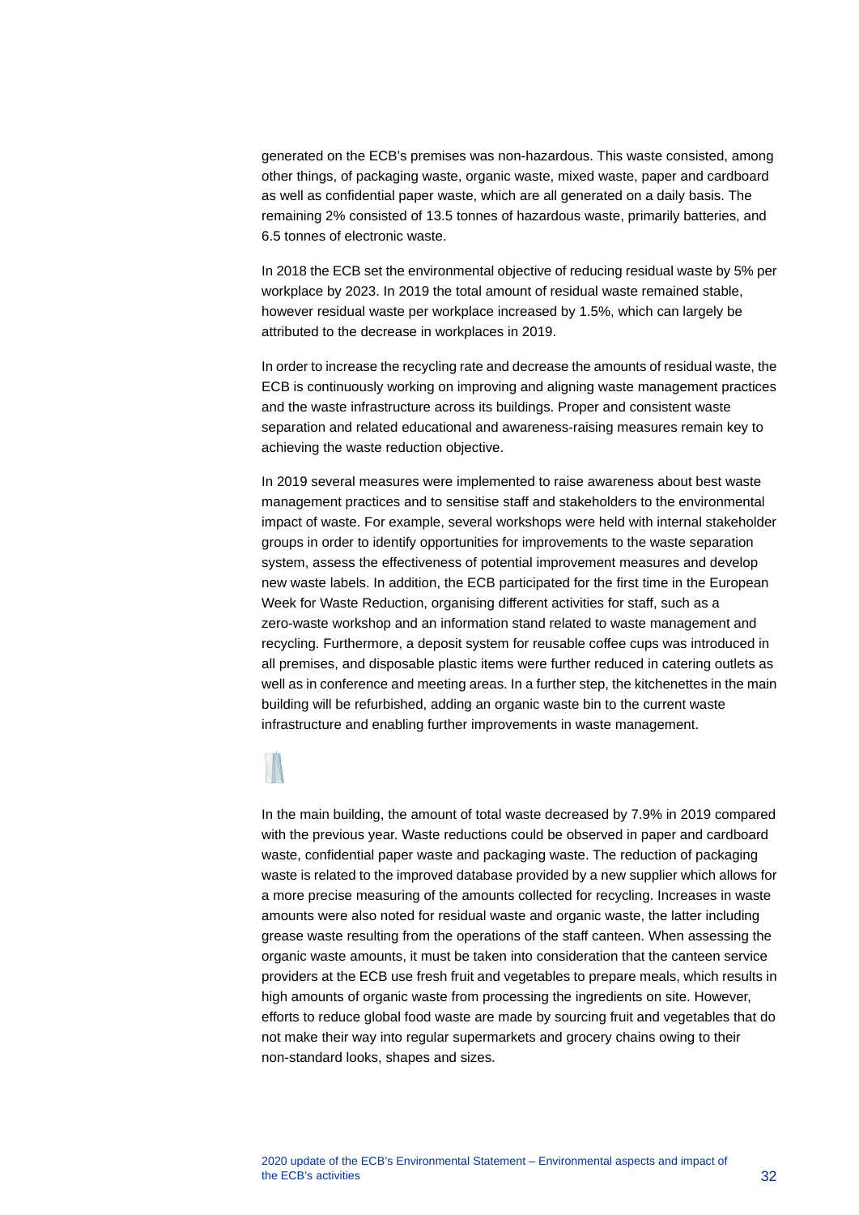generated on the ECB's premises was non-hazardous. This waste consisted, among other things, of packaging waste, organic waste, mixed waste, paper and cardboard as well as confidential paper waste, which are all generated on a daily basis. The remaining 2% consisted of 13.5 tonnes of hazardous waste, primarily batteries, and 6.5 tonnes of electronic waste.

In 2018 the ECB set the environmental objective of reducing residual waste by 5% per workplace by 2023. In 2019 the total amount of residual waste remained stable, however residual waste per workplace increased by 1.5%, which can largely be attributed to the decrease in workplaces in 2019.

In order to increase the recycling rate and decrease the amounts of residual waste, the ECB is continuously working on improving and aligning waste management practices and the waste infrastructure across its buildings. Proper and consistent waste separation and related educational and awareness-raising measures remain key to achieving the waste reduction objective.

In 2019 several measures were implemented to raise awareness about best waste management practices and to sensitise staff and stakeholders to the environmental impact of waste. For example, several workshops were held with internal stakeholder groups in order to identify opportunities for improvements to the waste separation system, assess the effectiveness of potential improvement measures and develop new waste labels. In addition, the ECB participated for the first time in the European Week for Waste Reduction, organising different activities for staff, such as a zero-waste workshop and an information stand related to waste management and recycling. Furthermore, a deposit system for reusable coffee cups was introduced in all premises, and disposable plastic items were further reduced in catering outlets as well as in conference and meeting areas. In a further step, the kitchenettes in the main building will be refurbished, adding an organic waste bin to the current waste infrastructure and enabling further improvements in waste management.

In the main building, the amount of total waste decreased by 7.9% in 2019 compared with the previous year. Waste reductions could be observed in paper and cardboard waste, confidential paper waste and packaging waste. The reduction of packaging waste is related to the improved database provided by a new supplier which allows for a more precise measuring of the amounts collected for recycling. Increases in waste amounts were also noted for residual waste and organic waste, the latter including grease waste resulting from the operations of the staff canteen. When assessing the organic waste amounts, it must be taken into consideration that the canteen service providers at the ECB use fresh fruit and vegetables to prepare meals, which results in high amounts of organic waste from processing the ingredients on site. However, efforts to reduce global food waste are made by sourcing fruit and vegetables that do not make their way into regular supermarkets and grocery chains owing to their non-standard looks, shapes and sizes.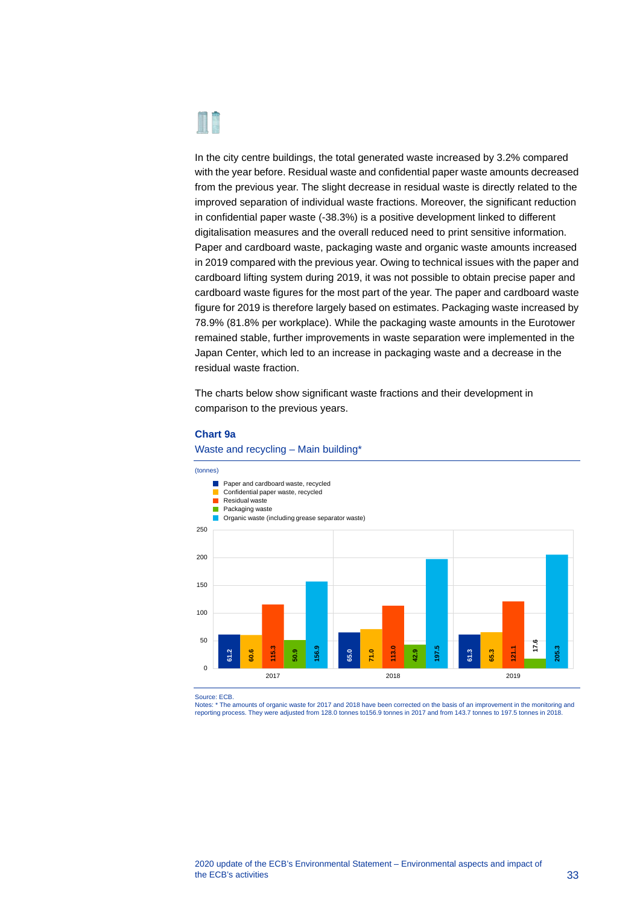In the city centre buildings, the total generated waste increased by 3.2% compared with the year before. Residual waste and confidential paper waste amounts decreased from the previous year. The slight decrease in residual waste is directly related to the improved separation of individual waste fractions. Moreover, the significant reduction in confidential paper waste (-38.3%) is a positive development linked to different digitalisation measures and the overall reduced need to print sensitive information. Paper and cardboard waste, packaging waste and organic waste amounts increased in 2019 compared with the previous year. Owing to technical issues with the paper and cardboard lifting system during 2019, it was not possible to obtain precise paper and cardboard waste figures for the most part of the year. The paper and cardboard waste figure for 2019 is therefore largely based on estimates. Packaging waste increased by 78.9% (81.8% per workplace). While the packaging waste amounts in the Eurotower remained stable, further improvements in waste separation were implemented in the Japan Center, which led to an increase in packaging waste and a decrease in the residual waste fraction.

The charts below show significant waste fractions and their development in comparison to the previous years.

**Chart 9a**

Waste and recycling – Main building*

(tonnes)

| | 2017 | 2018 | 2019 |
|---|---|---|---|
| Paper and cardboard waste, recycled | 61.2 | 65.0 | 61.3 |
| Confidential paper waste, recycled | 60.6 | 71.0 | 65.3 |
| Residual waste | 115.3 | 113.0 | 121.1 |
| Packaging waste | 50.9 | 42.9 | 17.6 |
| Organic waste (including grease separator waste) | 156.9 | 197.5 | 205.3 |

Source: ECB.
Notes: * The amounts of organic waste for 2017 and 2018 have been corrected on the basis of an improvement in the monitoring and reporting process. They were adjusted from 128.0 tonnes to156.9 tonnes in 2017 and from 143.7 tonnes to 197.5 tonnes in 2018.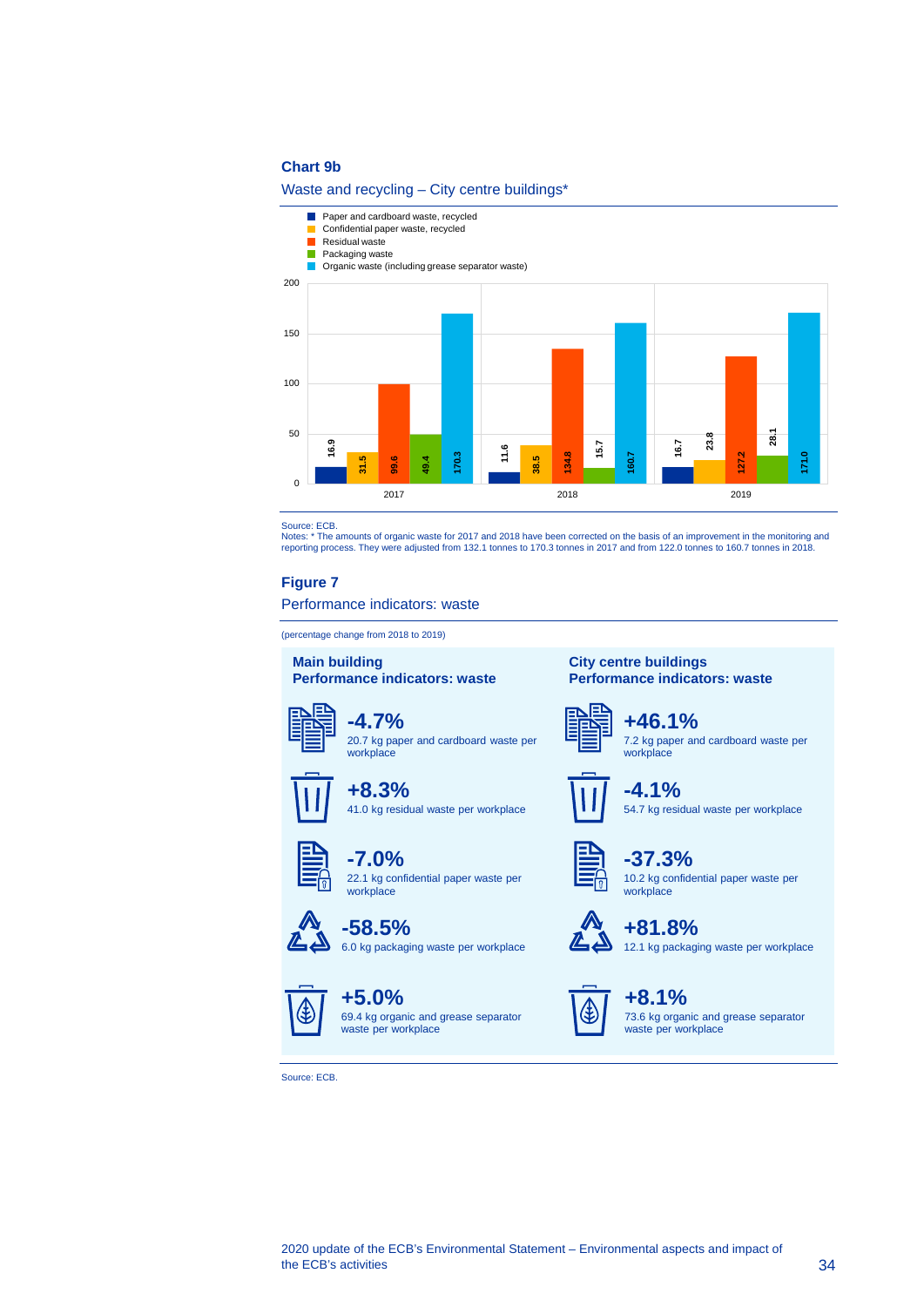**Chart 9b**

Waste and recycling – City centre buildings*

| | 2017 | 2018 | 2019 |
|---|---|---|---|
| Paper and cardboard waste, recycled | 16.9 | 11.6 | 16.7 |
| Confidential paper waste, recycled | 31.5 | 38.5 | 23.8 |
| Residual waste | 99.6 | 134.8 | 127.2 |
| Packaging waste | 49.4 | 15.7 | 28.1 |
| Organic waste (including grease separator waste) | 170.3 | 160.7 | 171.0 |

Source: ECB.
Notes: * The amounts of organic waste for 2017 and 2018 have been corrected on the basis of an improvement in the monitoring and reporting process. They were adjusted from 132.1 tonnes to 170.3 tonnes in 2017 and from 122.0 tonnes to 160.7 tonnes in 2018.

**Figure 7**

Performance indicators: waste

(percentage change from 2018 to 2019)

**Main building**
**Performance indicators: waste**

- **-4.7%** 20.7 kg paper and cardboard waste per workplace
- **+8.3%** 41.0 kg residual waste per workplace
- **-7.0%** 22.1 kg confidential paper waste per workplace
- **-58.5%** 6.0 kg packaging waste per workplace
- **+5.0%** 69.4 kg organic and grease separator waste per workplace

**City centre buildings**
**Performance indicators: waste**

- **+46.1%** 7.2 kg paper and cardboard waste per workplace
- **-4.1%** 54.7 kg residual waste per workplace
- **-37.3%** 10.2 kg confidential paper waste per workplace
- **+81.8%** 12.1 kg packaging waste per workplace
- **+8.1%** 73.6 kg organic and grease separator waste per workplace

Source: ECB.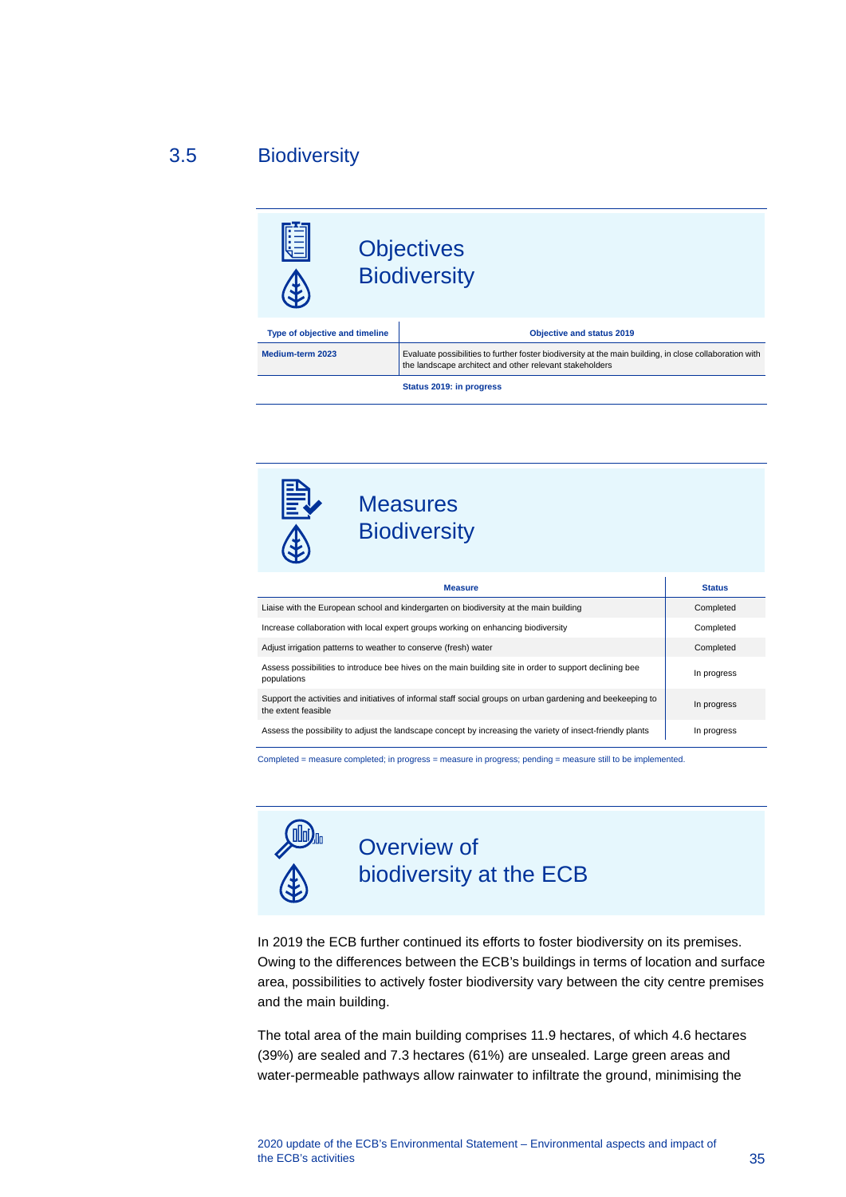## 3.5 Biodiversity

### Objectives Biodiversity

| Type of objective and timeline | Objective and status 2019 |
| --- | --- |
| Medium-term 2023 | Evaluate possibilities to further foster biodiversity at the main building, in close collaboration with the landscape architect and other relevant stakeholders |
| | Status 2019: in progress |

### Measures Biodiversity

| Measure | Status |
| --- | --- |
| Liaise with the European school and kindergarten on biodiversity at the main building | Completed |
| Increase collaboration with local expert groups working on enhancing biodiversity | Completed |
| Adjust irrigation patterns to weather to conserve (fresh) water | Completed |
| Assess possibilities to introduce bee hives on the main building site in order to support declining bee populations | In progress |
| Support the activities and initiatives of informal staff social groups on urban gardening and beekeeping to the extent feasible | In progress |
| Assess the possibility to adjust the landscape concept by increasing the variety of insect-friendly plants | In progress |

Completed = measure completed; in progress = measure in progress; pending = measure still to be implemented.

### Overview of biodiversity at the ECB

In 2019 the ECB further continued its efforts to foster biodiversity on its premises. Owing to the differences between the ECB's buildings in terms of location and surface area, possibilities to actively foster biodiversity vary between the city centre premises and the main building.

The total area of the main building comprises 11.9 hectares, of which 4.6 hectares (39%) are sealed and 7.3 hectares (61%) are unsealed. Large green areas and water-permeable pathways allow rainwater to infiltrate the ground, minimising the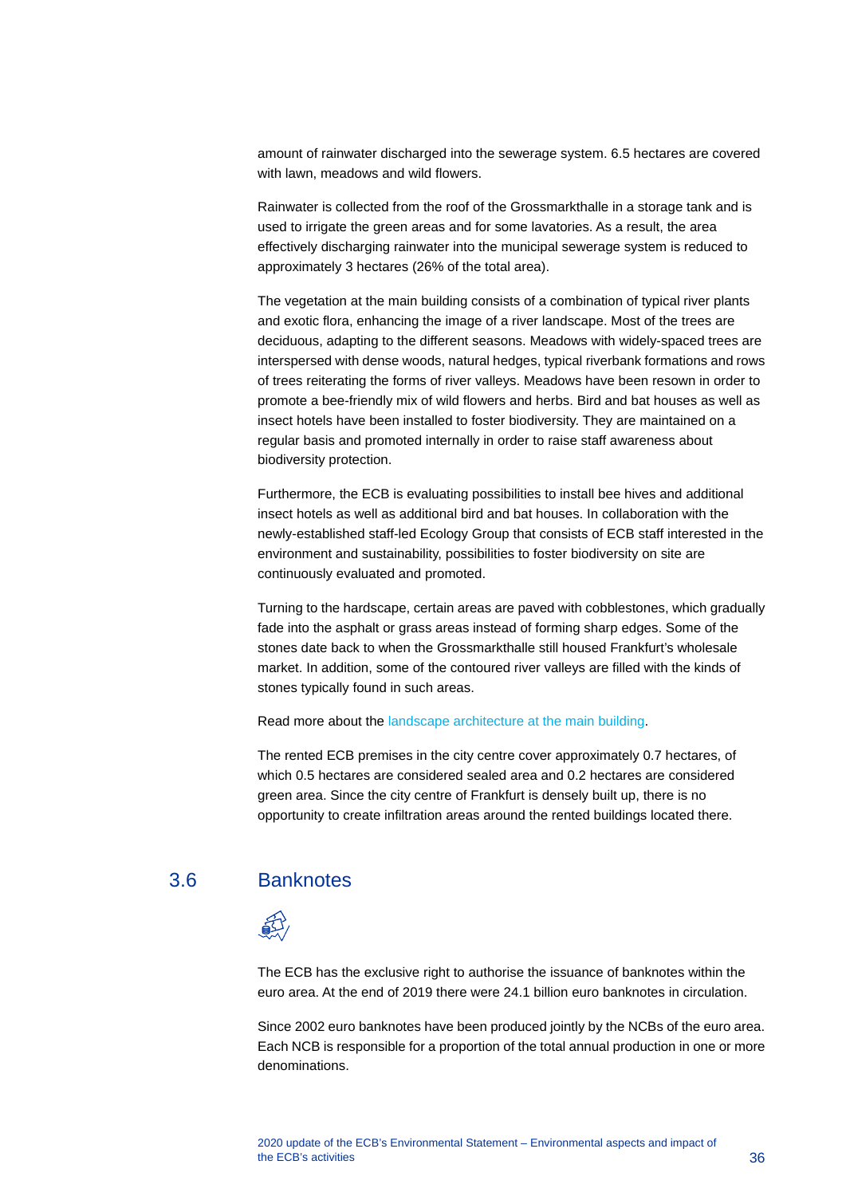amount of rainwater discharged into the sewerage system. 6.5 hectares are covered with lawn, meadows and wild flowers.

Rainwater is collected from the roof of the Grossmarkthalle in a storage tank and is used to irrigate the green areas and for some lavatories. As a result, the area effectively discharging rainwater into the municipal sewerage system is reduced to approximately 3 hectares (26% of the total area).

The vegetation at the main building consists of a combination of typical river plants and exotic flora, enhancing the image of a river landscape. Most of the trees are deciduous, adapting to the different seasons. Meadows with widely-spaced trees are interspersed with dense woods, natural hedges, typical riverbank formations and rows of trees reiterating the forms of river valleys. Meadows have been resown in order to promote a bee-friendly mix of wild flowers and herbs. Bird and bat houses as well as insect hotels have been installed to foster biodiversity. They are maintained on a regular basis and promoted internally in order to raise staff awareness about biodiversity protection.

Furthermore, the ECB is evaluating possibilities to install bee hives and additional insect hotels as well as additional bird and bat houses. In collaboration with the newly-established staff-led Ecology Group that consists of ECB staff interested in the environment and sustainability, possibilities to foster biodiversity on site are continuously evaluated and promoted.

Turning to the hardscape, certain areas are paved with cobblestones, which gradually fade into the asphalt or grass areas instead of forming sharp edges. Some of the stones date back to when the Grossmarkthalle still housed Frankfurt's wholesale market. In addition, some of the contoured river valleys are filled with the kinds of stones typically found in such areas.

Read more about the landscape architecture at the main building.

The rented ECB premises in the city centre cover approximately 0.7 hectares, of which 0.5 hectares are considered sealed area and 0.2 hectares are considered green area. Since the city centre of Frankfurt is densely built up, there is no opportunity to create infiltration areas around the rented buildings located there.

## 3.6 Banknotes

The ECB has the exclusive right to authorise the issuance of banknotes within the euro area. At the end of 2019 there were 24.1 billion euro banknotes in circulation.

Since 2002 euro banknotes have been produced jointly by the NCBs of the euro area. Each NCB is responsible for a proportion of the total annual production in one or more denominations.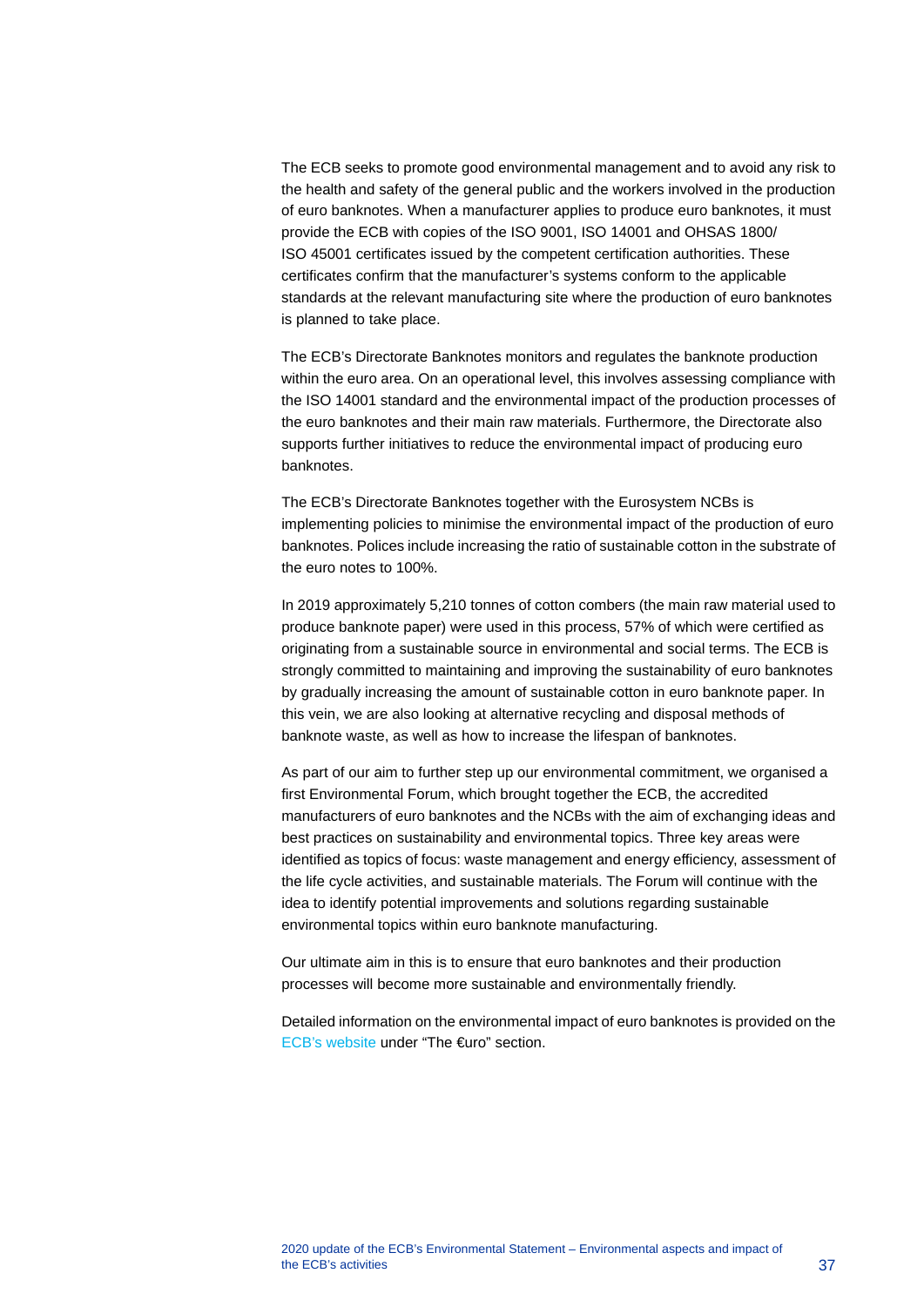The ECB seeks to promote good environmental management and to avoid any risk to the health and safety of the general public and the workers involved in the production of euro banknotes. When a manufacturer applies to produce euro banknotes, it must provide the ECB with copies of the ISO 9001, ISO 14001 and OHSAS 1800/ ISO 45001 certificates issued by the competent certification authorities. These certificates confirm that the manufacturer's systems conform to the applicable standards at the relevant manufacturing site where the production of euro banknotes is planned to take place.

The ECB's Directorate Banknotes monitors and regulates the banknote production within the euro area. On an operational level, this involves assessing compliance with the ISO 14001 standard and the environmental impact of the production processes of the euro banknotes and their main raw materials. Furthermore, the Directorate also supports further initiatives to reduce the environmental impact of producing euro banknotes.

The ECB's Directorate Banknotes together with the Eurosystem NCBs is implementing policies to minimise the environmental impact of the production of euro banknotes. Polices include increasing the ratio of sustainable cotton in the substrate of the euro notes to 100%.

In 2019 approximately 5,210 tonnes of cotton combers (the main raw material used to produce banknote paper) were used in this process, 57% of which were certified as originating from a sustainable source in environmental and social terms. The ECB is strongly committed to maintaining and improving the sustainability of euro banknotes by gradually increasing the amount of sustainable cotton in euro banknote paper. In this vein, we are also looking at alternative recycling and disposal methods of banknote waste, as well as how to increase the lifespan of banknotes.

As part of our aim to further step up our environmental commitment, we organised a first Environmental Forum, which brought together the ECB, the accredited manufacturers of euro banknotes and the NCBs with the aim of exchanging ideas and best practices on sustainability and environmental topics. Three key areas were identified as topics of focus: waste management and energy efficiency, assessment of the life cycle activities, and sustainable materials. The Forum will continue with the idea to identify potential improvements and solutions regarding sustainable environmental topics within euro banknote manufacturing.

Our ultimate aim in this is to ensure that euro banknotes and their production processes will become more sustainable and environmentally friendly.

Detailed information on the environmental impact of euro banknotes is provided on the ECB's website under "The €uro" section.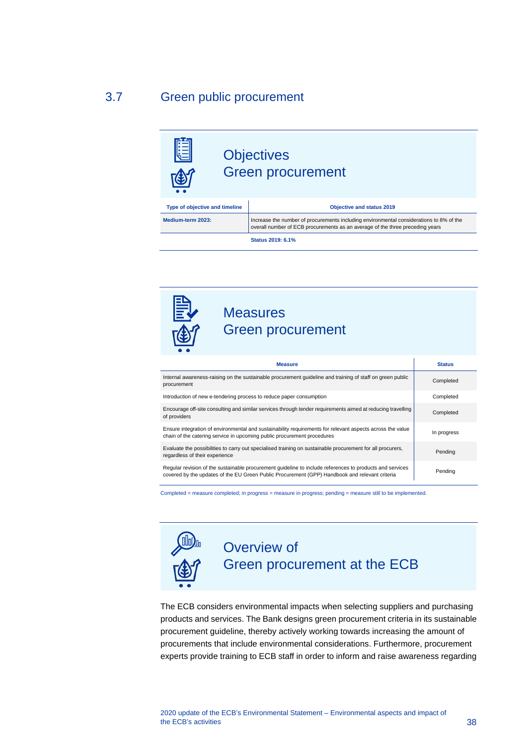## 3.7 Green public procurement

### Objectives
### Green procurement

| Type of objective and timeline | Objective and status 2019 |
|---|---|
| **Medium-term 2023:** | Increase the number of procurements including environmental considerations to 8% of the overall number of ECB procurements as an average of the three preceding years |
| | **Status 2019: 6.1%** |

### Measures
### Green procurement

| Measure | Status |
|---|---|
| Internal awareness-raising on the sustainable procurement guideline and training of staff on green public procurement | Completed |
| Introduction of new e-tendering process to reduce paper consumption | Completed |
| Encourage off-site consulting and similar services through tender requirements aimed at reducing travelling of providers | Completed |
| Ensure integration of environmental and sustainability requirements for relevant aspects across the value chain of the catering service in upcoming public procurement procedures | In progress |
| Evaluate the possibilities to carry out specialised training on sustainable procurement for all procurers, regardless of their experience | Pending |
| Regular revision of the sustainable procurement guideline to include references to products and services covered by the updates of the EU Green Public Procurement (GPP) Handbook and relevant criteria | Pending |

Completed = measure completed; in progress = measure in progress; pending = measure still to be implemented.

### Overview of
### Green procurement at the ECB

The ECB considers environmental impacts when selecting suppliers and purchasing products and services. The Bank designs green procurement criteria in its sustainable procurement guideline, thereby actively working towards increasing the amount of procurements that include environmental considerations. Furthermore, procurement experts provide training to ECB staff in order to inform and raise awareness regarding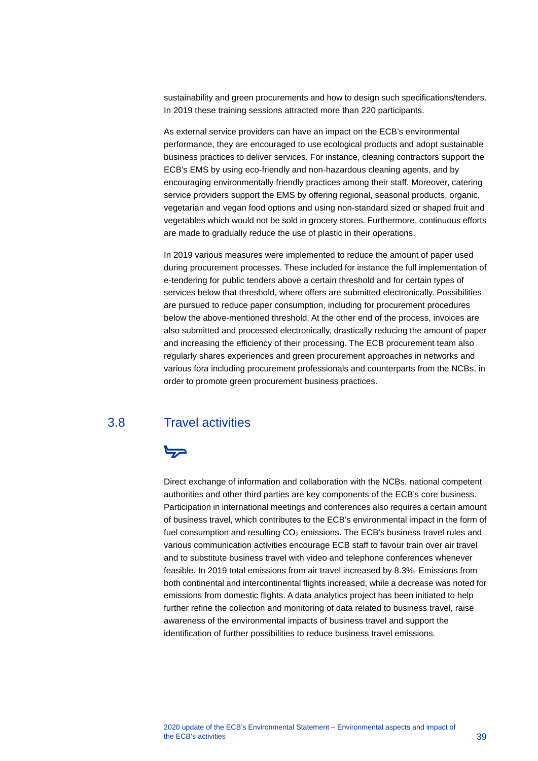sustainability and green procurements and how to design such specifications/tenders. In 2019 these training sessions attracted more than 220 participants.

As external service providers can have an impact on the ECB's environmental performance, they are encouraged to use ecological products and adopt sustainable business practices to deliver services. For instance, cleaning contractors support the ECB's EMS by using eco-friendly and non-hazardous cleaning agents, and by encouraging environmentally friendly practices among their staff. Moreover, catering service providers support the EMS by offering regional, seasonal products, organic, vegetarian and vegan food options and using non-standard sized or shaped fruit and vegetables which would not be sold in grocery stores. Furthermore, continuous efforts are made to gradually reduce the use of plastic in their operations.

In 2019 various measures were implemented to reduce the amount of paper used during procurement processes. These included for instance the full implementation of e-tendering for public tenders above a certain threshold and for certain types of services below that threshold, where offers are submitted electronically. Possibilities are pursued to reduce paper consumption, including for procurement procedures below the above-mentioned threshold. At the other end of the process, invoices are also submitted and processed electronically, drastically reducing the amount of paper and increasing the efficiency of their processing. The ECB procurement team also regularly shares experiences and green procurement approaches in networks and various fora including procurement professionals and counterparts from the NCBs, in order to promote green procurement business practices.

## 3.8 Travel activities

Direct exchange of information and collaboration with the NCBs, national competent authorities and other third parties are key components of the ECB's core business. Participation in international meetings and conferences also requires a certain amount of business travel, which contributes to the ECB's environmental impact in the form of fuel consumption and resulting $CO_2$ emissions. The ECB's business travel rules and various communication activities encourage ECB staff to favour train over air travel and to substitute business travel with video and telephone conferences whenever feasible. In 2019 total emissions from air travel increased by 8.3%. Emissions from both continental and intercontinental flights increased, while a decrease was noted for emissions from domestic flights. A data analytics project has been initiated to help further refine the collection and monitoring of data related to business travel, raise awareness of the environmental impacts of business travel and support the identification of further possibilities to reduce business travel emissions.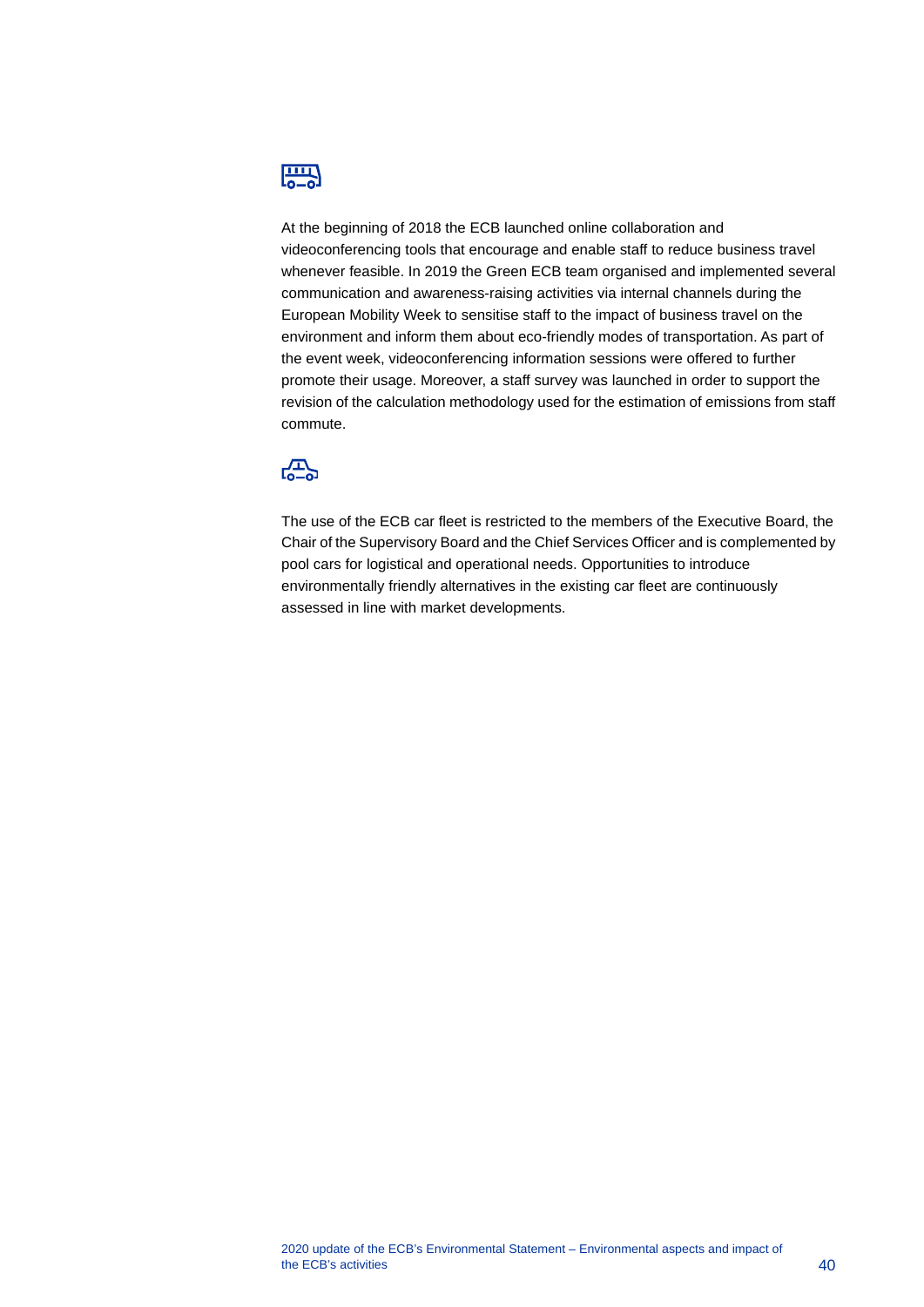At the beginning of 2018 the ECB launched online collaboration and videoconferencing tools that encourage and enable staff to reduce business travel whenever feasible. In 2019 the Green ECB team organised and implemented several communication and awareness-raising activities via internal channels during the European Mobility Week to sensitise staff to the impact of business travel on the environment and inform them about eco-friendly modes of transportation. As part of the event week, videoconferencing information sessions were offered to further promote their usage. Moreover, a staff survey was launched in order to support the revision of the calculation methodology used for the estimation of emissions from staff commute.

The use of the ECB car fleet is restricted to the members of the Executive Board, the Chair of the Supervisory Board and the Chief Services Officer and is complemented by pool cars for logistical and operational needs. Opportunities to introduce environmentally friendly alternatives in the existing car fleet are continuously assessed in line with market developments.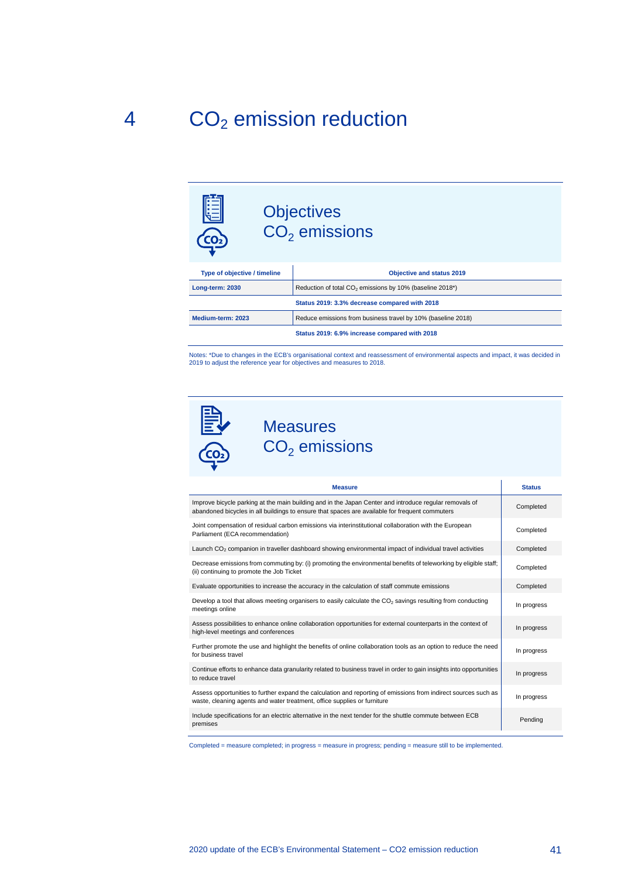# 4 $CO_2$ emission reduction

## Objectives $CO_2$ emissions

| Type of objective / timeline | Objective and status 2019 |
|---|---|
| Long-term: 2030 | Reduction of total $CO_2$ emissions by 10% (baseline 2018*) |
| | Status 2019: 3.3% decrease compared with 2018 |
| Medium-term: 2023 | Reduce emissions from business travel by 10% (baseline 2018) |
| | Status 2019: 6.9% increase compared with 2018 |

Notes: *Due to changes in the ECB's organisational context and reassessment of environmental aspects and impact, it was decided in 2019 to adjust the reference year for objectives and measures to 2018.

## Measures $CO_2$ emissions

| Measure | Status |
|---|---|
| Improve bicycle parking at the main building and in the Japan Center and introduce regular removals of abandoned bicycles in all buildings to ensure that spaces are available for frequent commuters | Completed |
| Joint compensation of residual carbon emissions via interinstitutional collaboration with the European Parliament (ECA recommendation) | Completed |
| Launch $CO_2$ companion in traveller dashboard showing environmental impact of individual travel activities | Completed |
| Decrease emissions from commuting by: (i) promoting the environmental benefits of teleworking by eligible staff; (ii) continuing to promote the Job Ticket | Completed |
| Evaluate opportunities to increase the accuracy in the calculation of staff commute emissions | Completed |
| Develop a tool that allows meeting organisers to easily calculate the $CO_2$ savings resulting from conducting meetings online | In progress |
| Assess possibilities to enhance online collaboration opportunities for external counterparts in the context of high-level meetings and conferences | In progress |
| Further promote the use and highlight the benefits of online collaboration tools as an option to reduce the need for business travel | In progress |
| Continue efforts to enhance data granularity related to business travel in order to gain insights into opportunities to reduce travel | In progress |
| Assess opportunities to further expand the calculation and reporting of emissions from indirect sources such as waste, cleaning agents and water treatment, office supplies or furniture | In progress |
| Include specifications for an electric alternative in the next tender for the shuttle commute between ECB premises | Pending |

Completed = measure completed; in progress = measure in progress; pending = measure still to be implemented.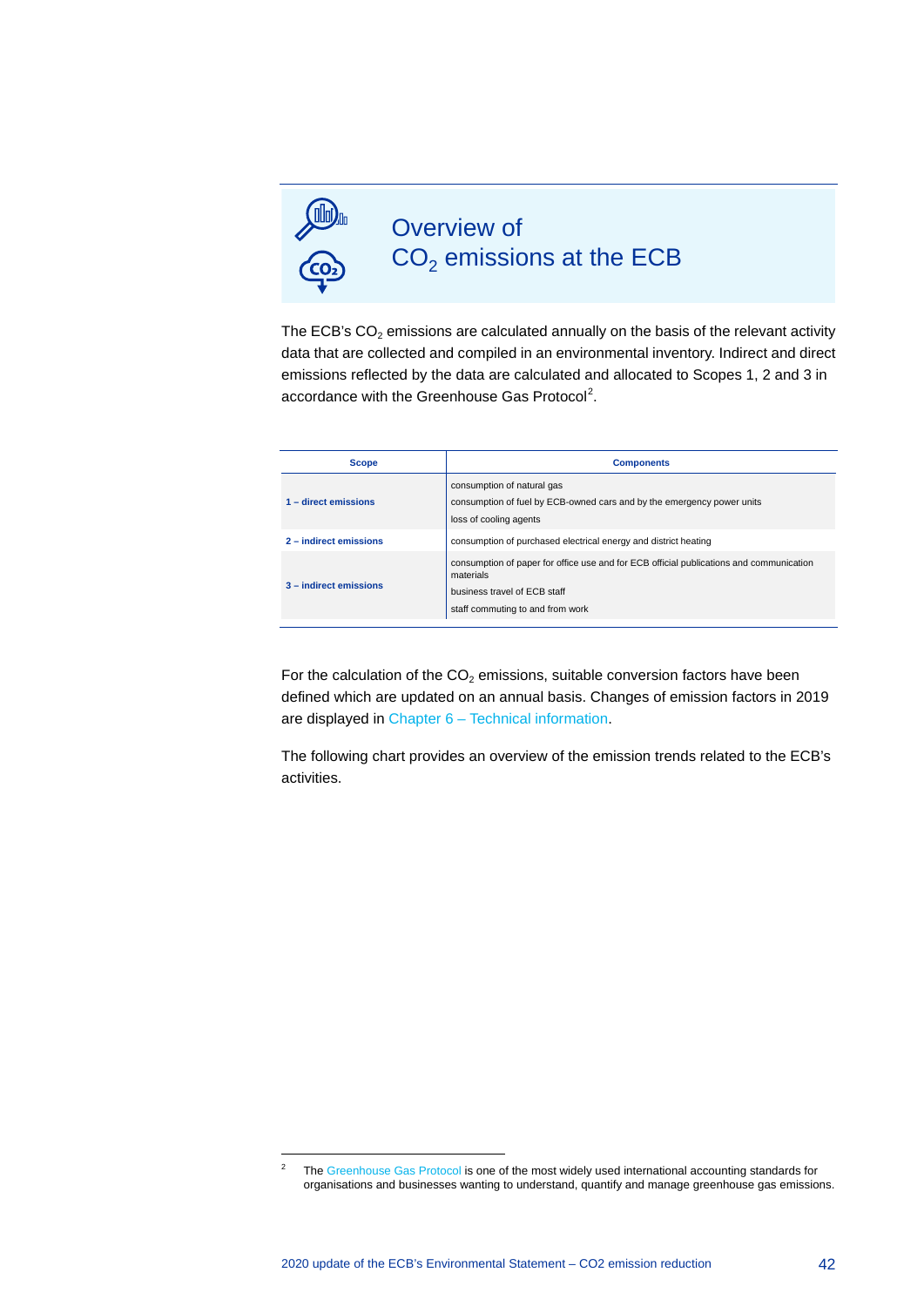# Overview of $CO_2$ emissions at the ECB

The ECB's $CO_2$ emissions are calculated annually on the basis of the relevant activity data that are collected and compiled in an environmental inventory. Indirect and direct emissions reflected by the data are calculated and allocated to Scopes 1, 2 and 3 in accordance with the Greenhouse Gas Protocol[2].

| Scope | Components |
|---|---|
| **1 – direct emissions** | consumption of natural gas<br>consumption of fuel by ECB-owned cars and by the emergency power units<br>loss of cooling agents |
| **2 – indirect emissions** | consumption of purchased electrical energy and district heating |
| **3 – indirect emissions** | consumption of paper for office use and for ECB official publications and communication materials<br>business travel of ECB staff<br>staff commuting to and from work |

For the calculation of the $CO_2$ emissions, suitable conversion factors have been defined which are updated on an annual basis. Changes of emission factors in 2019 are displayed in Chapter 6 – Technical information.

The following chart provides an overview of the emission trends related to the ECB's activities.

[2] The Greenhouse Gas Protocol is one of the most widely used international accounting standards for organisations and businesses wanting to understand, quantify and manage greenhouse gas emissions.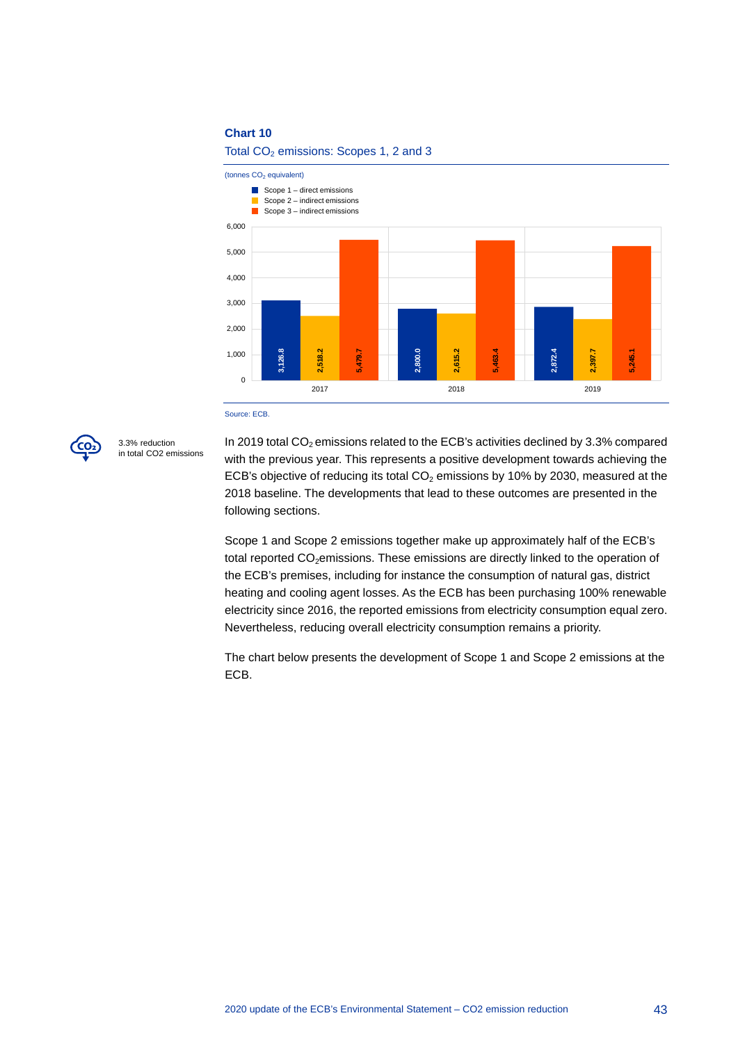**Chart 10**

Total $CO_2$ emissions: Scopes 1, 2 and 3

(tonnes $CO_2$ equivalent)

| | Scope 1 – direct emissions | Scope 2 – indirect emissions | Scope 3 – indirect emissions |
|---|---|---|---|
| 2017 | 3,126.8 | 2,518.2 | 5,479.7 |
| 2018 | 2,800.0 | 2,615.2 | 5,463.4 |
| 2019 | 2,872.4 | 2,397.7 | 5,245.1 |

Source: ECB.

3.3% reduction in total CO2 emissions

In 2019 total $CO_2$ emissions related to the ECB's activities declined by 3.3% compared with the previous year. This represents a positive development towards achieving the ECB's objective of reducing its total $CO_2$ emissions by 10% by 2030, measured at the 2018 baseline. The developments that lead to these outcomes are presented in the following sections.

Scope 1 and Scope 2 emissions together make up approximately half of the ECB's total reported $CO_2$emissions. These emissions are directly linked to the operation of the ECB's premises, including for instance the consumption of natural gas, district heating and cooling agent losses. As the ECB has been purchasing 100% renewable electricity since 2016, the reported emissions from electricity consumption equal zero. Nevertheless, reducing overall electricity consumption remains a priority.

The chart below presents the development of Scope 1 and Scope 2 emissions at the ECB.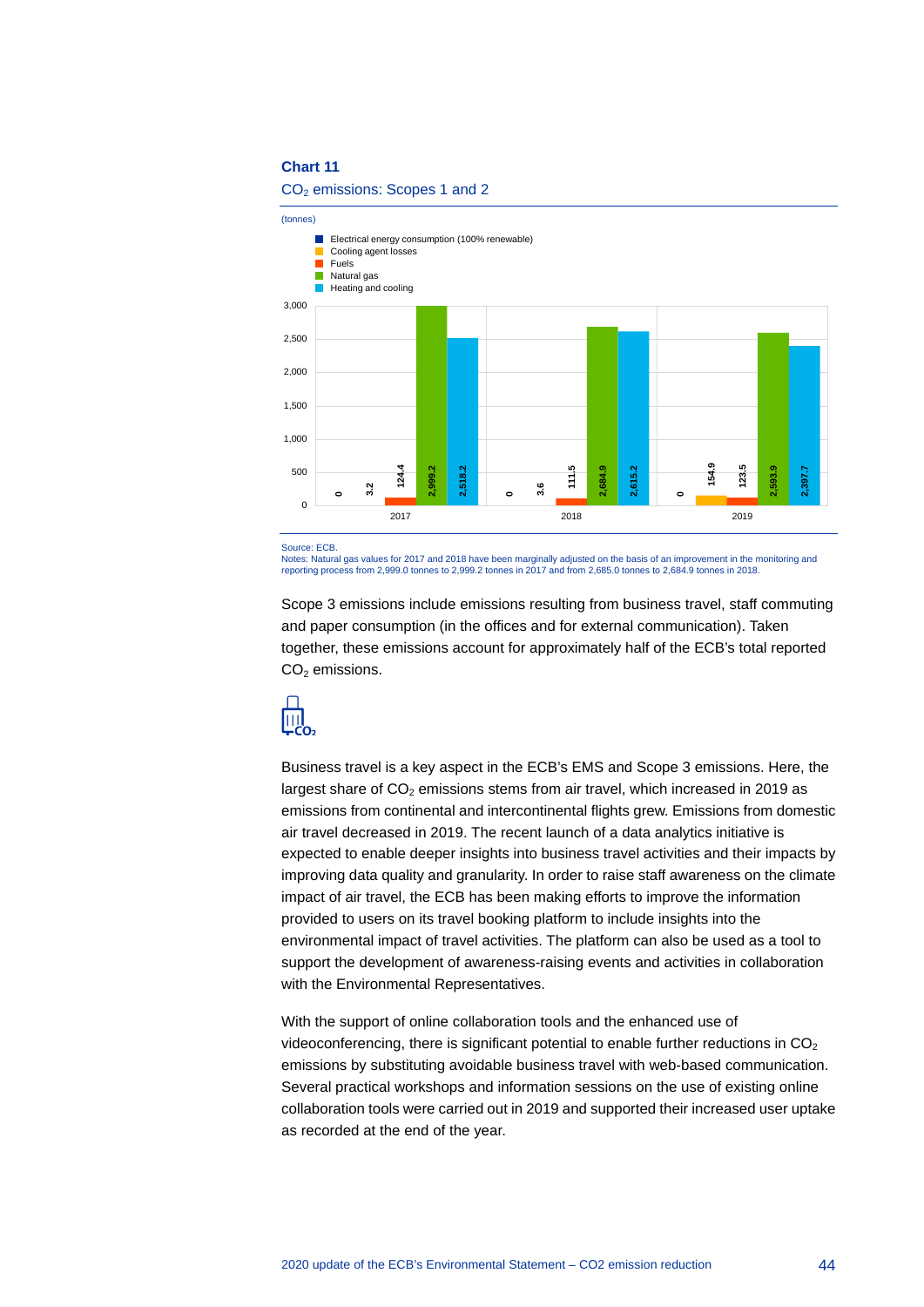**Chart 11**

$CO_2$ emissions: Scopes 1 and 2

(tonnes)

| | Electrical energy consumption (100% renewable) | Cooling agent losses | Fuels | Natural gas | Heating and cooling |
|---|---|---|---|---|---|
| 2017 | 0 | 3.2 | 124.4 | 2,999.2 | 2,518.2 |
| 2018 | 0 | 3.6 | 111.5 | 2,684.9 | 2,615.2 |
| 2019 | 0 | 154.9 | 123.5 | 2,593.9 | 2,397.7 |

Source: ECB.
Notes: Natural gas values for 2017 and 2018 have been marginally adjusted on the basis of an improvement in the monitoring and reporting process from 2,999.0 tonnes to 2,999.2 tonnes in 2017 and from 2,685.0 tonnes to 2,684.9 tonnes in 2018.

Scope 3 emissions include emissions resulting from business travel, staff commuting and paper consumption (in the offices and for external communication). Taken together, these emissions account for approximately half of the ECB's total reported $CO_2$ emissions.

Business travel is a key aspect in the ECB's EMS and Scope 3 emissions. Here, the largest share of $CO_2$ emissions stems from air travel, which increased in 2019 as emissions from continental and intercontinental flights grew. Emissions from domestic air travel decreased in 2019. The recent launch of a data analytics initiative is expected to enable deeper insights into business travel activities and their impacts by improving data quality and granularity. In order to raise staff awareness on the climate impact of air travel, the ECB has been making efforts to improve the information provided to users on its travel booking platform to include insights into the environmental impact of travel activities. The platform can also be used as a tool to support the development of awareness-raising events and activities in collaboration with the Environmental Representatives.

With the support of online collaboration tools and the enhanced use of videoconferencing, there is significant potential to enable further reductions in $CO_2$ emissions by substituting avoidable business travel with web-based communication. Several practical workshops and information sessions on the use of existing online collaboration tools were carried out in 2019 and supported their increased user uptake as recorded at the end of the year.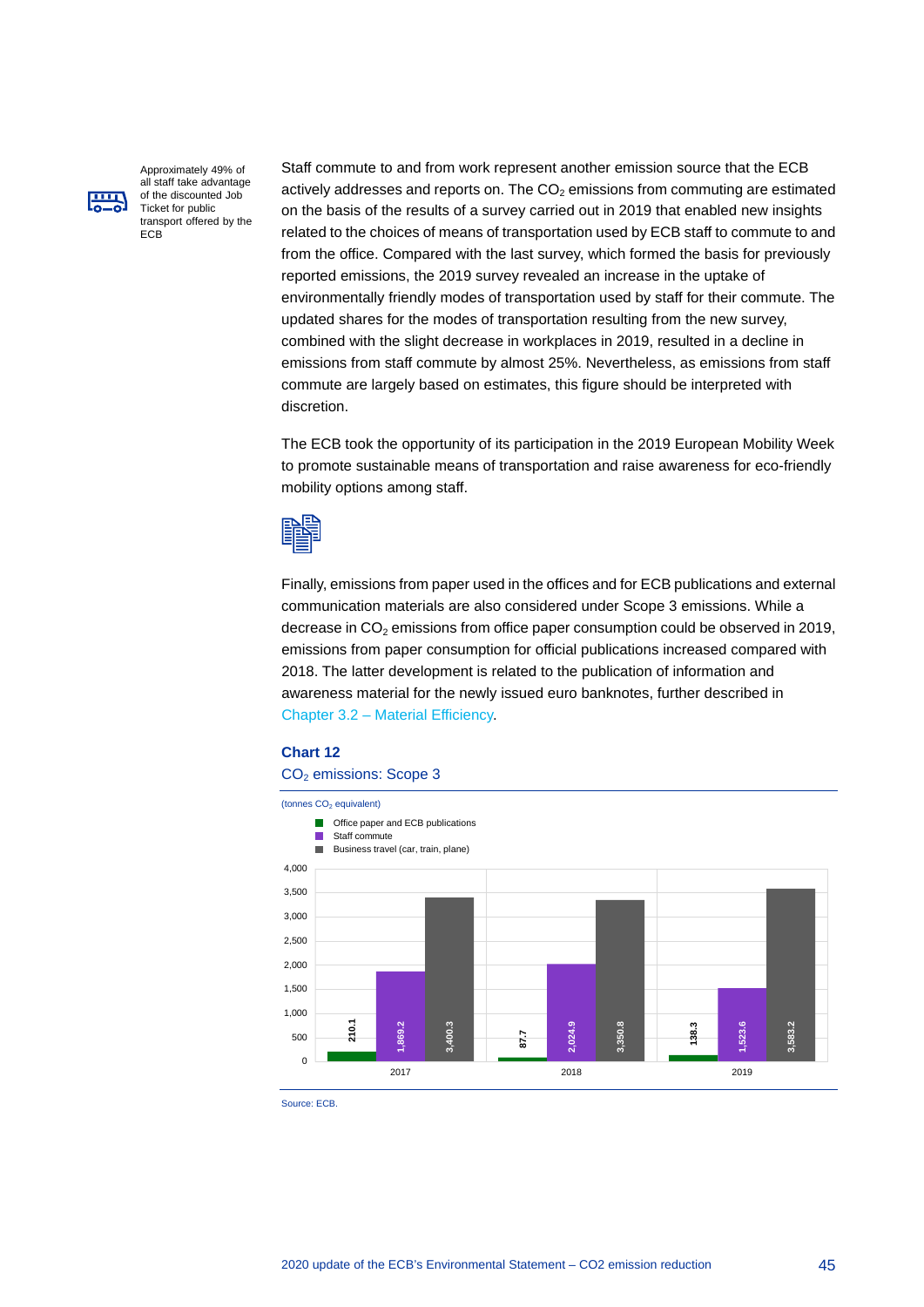Approximately 49% of all staff take advantage of the discounted Job Ticket for public transport offered by the ECB

Staff commute to and from work represent another emission source that the ECB actively addresses and reports on. The $CO_2$ emissions from commuting are estimated on the basis of the results of a survey carried out in 2019 that enabled new insights related to the choices of means of transportation used by ECB staff to commute to and from the office. Compared with the last survey, which formed the basis for previously reported emissions, the 2019 survey revealed an increase in the uptake of environmentally friendly modes of transportation used by staff for their commute. The updated shares for the modes of transportation resulting from the new survey, combined with the slight decrease in workplaces in 2019, resulted in a decline in emissions from staff commute by almost 25%. Nevertheless, as emissions from staff commute are largely based on estimates, this figure should be interpreted with discretion.

The ECB took the opportunity of its participation in the 2019 European Mobility Week to promote sustainable means of transportation and raise awareness for eco-friendly mobility options among staff.

Finally, emissions from paper used in the offices and for ECB publications and external communication materials are also considered under Scope 3 emissions. While a decrease in $CO_2$ emissions from office paper consumption could be observed in 2019, emissions from paper consumption for official publications increased compared with 2018. The latter development is related to the publication of information and awareness material for the newly issued euro banknotes, further described in Chapter 3.2 – Material Efficiency.

**Chart 12**

$CO_2$ emissions: Scope 3

(tonnes $CO_2$ equivalent)

| | Office paper and ECB publications | Staff commute | Business travel (car, train, plane) |
|---|---|---|---|
| 2017 | 210.1 | 1,869.2 | 3,400.3 |
| 2018 | 87.7 | 2,024.9 | 3,350.8 |
| 2019 | 138.3 | 1,523.6 | 3,583.2 |

Source: ECB.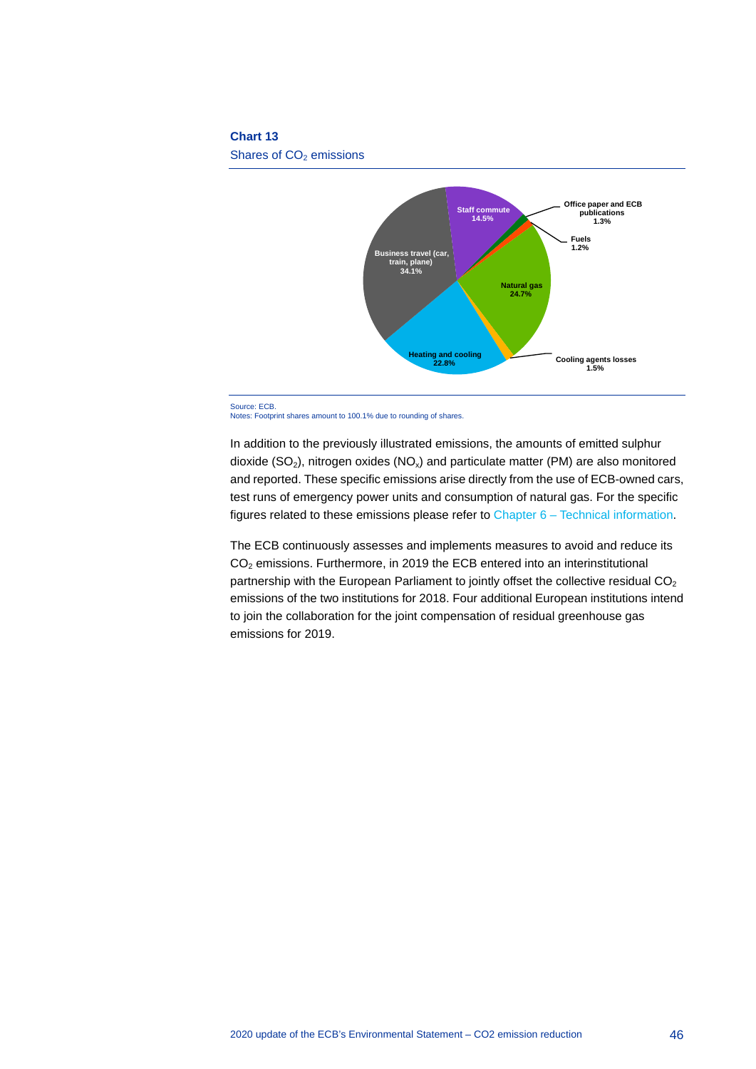**Chart 13**

Shares of $CO_2$ emissions

| Category | Share |
| --- | --- |
| Business travel (car, train, plane) | 34.1% |
| Staff commute | 14.5% |
| Office paper and ECB publications | 1.3% |
| Fuels | 1.2% |
| Natural gas | 24.7% |
| Cooling agents losses | 1.5% |
| Heating and cooling | 22.8% |

Source: ECB.
Notes: Footprint shares amount to 100.1% due to rounding of shares.

In addition to the previously illustrated emissions, the amounts of emitted sulphur dioxide ($SO_2$), nitrogen oxides ($NO_x$) and particulate matter (PM) are also monitored and reported. These specific emissions arise directly from the use of ECB-owned cars, test runs of emergency power units and consumption of natural gas. For the specific figures related to these emissions please refer to Chapter 6 – Technical information.

The ECB continuously assesses and implements measures to avoid and reduce its $CO_2$ emissions. Furthermore, in 2019 the ECB entered into an interinstitutional partnership with the European Parliament to jointly offset the collective residual $CO_2$ emissions of the two institutions for 2018. Four additional European institutions intend to join the collaboration for the joint compensation of residual greenhouse gas emissions for 2019.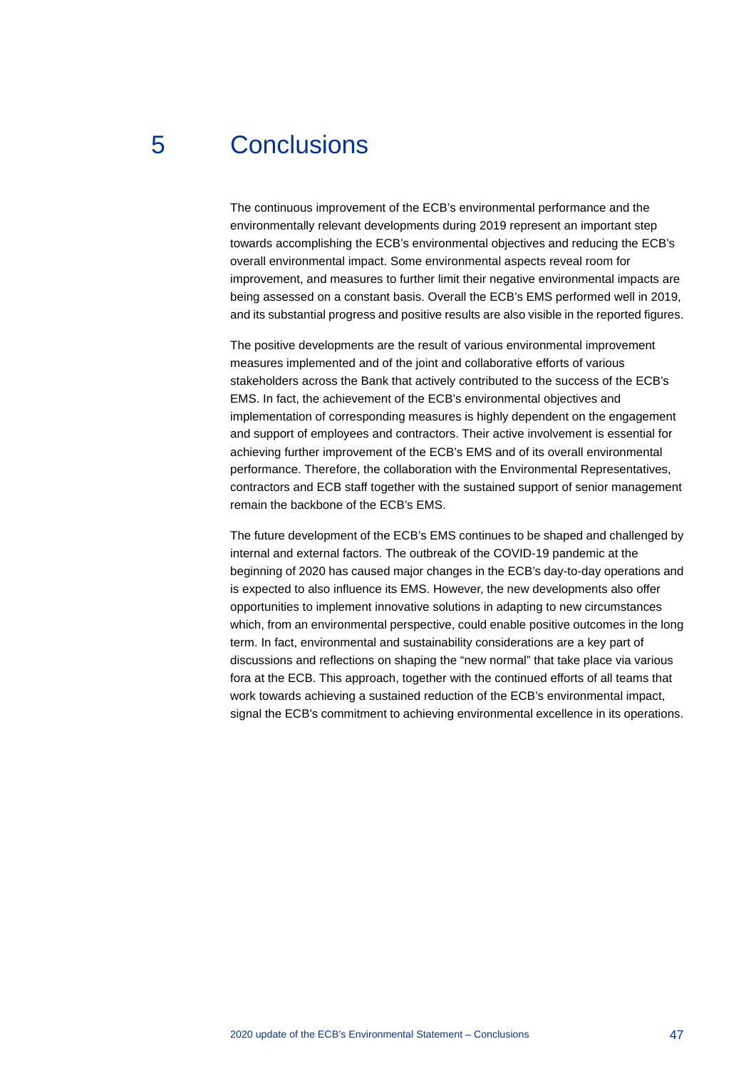# 5 Conclusions

The continuous improvement of the ECB's environmental performance and the environmentally relevant developments during 2019 represent an important step towards accomplishing the ECB's environmental objectives and reducing the ECB's overall environmental impact. Some environmental aspects reveal room for improvement, and measures to further limit their negative environmental impacts are being assessed on a constant basis. Overall the ECB's EMS performed well in 2019, and its substantial progress and positive results are also visible in the reported figures.

The positive developments are the result of various environmental improvement measures implemented and of the joint and collaborative efforts of various stakeholders across the Bank that actively contributed to the success of the ECB's EMS. In fact, the achievement of the ECB's environmental objectives and implementation of corresponding measures is highly dependent on the engagement and support of employees and contractors. Their active involvement is essential for achieving further improvement of the ECB's EMS and of its overall environmental performance. Therefore, the collaboration with the Environmental Representatives, contractors and ECB staff together with the sustained support of senior management remain the backbone of the ECB's EMS.

The future development of the ECB's EMS continues to be shaped and challenged by internal and external factors. The outbreak of the COVID-19 pandemic at the beginning of 2020 has caused major changes in the ECB's day-to-day operations and is expected to also influence its EMS. However, the new developments also offer opportunities to implement innovative solutions in adapting to new circumstances which, from an environmental perspective, could enable positive outcomes in the long term. In fact, environmental and sustainability considerations are a key part of discussions and reflections on shaping the "new normal" that take place via various fora at the ECB. This approach, together with the continued efforts of all teams that work towards achieving a sustained reduction of the ECB's environmental impact, signal the ECB's commitment to achieving environmental excellence in its operations.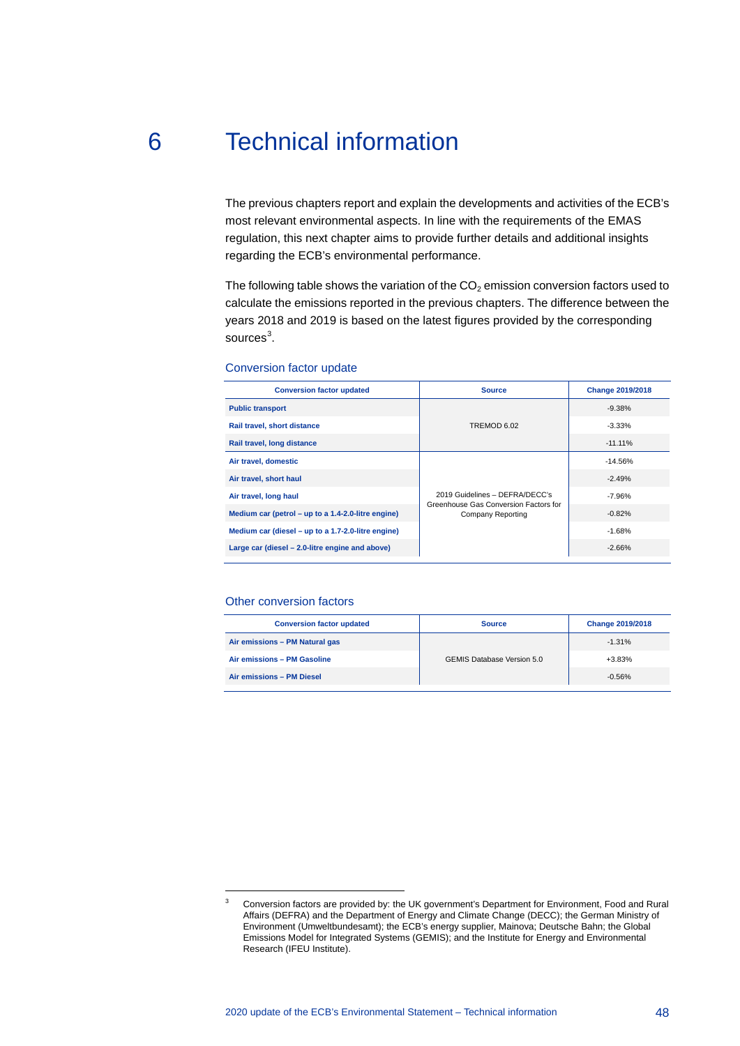# 6 Technical information

The previous chapters report and explain the developments and activities of the ECB's most relevant environmental aspects. In line with the requirements of the EMAS regulation, this next chapter aims to provide further details and additional insights regarding the ECB's environmental performance.

The following table shows the variation of the $CO_2$ emission conversion factors used to calculate the emissions reported in the previous chapters. The difference between the years 2018 and 2019 is based on the latest figures provided by the corresponding sources[3].

### Conversion factor update

| Conversion factor updated | Source | Change 2019/2018 |
|---|---|---|
| **Public transport** | TREMOD 6.02 | -9.38% |
| **Rail travel, short distance** | | -3.33% |
| **Rail travel, long distance** | | -11.11% |
| **Air travel, domestic** | 2019 Guidelines – DEFRA/DECC's Greenhouse Gas Conversion Factors for Company Reporting | -14.56% |
| **Air travel, short haul** | | -2.49% |
| **Air travel, long haul** | | -7.96% |
| **Medium car (petrol – up to a 1.4-2.0-litre engine)** | | -0.82% |
| **Medium car (diesel – up to a 1.7-2.0-litre engine)** | | -1.68% |
| **Large car (diesel – 2.0-litre engine and above)** | | -2.66% |

### Other conversion factors

| Conversion factor updated | Source | Change 2019/2018 |
|---|---|---|
| **Air emissions – PM Natural gas** | GEMIS Database Version 5.0 | -1.31% |
| **Air emissions – PM Gasoline** | | +3.83% |
| **Air emissions – PM Diesel** | | -0.56% |

[3] Conversion factors are provided by: the UK government's Department for Environment, Food and Rural Affairs (DEFRA) and the Department of Energy and Climate Change (DECC); the German Ministry of Environment (Umweltbundesamt); the ECB's energy supplier, Mainova; Deutsche Bahn; the Global Emissions Model for Integrated Systems (GEMIS); and the Institute for Energy and Environmental Research (IFEU Institute).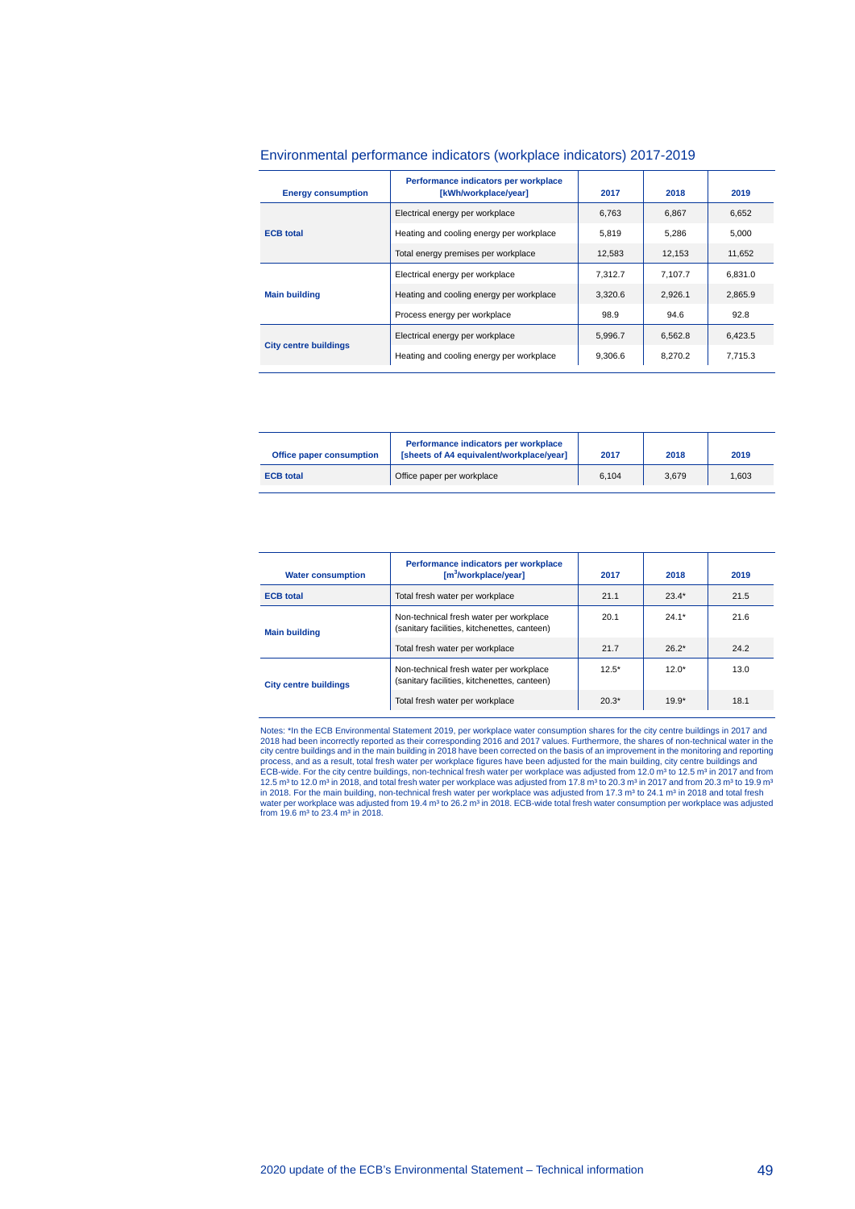## Environmental performance indicators (workplace indicators) 2017-2019

| Energy consumption | Performance indicators per workplace [kWh/workplace/year] | 2017 | 2018 | 2019 |
|---|---|---|---|---|
| **ECB total** | Electrical energy per workplace | 6,763 | 6,867 | 6,652 |
| | Heating and cooling energy per workplace | 5,819 | 5,286 | 5,000 |
| | Total energy premises per workplace | 12,583 | 12,153 | 11,652 |
| **Main building** | Electrical energy per workplace | 7,312.7 | 7,107.7 | 6,831.0 |
| | Heating and cooling energy per workplace | 3,320.6 | 2,926.1 | 2,865.9 |
| | Process energy per workplace | 98.9 | 94.6 | 92.8 |
| **City centre buildings** | Electrical energy per workplace | 5,996.7 | 6,562.8 | 6,423.5 |
| | Heating and cooling energy per workplace | 9,306.6 | 8,270.2 | 7,715.3 |

| Office paper consumption | Performance indicators per workplace [sheets of A4 equivalent/workplace/year] | 2017 | 2018 | 2019 |
|---|---|---|---|---|
| **ECB total** | Office paper per workplace | 6,104 | 3,679 | 1,603 |

| Water consumption | Performance indicators per workplace [$m^3$/workplace/year] | 2017 | 2018 | 2019 |
|---|---|---|---|---|
| **ECB total** | Total fresh water per workplace | 21.1 | 23.4* | 21.5 |
| **Main building** | Non-technical fresh water per workplace (sanitary facilities, kitchenettes, canteen) | 20.1 | 24.1* | 21.6 |
| | Total fresh water per workplace | 21.7 | 26.2* | 24.2 |
| **City centre buildings** | Non-technical fresh water per workplace (sanitary facilities, kitchenettes, canteen) | 12.5* | 12.0* | 13.0 |
| | Total fresh water per workplace | 20.3* | 19.9* | 18.1 |

Notes: *In the ECB Environmental Statement 2019, per workplace water consumption shares for the city centre buildings in 2017 and 2018 had been incorrectly reported as their corresponding 2016 and 2017 values. Furthermore, the shares of non-technical water in the city centre buildings and in the main building in 2018 have been corrected on the basis of an improvement in the monitoring and reporting process, and as a result, total fresh water per workplace figures have been adjusted for the main building, city centre buildings and ECB-wide. For the city centre buildings, non-technical fresh water per workplace was adjusted from 12.0 m³ to 12.5 m³ in 2017 and from 12.5 m³ to 12.0 m³ in 2018, and total fresh water per workplace was adjusted from 17.8 m³ to 20.3 m³ in 2017 and from 20.3 m³ to 19.9 m³ in 2018. For the main building, non-technical fresh water per workplace was adjusted from 17.3 m³ to 24.1 m³ in 2018 and total fresh water per workplace was adjusted from 19.4 m³ to 26.2 m³ in 2018. ECB-wide total fresh water consumption per workplace was adjusted from 19.6 m³ to 23.4 m³ in 2018.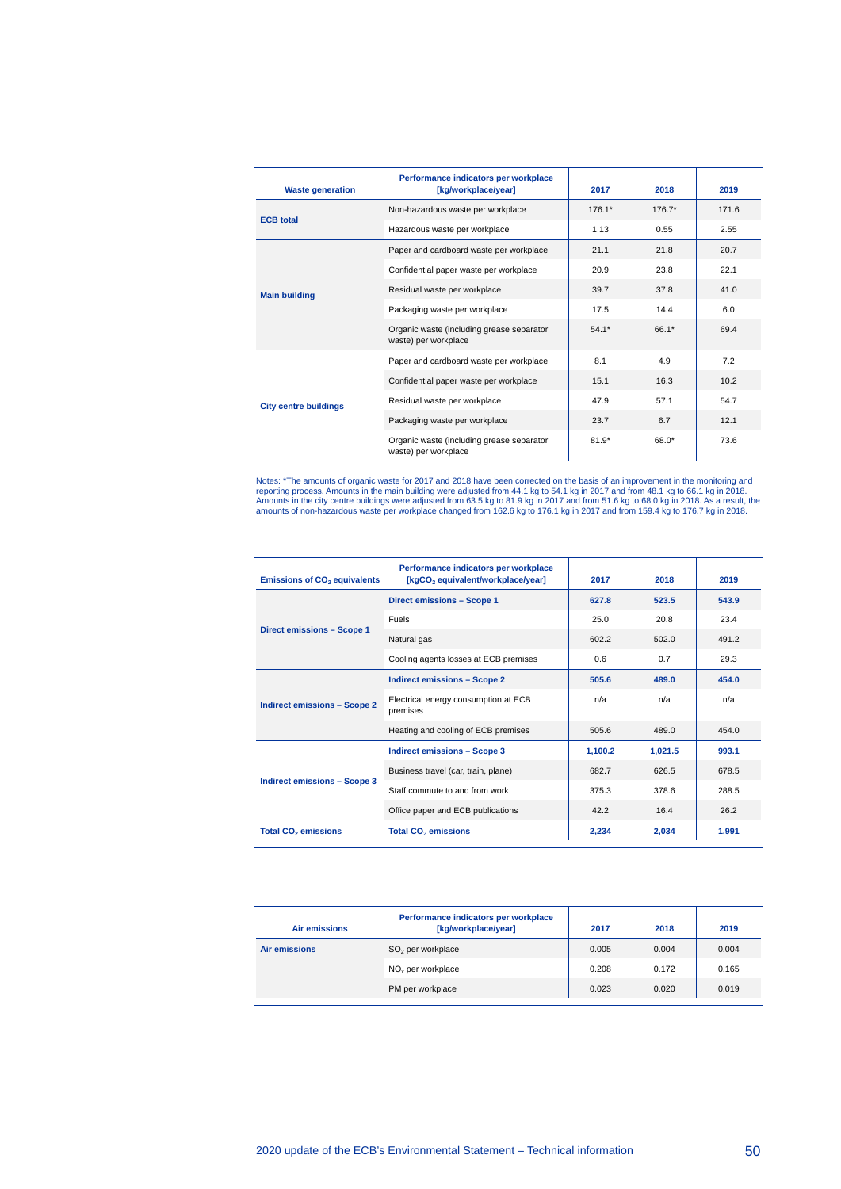| Waste generation | Performance indicators per workplace [kg/workplace/year] | 2017 | 2018 | 2019 |
|---|---|---|---|---|
| **ECB total** | Non-hazardous waste per workplace | 176.1* | 176.7* | 171.6 |
| | Hazardous waste per workplace | 1.13 | 0.55 | 2.55 |
| **Main building** | Paper and cardboard waste per workplace | 21.1 | 21.8 | 20.7 |
| | Confidential paper waste per workplace | 20.9 | 23.8 | 22.1 |
| | Residual waste per workplace | 39.7 | 37.8 | 41.0 |
| | Packaging waste per workplace | 17.5 | 14.4 | 6.0 |
| | Organic waste (including grease separator waste) per workplace | 54.1* | 66.1* | 69.4 |
| **City centre buildings** | Paper and cardboard waste per workplace | 8.1 | 4.9 | 7.2 |
| | Confidential paper waste per workplace | 15.1 | 16.3 | 10.2 |
| | Residual waste per workplace | 47.9 | 57.1 | 54.7 |
| | Packaging waste per workplace | 23.7 | 6.7 | 12.1 |
| | Organic waste (including grease separator waste) per workplace | 81.9* | 68.0* | 73.6 |

Notes: *The amounts of organic waste for 2017 and 2018 have been corrected on the basis of an improvement in the monitoring and reporting process. Amounts in the main building were adjusted from 44.1 kg to 54.1 kg in 2017 and from 48.1 kg to 66.1 kg in 2018. Amounts in the city centre buildings were adjusted from 63.5 kg to 81.9 kg in 2017 and from 51.6 kg to 68.0 kg in 2018. As a result, the amounts of non-hazardous waste per workplace changed from 162.6 kg to 176.1 kg in 2017 and from 159.4 kg to 176.7 kg in 2018.

| Emissions of $CO_2$ equivalents | Performance indicators per workplace [kg$CO_2$ equivalent/workplace/year] | 2017 | 2018 | 2019 |
|---|---|---|---|---|
| **Direct emissions – Scope 1** | **Direct emissions – Scope 1** | **627.8** | **523.5** | **543.9** |
| | Fuels | 25.0 | 20.8 | 23.4 |
| | Natural gas | 602.2 | 502.0 | 491.2 |
| | Cooling agents losses at ECB premises | 0.6 | 0.7 | 29.3 |
| **Indirect emissions – Scope 2** | **Indirect emissions – Scope 2** | **505.6** | **489.0** | **454.0** |
| | Electrical energy consumption at ECB premises | n/a | n/a | n/a |
| | Heating and cooling of ECB premises | 505.6 | 489.0 | 454.0 |
| **Indirect emissions – Scope 3** | **Indirect emissions – Scope 3** | **1,100.2** | **1,021.5** | **993.1** |
| | Business travel (car, train, plane) | 682.7 | 626.5 | 678.5 |
| | Staff commute to and from work | 375.3 | 378.6 | 288.5 |
| | Office paper and ECB publications | 42.2 | 16.4 | 26.2 |
| **Total $CO_2$ emissions** | **Total $CO_2$ emissions** | **2,234** | **2,034** | **1,991** |

| Air emissions | Performance indicators per workplace [kg/workplace/year] | 2017 | 2018 | 2019 |
|---|---|---|---|---|
| **Air emissions** | $SO_2$ per workplace | 0.005 | 0.004 | 0.004 |
| | $NO_x$ per workplace | 0.208 | 0.172 | 0.165 |
| | PM per workplace | 0.023 | 0.020 | 0.019 |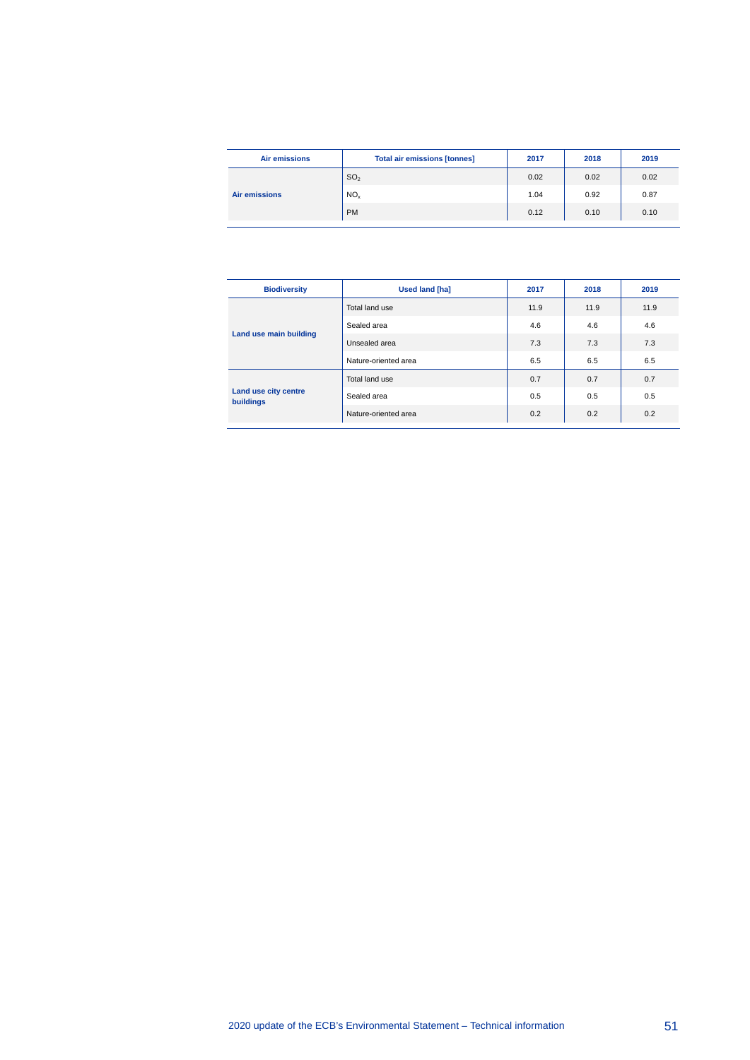| Air emissions | Total air emissions [tonnes] | 2017 | 2018 | 2019 |
|---|---|---|---|---|
| Air emissions | $SO_2$ | 0.02 | 0.02 | 0.02 |
| | $NO_x$ | 1.04 | 0.92 | 0.87 |
| | PM | 0.12 | 0.10 | 0.10 |

| Biodiversity | Used land [ha] | 2017 | 2018 | 2019 |
|---|---|---|---|---|
| Land use main building | Total land use | 11.9 | 11.9 | 11.9 |
| | Sealed area | 4.6 | 4.6 | 4.6 |
| | Unsealed area | 7.3 | 7.3 | 7.3 |
| | Nature-oriented area | 6.5 | 6.5 | 6.5 |
| Land use city centre buildings | Total land use | 0.7 | 0.7 | 0.7 |
| | Sealed area | 0.5 | 0.5 | 0.5 |
| | Nature-oriented area | 0.2 | 0.2 | 0.2 |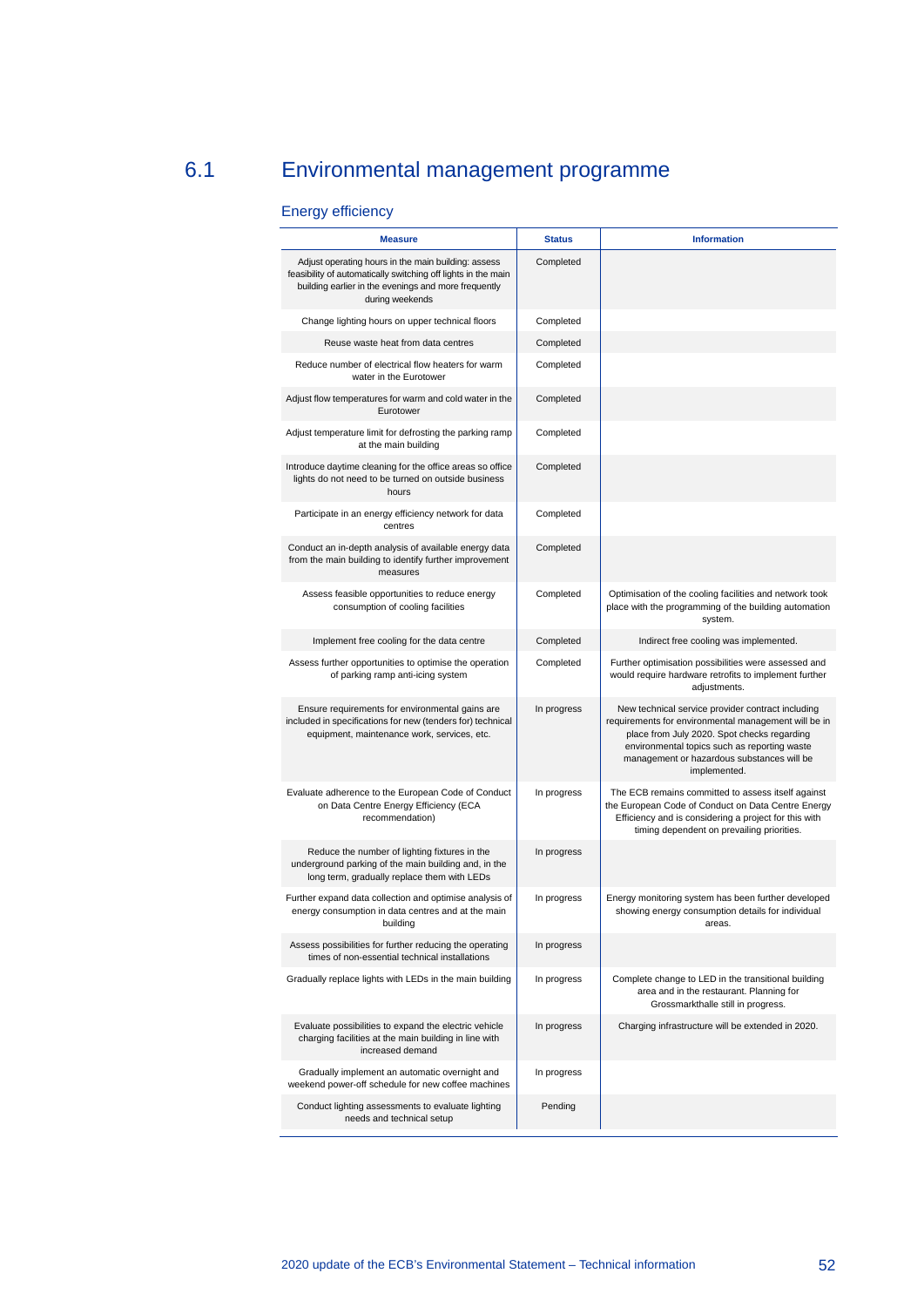## 6.1 Environmental management programme

### Energy efficiency

| Measure | Status | Information |
|---|---|---|
| Adjust operating hours in the main building: assess feasibility of automatically switching off lights in the main building earlier in the evenings and more frequently during weekends | Completed | |
| Change lighting hours on upper technical floors | Completed | |
| Reuse waste heat from data centres | Completed | |
| Reduce number of electrical flow heaters for warm water in the Eurotower | Completed | |
| Adjust flow temperatures for warm and cold water in the Eurotower | Completed | |
| Adjust temperature limit for defrosting the parking ramp at the main building | Completed | |
| Introduce daytime cleaning for the office areas so office lights do not need to be turned on outside business hours | Completed | |
| Participate in an energy efficiency network for data centres | Completed | |
| Conduct an in-depth analysis of available energy data from the main building to identify further improvement measures | Completed | |
| Assess feasible opportunities to reduce energy consumption of cooling facilities | Completed | Optimisation of the cooling facilities and network took place with the programming of the building automation system. |
| Implement free cooling for the data centre | Completed | Indirect free cooling was implemented. |
| Assess further opportunities to optimise the operation of parking ramp anti-icing system | Completed | Further optimisation possibilities were assessed and would require hardware retrofits to implement further adjustments. |
| Ensure requirements for environmental gains are included in specifications for new (tenders for) technical equipment, maintenance work, services, etc. | In progress | New technical service provider contract including requirements for environmental management will be in place from July 2020. Spot checks regarding environmental topics such as reporting waste management or hazardous substances will be implemented. |
| Evaluate adherence to the European Code of Conduct on Data Centre Energy Efficiency (ECA recommendation) | In progress | The ECB remains committed to assess itself against the European Code of Conduct on Data Centre Energy Efficiency and is considering a project for this with timing dependent on prevailing priorities. |
| Reduce the number of lighting fixtures in the underground parking of the main building and, in the long term, gradually replace them with LEDs | In progress | |
| Further expand data collection and optimise analysis of energy consumption in data centres and at the main building | In progress | Energy monitoring system has been further developed showing energy consumption details for individual areas. |
| Assess possibilities for further reducing the operating times of non-essential technical installations | In progress | |
| Gradually replace lights with LEDs in the main building | In progress | Complete change to LED in the transitional building area and in the restaurant. Planning for Grossmarkthalle still in progress. |
| Evaluate possibilities to expand the electric vehicle charging facilities at the main building in line with increased demand | In progress | Charging infrastructure will be extended in 2020. |
| Gradually implement an automatic overnight and weekend power-off schedule for new coffee machines | In progress | |
| Conduct lighting assessments to evaluate lighting needs and technical setup | Pending | |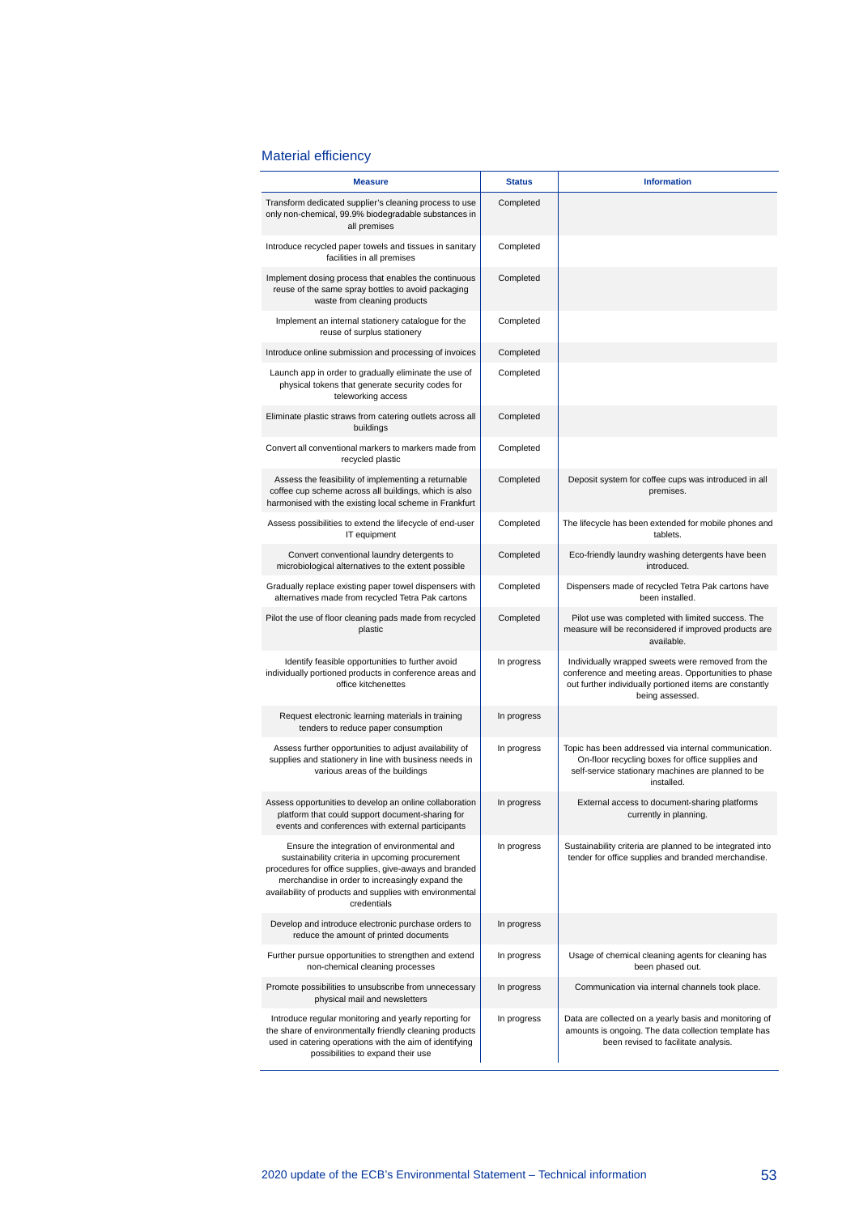## Material efficiency

| Measure | Status | Information |
|---|---|---|
| Transform dedicated supplier's cleaning process to use only non-chemical, 99.9% biodegradable substances in all premises | Completed | |
| Introduce recycled paper towels and tissues in sanitary facilities in all premises | Completed | |
| Implement dosing process that enables the continuous reuse of the same spray bottles to avoid packaging waste from cleaning products | Completed | |
| Implement an internal stationery catalogue for the reuse of surplus stationery | Completed | |
| Introduce online submission and processing of invoices | Completed | |
| Launch app in order to gradually eliminate the use of physical tokens that generate security codes for teleworking access | Completed | |
| Eliminate plastic straws from catering outlets across all buildings | Completed | |
| Convert all conventional markers to markers made from recycled plastic | Completed | |
| Assess the feasibility of implementing a returnable coffee cup scheme across all buildings, which is also harmonised with the existing local scheme in Frankfurt | Completed | Deposit system for coffee cups was introduced in all premises. |
| Assess possibilities to extend the lifecycle of end-user IT equipment | Completed | The lifecycle has been extended for mobile phones and tablets. |
| Convert conventional laundry detergents to microbiological alternatives to the extent possible | Completed | Eco-friendly laundry washing detergents have been introduced. |
| Gradually replace existing paper towel dispensers with alternatives made from recycled Tetra Pak cartons | Completed | Dispensers made of recycled Tetra Pak cartons have been installed. |
| Pilot the use of floor cleaning pads made from recycled plastic | Completed | Pilot use was completed with limited success. The measure will be reconsidered if improved products are available. |
| Identify feasible opportunities to further avoid individually portioned products in conference areas and office kitchenettes | In progress | Individually wrapped sweets were removed from the conference and meeting areas. Opportunities to phase out further individually portioned items are constantly being assessed. |
| Request electronic learning materials in training tenders to reduce paper consumption | In progress | |
| Assess further opportunities to adjust availability of supplies and stationery in line with business needs in various areas of the buildings | In progress | Topic has been addressed via internal communication. On-floor recycling boxes for office supplies and self-service stationary machines are planned to be installed. |
| Assess opportunities to develop an online collaboration platform that could support document-sharing for events and conferences with external participants | In progress | External access to document-sharing platforms currently in planning. |
| Ensure the integration of environmental and sustainability criteria in upcoming procurement procedures for office supplies, give-aways and branded merchandise in order to increasingly expand the availability of products and supplies with environmental credentials | In progress | Sustainability criteria are planned to be integrated into tender for office supplies and branded merchandise. |
| Develop and introduce electronic purchase orders to reduce the amount of printed documents | In progress | |
| Further pursue opportunities to strengthen and extend non-chemical cleaning processes | In progress | Usage of chemical cleaning agents for cleaning has been phased out. |
| Promote possibilities to unsubscribe from unnecessary physical mail and newsletters | In progress | Communication via internal channels took place. |
| Introduce regular monitoring and yearly reporting for the share of environmentally friendly cleaning products used in catering operations with the aim of identifying possibilities to expand their use | In progress | Data are collected on a yearly basis and monitoring of amounts is ongoing. The data collection template has been revised to facilitate analysis. |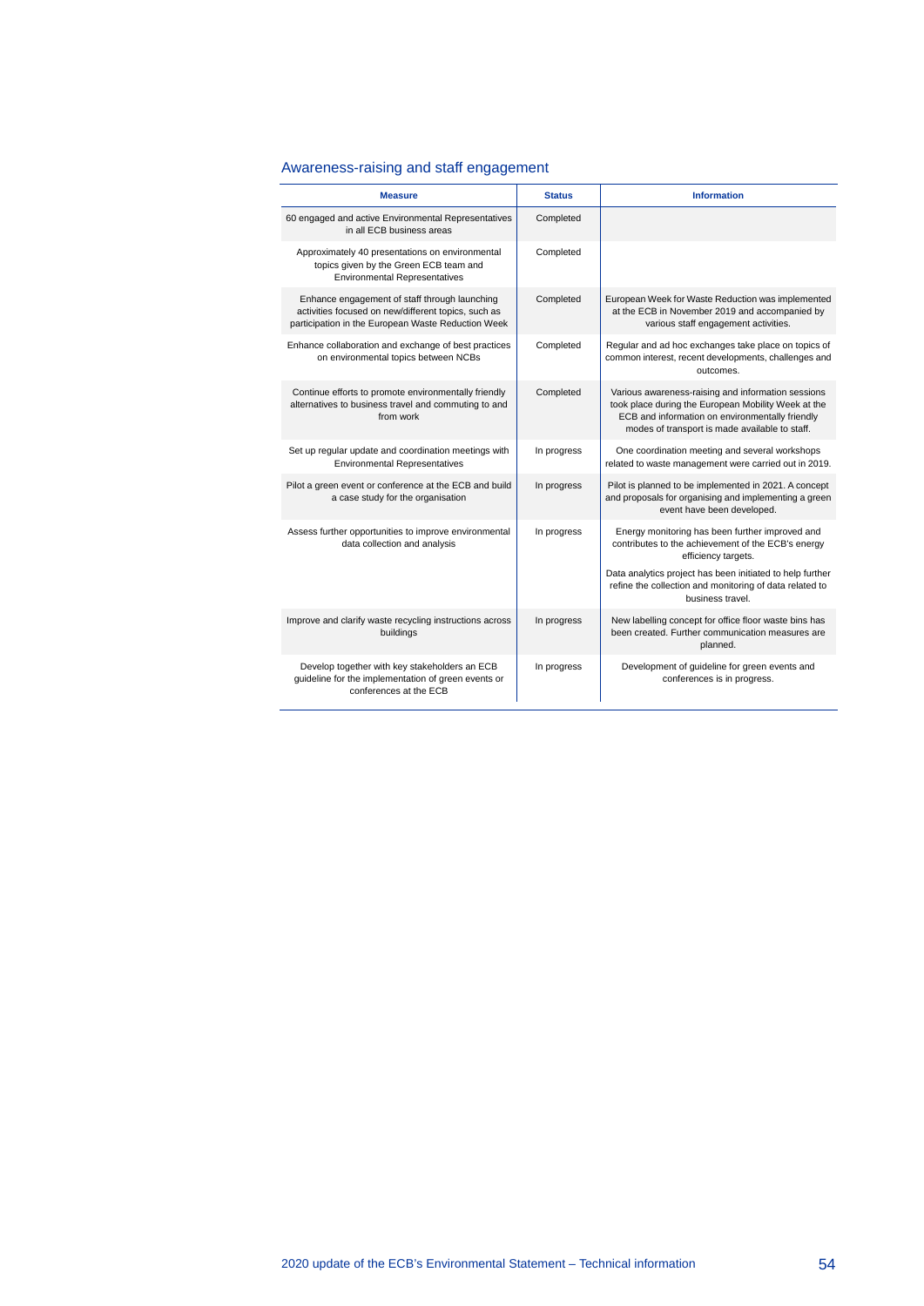## Awareness-raising and staff engagement

| Measure | Status | Information |
|---|---|---|
| 60 engaged and active Environmental Representatives in all ECB business areas | Completed | |
| Approximately 40 presentations on environmental topics given by the Green ECB team and Environmental Representatives | Completed | |
| Enhance engagement of staff through launching activities focused on new/different topics, such as participation in the European Waste Reduction Week | Completed | European Week for Waste Reduction was implemented at the ECB in November 2019 and accompanied by various staff engagement activities. |
| Enhance collaboration and exchange of best practices on environmental topics between NCBs | Completed | Regular and ad hoc exchanges take place on topics of common interest, recent developments, challenges and outcomes. |
| Continue efforts to promote environmentally friendly alternatives to business travel and commuting to and from work | Completed | Various awareness-raising and information sessions took place during the European Mobility Week at the ECB and information on environmentally friendly modes of transport is made available to staff. |
| Set up regular update and coordination meetings with Environmental Representatives | In progress | One coordination meeting and several workshops related to waste management were carried out in 2019. |
| Pilot a green event or conference at the ECB and build a case study for the organisation | In progress | Pilot is planned to be implemented in 2021. A concept and proposals for organising and implementing a green event have been developed. |
| Assess further opportunities to improve environmental data collection and analysis | In progress | Energy monitoring has been further improved and contributes to the achievement of the ECB's energy efficiency targets.<br><br>Data analytics project has been initiated to help further refine the collection and monitoring of data related to business travel. |
| Improve and clarify waste recycling instructions across buildings | In progress | New labelling concept for office floor waste bins has been created. Further communication measures are planned. |
| Develop together with key stakeholders an ECB guideline for the implementation of green events or conferences at the ECB | In progress | Development of guideline for green events and conferences is in progress. |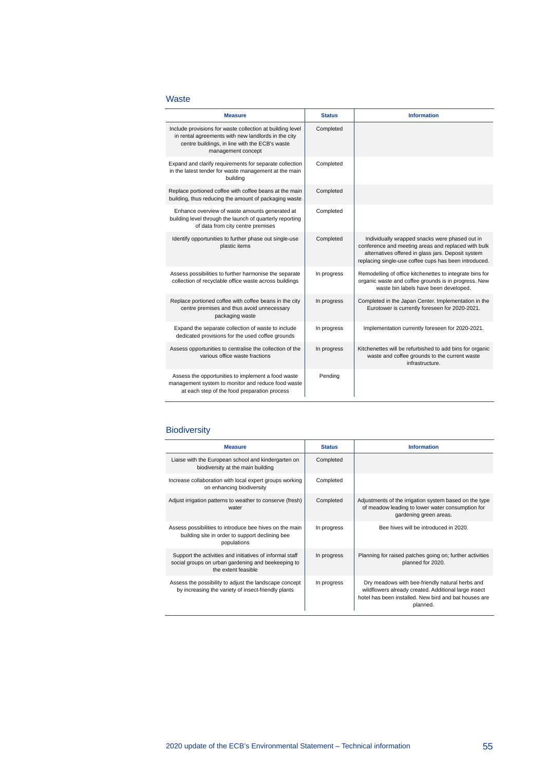## Waste

| Measure | Status | Information |
|---|---|---|
| Include provisions for waste collection at building level in rental agreements with new landlords in the city centre buildings, in line with the ECB's waste management concept | Completed | |
| Expand and clarify requirements for separate collection in the latest tender for waste management at the main building | Completed | |
| Replace portioned coffee with coffee beans at the main building, thus reducing the amount of packaging waste | Completed | |
| Enhance overview of waste amounts generated at building level through the launch of quarterly reporting of data from city centre premises | Completed | |
| Identify opportunities to further phase out single-use plastic items | Completed | Individually wrapped snacks were phased out in conference and meeting areas and replaced with bulk alternatives offered in glass jars. Deposit system replacing single-use coffee cups has been introduced. |
| Assess possibilities to further harmonise the separate collection of recyclable office waste across buildings | In progress | Remodelling of office kitchenettes to integrate bins for organic waste and coffee grounds is in progress. New waste bin labels have been developed. |
| Replace portioned coffee with coffee beans in the city centre premises and thus avoid unnecessary packaging waste | In progress | Completed in the Japan Center. Implementation in the Eurotower is currently foreseen for 2020-2021. |
| Expand the separate collection of waste to include dedicated provisions for the used coffee grounds | In progress | Implementation currently foreseen for 2020-2021. |
| Assess opportunities to centralise the collection of the various office waste fractions | In progress | Kitchenettes will be refurbished to add bins for organic waste and coffee grounds to the current waste infrastructure. |
| Assess the opportunities to implement a food waste management system to monitor and reduce food waste at each step of the food preparation process | Pending | |

## Biodiversity

| Measure | Status | Information |
|---|---|---|
| Liaise with the European school and kindergarten on biodiversity at the main building | Completed | |
| Increase collaboration with local expert groups working on enhancing biodiversity | Completed | |
| Adjust irrigation patterns to weather to conserve (fresh) water | Completed | Adjustments of the irrigation system based on the type of meadow leading to lower water consumption for gardening green areas. |
| Assess possibilities to introduce bee hives on the main building site in order to support declining bee populations | In progress | Bee hives will be introduced in 2020. |
| Support the activities and initiatives of informal staff social groups on urban gardening and beekeeping to the extent feasible | In progress | Planning for raised patches going on; further activities planned for 2020. |
| Assess the possibility to adjust the landscape concept by increasing the variety of insect-friendly plants | In progress | Dry meadows with bee-friendly natural herbs and wildflowers already created. Additional large insect hotel has been installed. New bird and bat houses are planned. |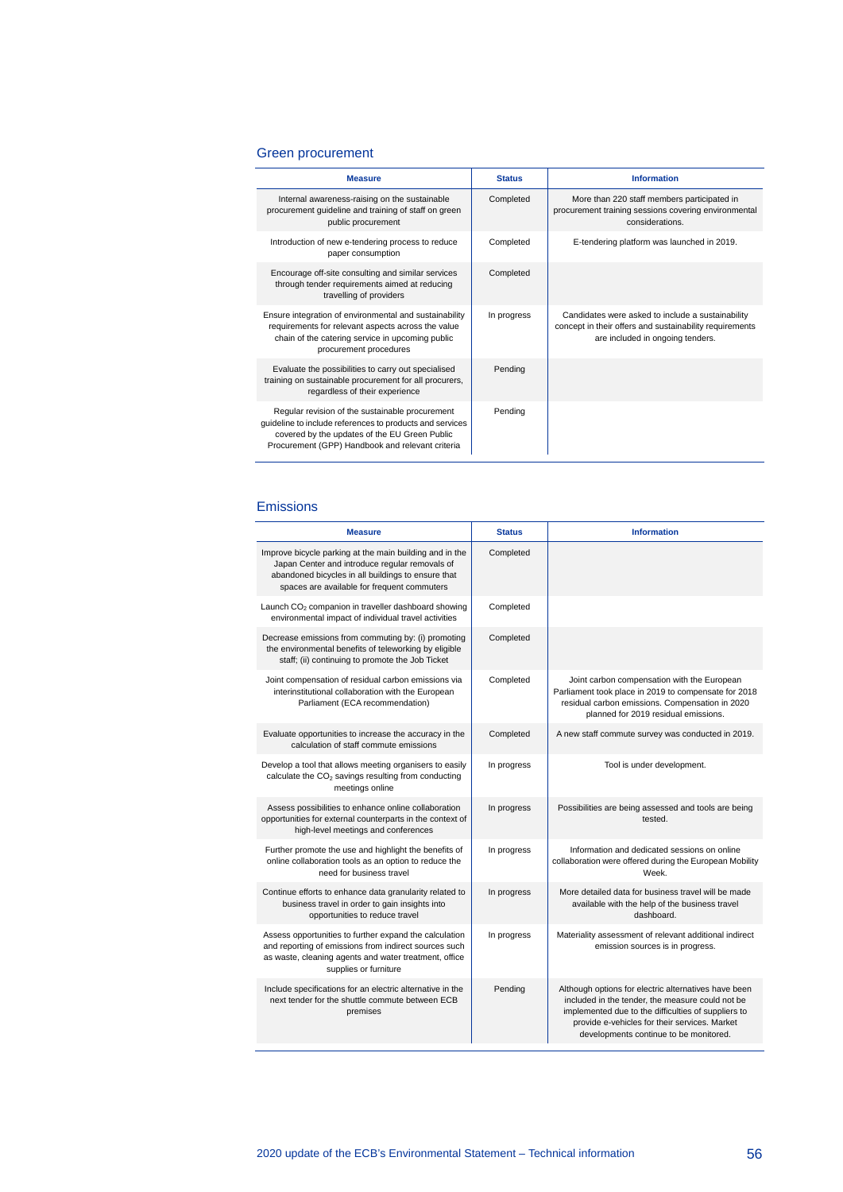## Green procurement

| Measure | Status | Information |
|---|---|---|
| Internal awareness-raising on the sustainable procurement guideline and training of staff on green public procurement | Completed | More than 220 staff members participated in procurement training sessions covering environmental considerations. |
| Introduction of new e-tendering process to reduce paper consumption | Completed | E-tendering platform was launched in 2019. |
| Encourage off-site consulting and similar services through tender requirements aimed at reducing travelling of providers | Completed | |
| Ensure integration of environmental and sustainability requirements for relevant aspects across the value chain of the catering service in upcoming public procurement procedures | In progress | Candidates were asked to include a sustainability concept in their offers and sustainability requirements are included in ongoing tenders. |
| Evaluate the possibilities to carry out specialised training on sustainable procurement for all procurers, regardless of their experience | Pending | |
| Regular revision of the sustainable procurement guideline to include references to products and services covered by the updates of the EU Green Public Procurement (GPP) Handbook and relevant criteria | Pending | |

## Emissions

| Measure | Status | Information |
|---|---|---|
| Improve bicycle parking at the main building and in the Japan Center and introduce regular removals of abandoned bicycles in all buildings to ensure that spaces are available for frequent commuters | Completed | |
| Launch $CO_2$ companion in traveller dashboard showing environmental impact of individual travel activities | Completed | |
| Decrease emissions from commuting by: (i) promoting the environmental benefits of teleworking by eligible staff; (ii) continuing to promote the Job Ticket | Completed | |
| Joint compensation of residual carbon emissions via interinstitutional collaboration with the European Parliament (ECA recommendation) | Completed | Joint carbon compensation with the European Parliament took place in 2019 to compensate for 2018 residual carbon emissions. Compensation in 2020 planned for 2019 residual emissions. |
| Evaluate opportunities to increase the accuracy in the calculation of staff commute emissions | Completed | A new staff commute survey was conducted in 2019. |
| Develop a tool that allows meeting organisers to easily calculate the $CO_2$ savings resulting from conducting meetings online | In progress | Tool is under development. |
| Assess possibilities to enhance online collaboration opportunities for external counterparts in the context of high-level meetings and conferences | In progress | Possibilities are being assessed and tools are being tested. |
| Further promote the use and highlight the benefits of online collaboration tools as an option to reduce the need for business travel | In progress | Information and dedicated sessions on online collaboration were offered during the European Mobility Week. |
| Continue efforts to enhance data granularity related to business travel in order to gain insights into opportunities to reduce travel | In progress | More detailed data for business travel will be made available with the help of the business travel dashboard. |
| Assess opportunities to further expand the calculation and reporting of emissions from indirect sources such as waste, cleaning agents and water treatment, office supplies or furniture | In progress | Materiality assessment of relevant additional indirect emission sources is in progress. |
| Include specifications for an electric alternative in the next tender for the shuttle commute between ECB premises | Pending | Although options for electric alternatives have been included in the tender, the measure could not be implemented due to the difficulties of suppliers to provide e-vehicles for their services. Market developments continue to be monitored. |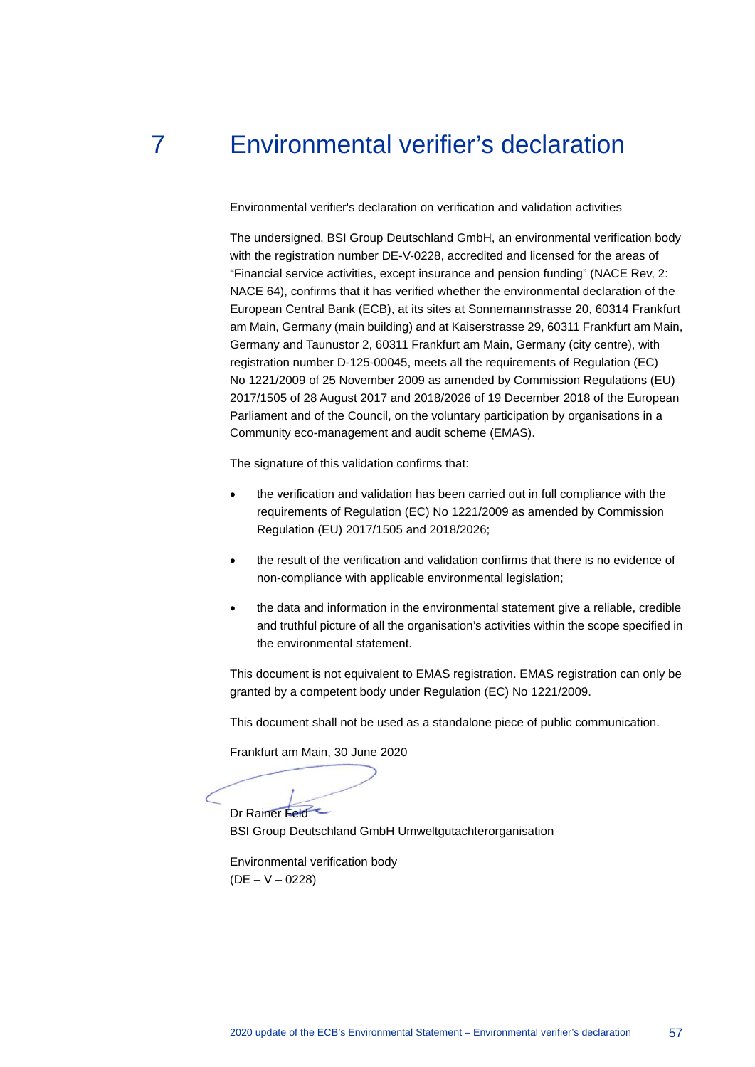# 7 Environmental verifier's declaration

Environmental verifier's declaration on verification and validation activities

The undersigned, BSI Group Deutschland GmbH, an environmental verification body with the registration number DE-V-0228, accredited and licensed for the areas of "Financial service activities, except insurance and pension funding" (NACE Rev, 2: NACE 64), confirms that it has verified whether the environmental declaration of the European Central Bank (ECB), at its sites at Sonnemannstrasse 20, 60314 Frankfurt am Main, Germany (main building) and at Kaiserstrasse 29, 60311 Frankfurt am Main, Germany and Taunustor 2, 60311 Frankfurt am Main, Germany (city centre), with registration number D-125-00045, meets all the requirements of Regulation (EC) No 1221/2009 of 25 November 2009 as amended by Commission Regulations (EU) 2017/1505 of 28 August 2017 and 2018/2026 of 19 December 2018 of the European Parliament and of the Council, on the voluntary participation by organisations in a Community eco-management and audit scheme (EMAS).

The signature of this validation confirms that:

- the verification and validation has been carried out in full compliance with the requirements of Regulation (EC) No 1221/2009 as amended by Commission Regulation (EU) 2017/1505 and 2018/2026;
- the result of the verification and validation confirms that there is no evidence of non-compliance with applicable environmental legislation;
- the data and information in the environmental statement give a reliable, credible and truthful picture of all the organisation's activities within the scope specified in the environmental statement.

This document is not equivalent to EMAS registration. EMAS registration can only be granted by a competent body under Regulation (EC) No 1221/2009.

This document shall not be used as a standalone piece of public communication.

Frankfurt am Main, 30 June 2020

Dr Rainer Feld
BSI Group Deutschland GmbH Umweltgutachterorganisation

Environmental verification body
(DE – V – 0228)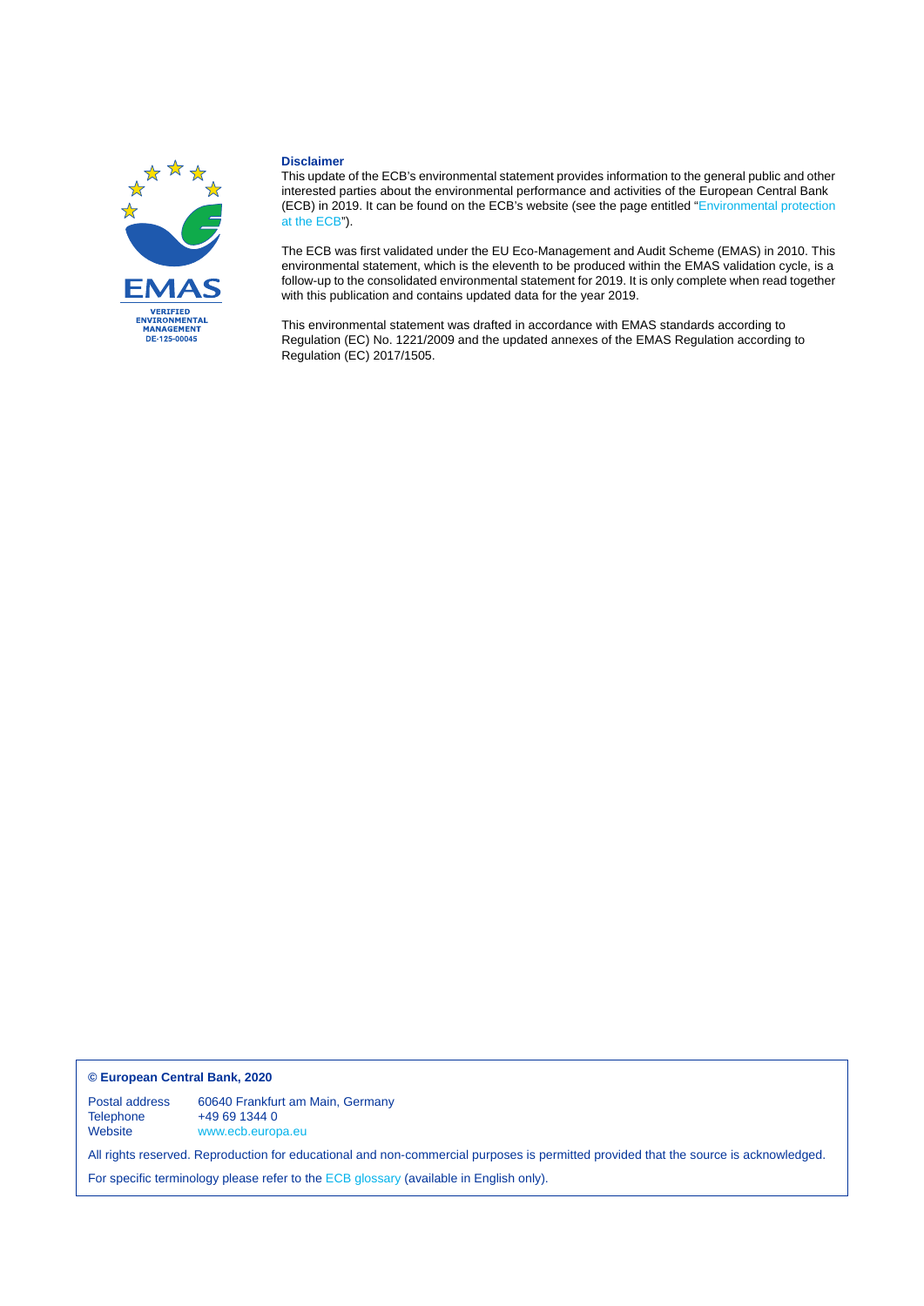VERIFIED ENVIRONMENTAL MANAGEMENT DE-125-00045

**Disclaimer**

This update of the ECB's environmental statement provides information to the general public and other interested parties about the environmental performance and activities of the European Central Bank (ECB) in 2019. It can be found on the ECB's website (see the page entitled "Environmental protection at the ECB").

The ECB was first validated under the EU Eco-Management and Audit Scheme (EMAS) in 2010. This environmental statement, which is the eleventh to be produced within the EMAS validation cycle, is a follow-up to the consolidated environmental statement for 2019. It is only complete when read together with this publication and contains updated data for the year 2019.

This environmental statement was drafted in accordance with EMAS standards according to Regulation (EC) No. 1221/2009 and the updated annexes of the EMAS Regulation according to Regulation (EC) 2017/1505.

**© European Central Bank, 2020**

| | |
|---|---|
| Postal address | 60640 Frankfurt am Main, Germany |
| Telephone | +49 69 1344 0 |
| Website | www.ecb.europa.eu |

All rights reserved. Reproduction for educational and non-commercial purposes is permitted provided that the source is acknowledged.

For specific terminology please refer to the ECB glossary (available in English only).